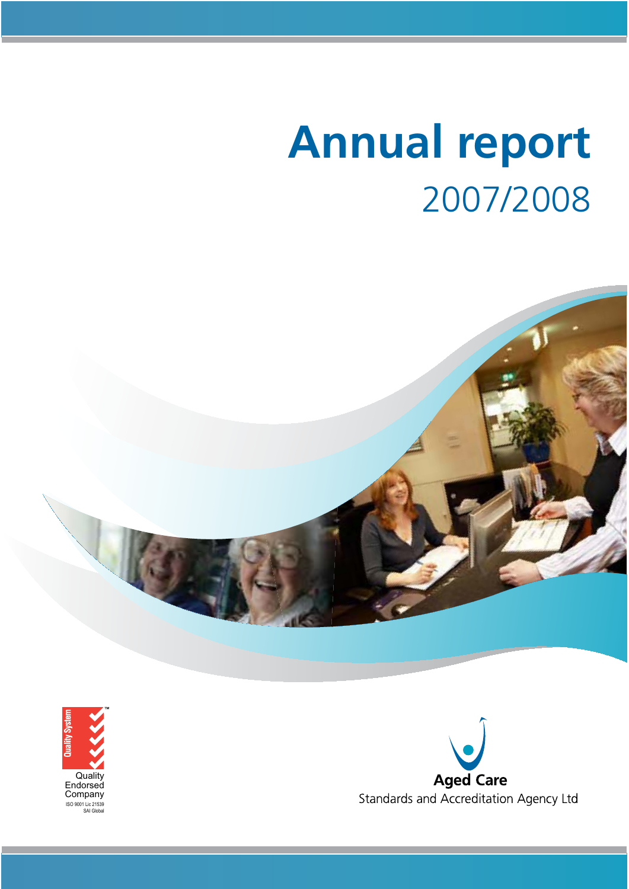# Annual report

## 2007/2008

Quality System

Quality Endorsed Company

ISO 9001 Lic 21539

SAI Global

**Aged Care**

Standards and Accreditation Agency Ltd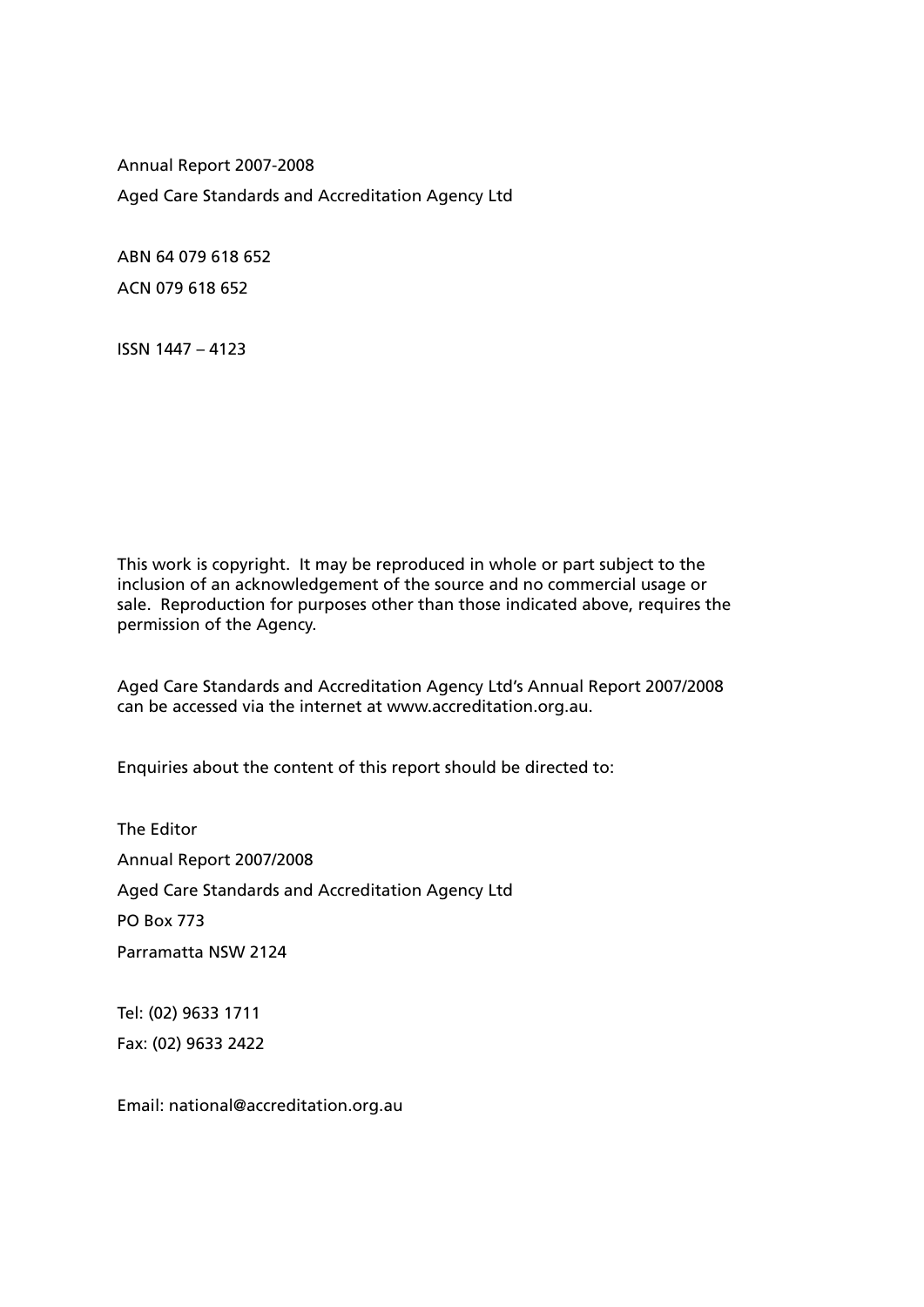Annual Report 2007-2008

Aged Care Standards and Accreditation Agency Ltd

ABN 64 079 618 652

ACN 079 618 652

ISSN 1447 – 4123

This work is copyright. It may be reproduced in whole or part subject to the inclusion of an acknowledgement of the source and no commercial usage or sale. Reproduction for purposes other than those indicated above, requires the permission of the Agency.

Aged Care Standards and Accreditation Agency Ltd's Annual Report 2007/2008 can be accessed via the internet at www.accreditation.org.au.

Enquiries about the content of this report should be directed to:

The Editor

Annual Report 2007/2008

Aged Care Standards and Accreditation Agency Ltd

PO Box 773

Parramatta NSW 2124

Tel: (02) 9633 1711

Fax: (02) 9633 2422

Email: national@accreditation.org.au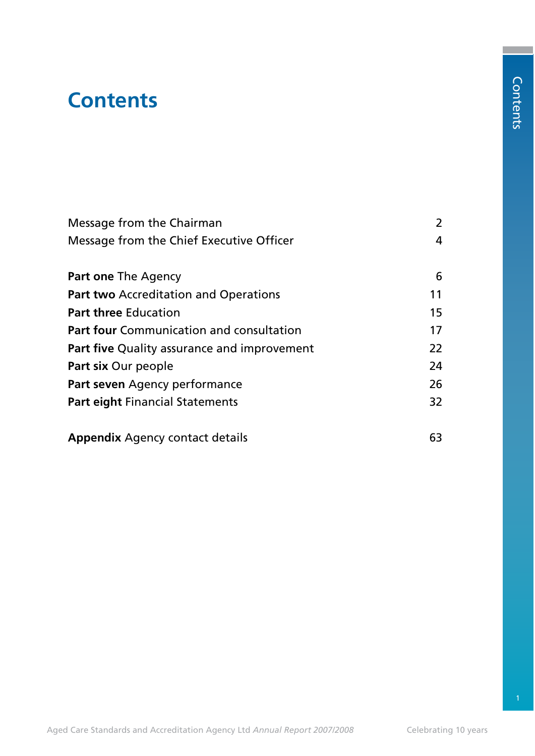# Contents

| | |
|---|---|
| Message from the Chairman | 2 |
| Message from the Chief Executive Officer | 4 |
| **Part one** The Agency | 6 |
| **Part two** Accreditation and Operations | 11 |
| **Part three** Education | 15 |
| **Part four** Communication and consultation | 17 |
| **Part five** Quality assurance and improvement | 22 |
| **Part six** Our people | 24 |
| **Part seven** Agency performance | 26 |
| **Part eight** Financial Statements | 32 |
| **Appendix** Agency contact details | 63 |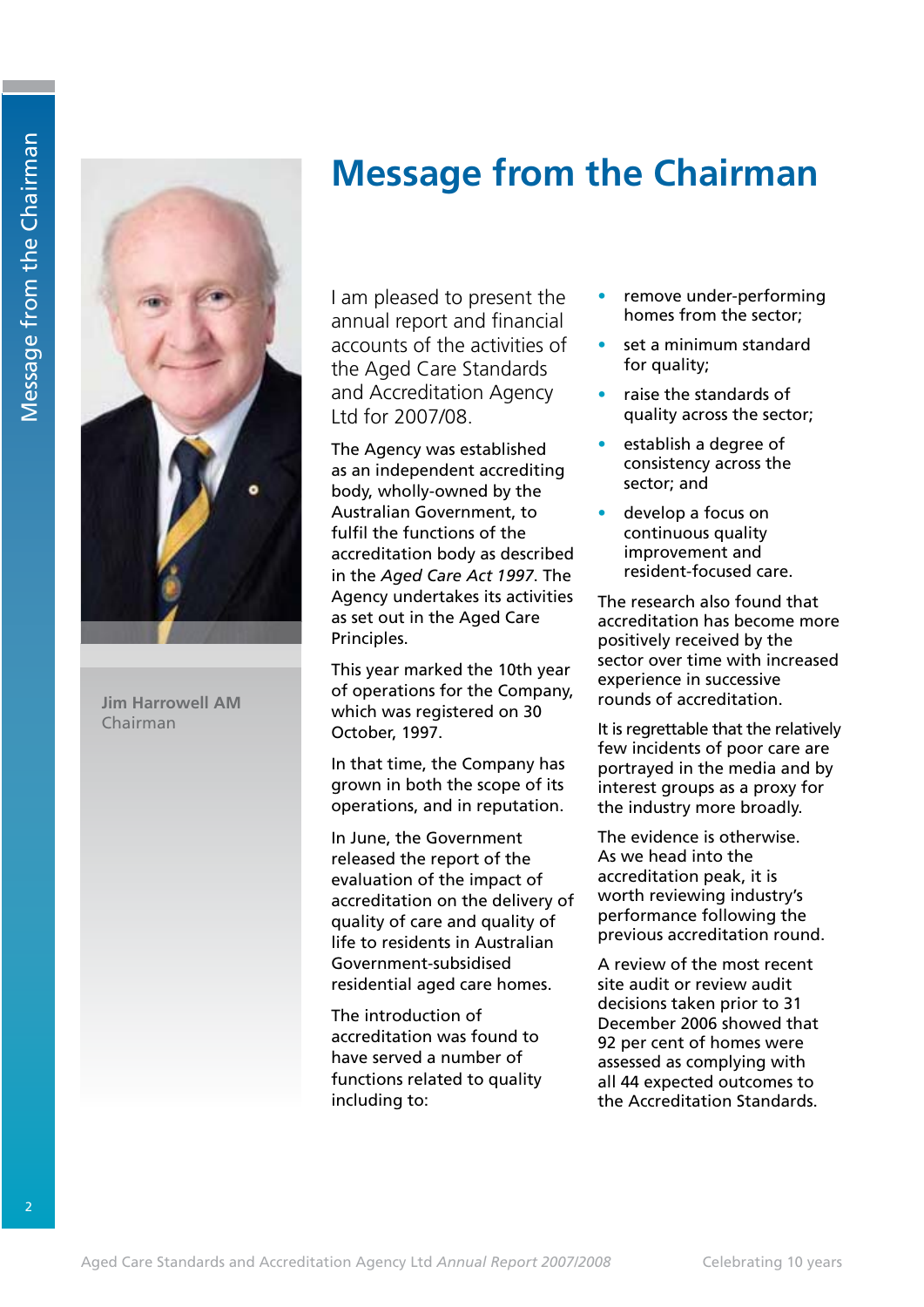# Message from the Chairman

**Jim Harrowell AM**
Chairman

I am pleased to present the annual report and financial accounts of the activities of the Aged Care Standards and Accreditation Agency Ltd for 2007/08.

The Agency was established as an independent accrediting body, wholly-owned by the Australian Government, to fulfil the functions of the accreditation body as described in the *Aged Care Act 1997*. The Agency undertakes its activities as set out in the Aged Care Principles.

This year marked the 10th year of operations for the Company, which was registered on 30 October, 1997.

In that time, the Company has grown in both the scope of its operations, and in reputation.

In June, the Government released the report of the evaluation of the impact of accreditation on the delivery of quality of care and quality of life to residents in Australian Government-subsidised residential aged care homes.

The introduction of accreditation was found to have served a number of functions related to quality including to:

- remove under-performing homes from the sector;
- set a minimum standard for quality;
- raise the standards of quality across the sector;
- establish a degree of consistency across the sector; and
- develop a focus on continuous quality improvement and resident-focused care.

The research also found that accreditation has become more positively received by the sector over time with increased experience in successive rounds of accreditation.

It is regrettable that the relatively few incidents of poor care are portrayed in the media and by interest groups as a proxy for the industry more broadly.

The evidence is otherwise. As we head into the accreditation peak, it is worth reviewing industry's performance following the previous accreditation round.

A review of the most recent site audit or review audit decisions taken prior to 31 December 2006 showed that 92 per cent of homes were assessed as complying with all 44 expected outcomes to the Accreditation Standards.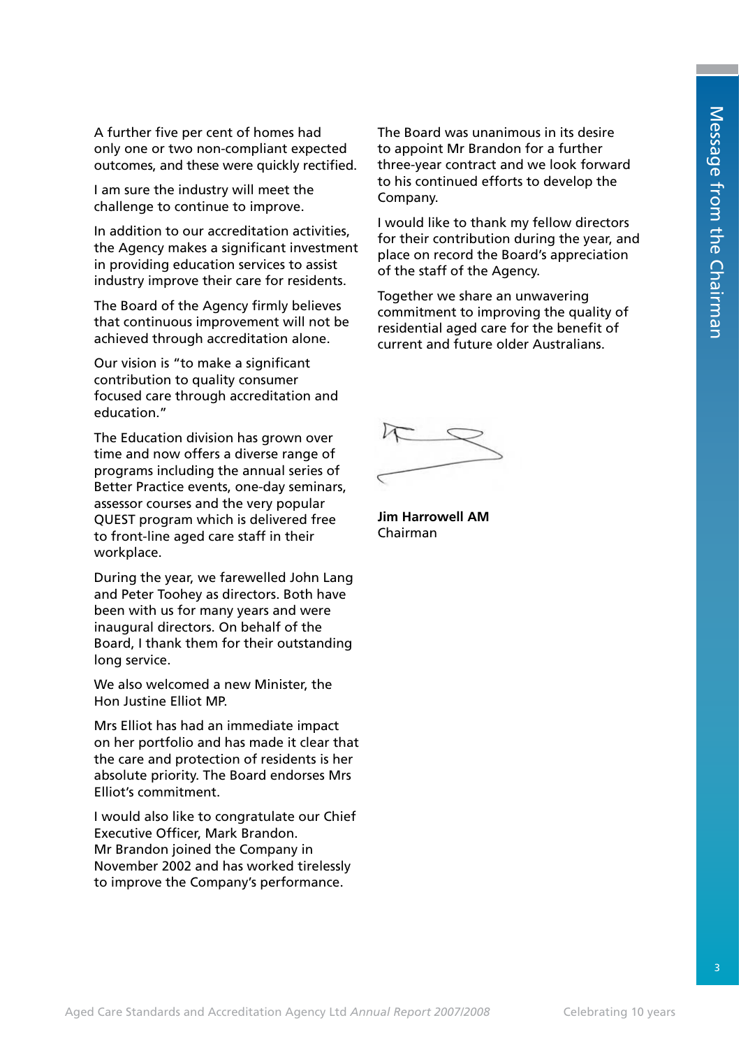A further five per cent of homes had only one or two non-compliant expected outcomes, and these were quickly rectified.

I am sure the industry will meet the challenge to continue to improve.

In addition to our accreditation activities, the Agency makes a significant investment in providing education services to assist industry improve their care for residents.

The Board of the Agency firmly believes that continuous improvement will not be achieved through accreditation alone.

Our vision is "to make a significant contribution to quality consumer focused care through accreditation and education."

The Education division has grown over time and now offers a diverse range of programs including the annual series of Better Practice events, one-day seminars, assessor courses and the very popular QUEST program which is delivered free to front-line aged care staff in their workplace.

During the year, we farewelled John Lang and Peter Toohey as directors. Both have been with us for many years and were inaugural directors. On behalf of the Board, I thank them for their outstanding long service.

We also welcomed a new Minister, the Hon Justine Elliot MP.

Mrs Elliot has had an immediate impact on her portfolio and has made it clear that the care and protection of residents is her absolute priority. The Board endorses Mrs Elliot's commitment.

I would also like to congratulate our Chief Executive Officer, Mark Brandon. Mr Brandon joined the Company in November 2002 and has worked tirelessly to improve the Company's performance.

The Board was unanimous in its desire to appoint Mr Brandon for a further three-year contract and we look forward to his continued efforts to develop the Company.

I would like to thank my fellow directors for their contribution during the year, and place on record the Board's appreciation of the staff of the Agency.

Together we share an unwavering commitment to improving the quality of residential aged care for the benefit of current and future older Australians.

**Jim Harrowell AM**
Chairman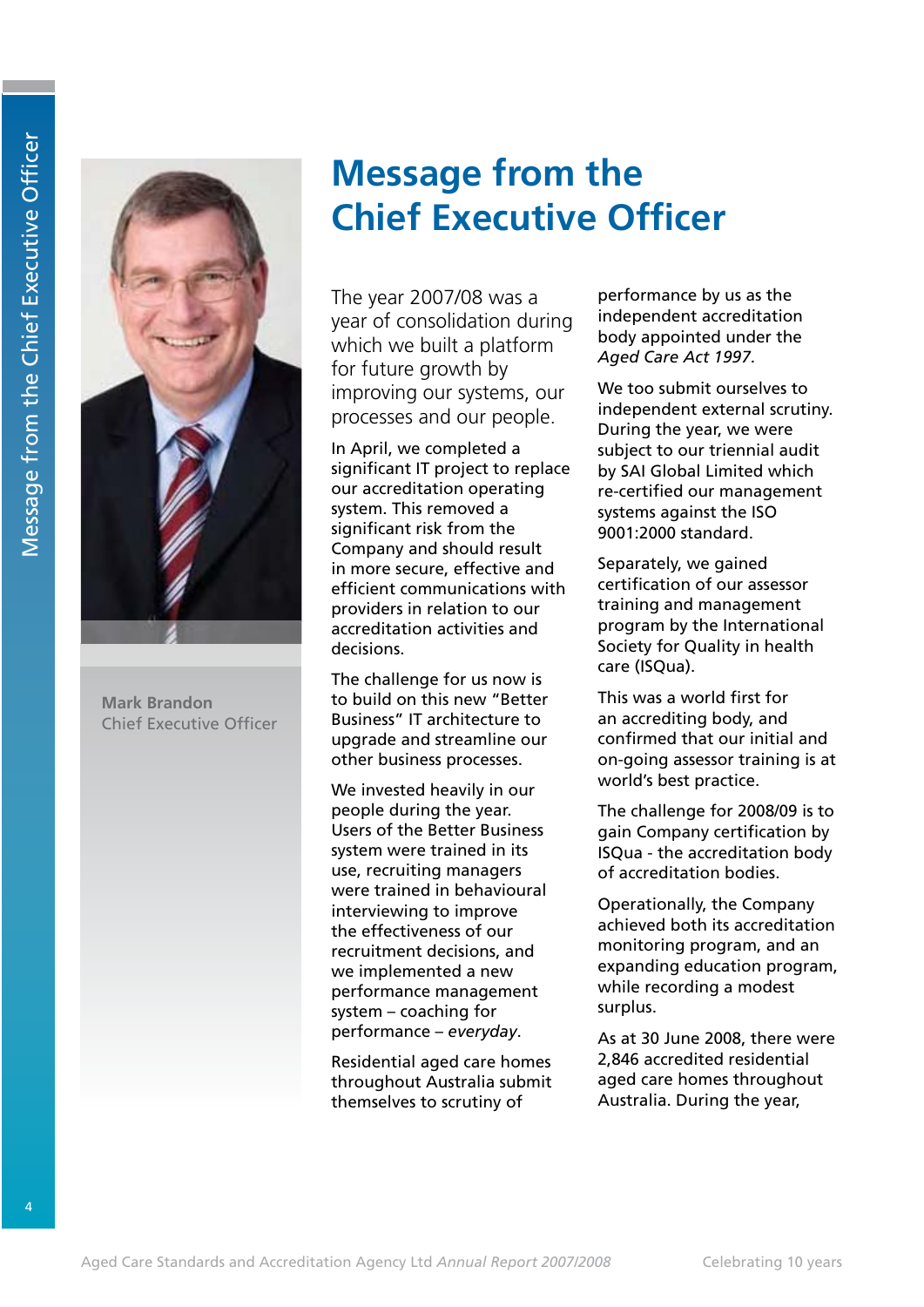# Message from the Chief Executive Officer

Mark Brandon
Chief Executive Officer

The year 2007/08 was a year of consolidation during which we built a platform for future growth by improving our systems, our processes and our people.

In April, we completed a significant IT project to replace our accreditation operating system. This removed a significant risk from the Company and should result in more secure, effective and efficient communications with providers in relation to our accreditation activities and decisions.

The challenge for us now is to build on this new "Better Business" IT architecture to upgrade and streamline our other business processes.

We invested heavily in our people during the year. Users of the Better Business system were trained in its use, recruiting managers were trained in behavioural interviewing to improve the effectiveness of our recruitment decisions, and we implemented a new performance management system – coaching for performance – *everyday*.

Residential aged care homes throughout Australia submit themselves to scrutiny of performance by us as the independent accreditation body appointed under the *Aged Care Act 1997*.

We too submit ourselves to independent external scrutiny. During the year, we were subject to our triennial audit by SAI Global Limited which re-certified our management systems against the ISO 9001:2000 standard.

Separately, we gained certification of our assessor training and management program by the International Society for Quality in health care (ISQua).

This was a world first for an accrediting body, and confirmed that our initial and on-going assessor training is at world's best practice.

The challenge for 2008/09 is to gain Company certification by ISQua - the accreditation body of accreditation bodies.

Operationally, the Company achieved both its accreditation monitoring program, and an expanding education program, while recording a modest surplus.

As at 30 June 2008, there were 2,846 accredited residential aged care homes throughout Australia. During the year,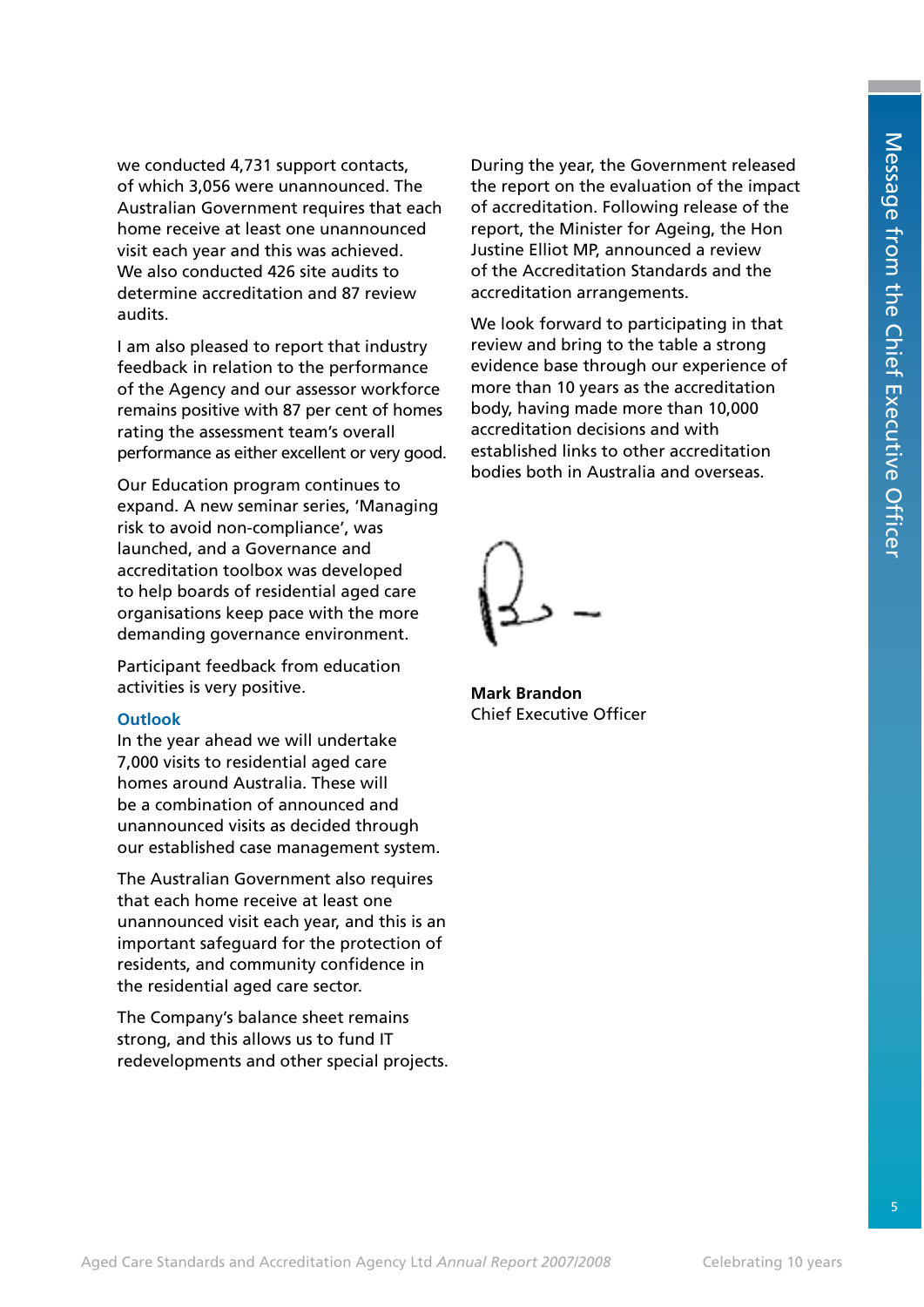we conducted 4,731 support contacts, of which 3,056 were unannounced. The Australian Government requires that each home receive at least one unannounced visit each year and this was achieved. We also conducted 426 site audits to determine accreditation and 87 review audits.

I am also pleased to report that industry feedback in relation to the performance of the Agency and our assessor workforce remains positive with 87 per cent of homes rating the assessment team's overall performance as either excellent or very good.

Our Education program continues to expand. A new seminar series, 'Managing risk to avoid non-compliance', was launched, and a Governance and accreditation toolbox was developed to help boards of residential aged care organisations keep pace with the more demanding governance environment.

Participant feedback from education activities is very positive.

### Outlook

In the year ahead we will undertake 7,000 visits to residential aged care homes around Australia. These will be a combination of announced and unannounced visits as decided through our established case management system.

The Australian Government also requires that each home receive at least one unannounced visit each year, and this is an important safeguard for the protection of residents, and community confidence in the residential aged care sector.

The Company's balance sheet remains strong, and this allows us to fund IT redevelopments and other special projects.

During the year, the Government released the report on the evaluation of the impact of accreditation. Following release of the report, the Minister for Ageing, the Hon Justine Elliot MP, announced a review of the Accreditation Standards and the accreditation arrangements.

We look forward to participating in that review and bring to the table a strong evidence base through our experience of more than 10 years as the accreditation body, having made more than 10,000 accreditation decisions and with established links to other accreditation bodies both in Australia and overseas.

**Mark Brandon**
Chief Executive Officer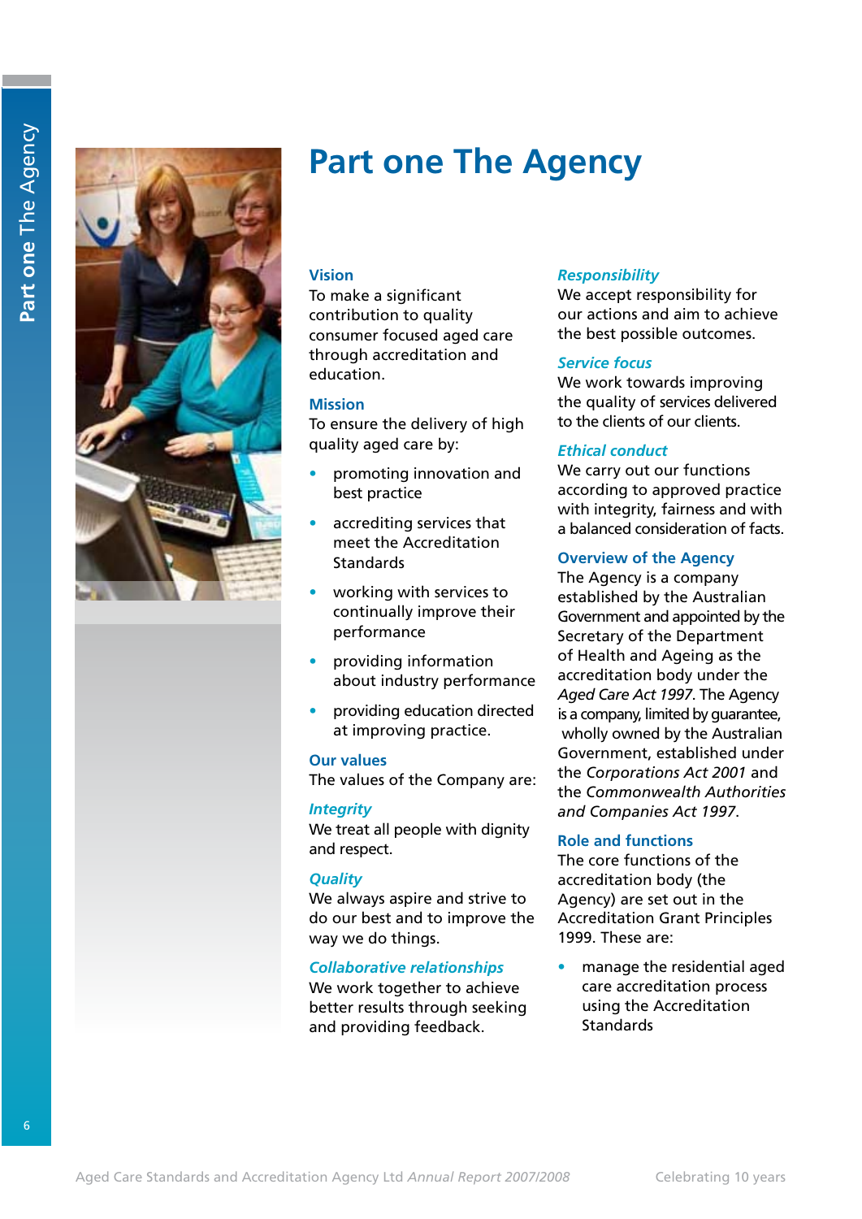# Part one The Agency

## Vision

To make a significant contribution to quality consumer focused aged care through accreditation and education.

## Mission

To ensure the delivery of high quality aged care by:

- promoting innovation and best practice
- accrediting services that meet the Accreditation Standards
- working with services to continually improve their performance
- providing information about industry performance
- providing education directed at improving practice.

## Our values

The values of the Company are:

### *Integrity*

We treat all people with dignity and respect.

### *Quality*

We always aspire and strive to do our best and to improve the way we do things.

### *Collaborative relationships*

We work together to achieve better results through seeking and providing feedback.

### *Responsibility*

We accept responsibility for our actions and aim to achieve the best possible outcomes.

### *Service focus*

We work towards improving the quality of services delivered to the clients of our clients.

### *Ethical conduct*

We carry out our functions according to approved practice with integrity, fairness and with a balanced consideration of facts.

## Overview of the Agency

The Agency is a company established by the Australian Government and appointed by the Secretary of the Department of Health and Ageing as the accreditation body under the *Aged Care Act 1997*. The Agency is a company, limited by guarantee, wholly owned by the Australian Government, established under the *Corporations Act 2001* and the *Commonwealth Authorities and Companies Act 1997*.

## Role and functions

The core functions of the accreditation body (the Agency) are set out in the Accreditation Grant Principles 1999. These are:

- manage the residential aged care accreditation process using the Accreditation Standards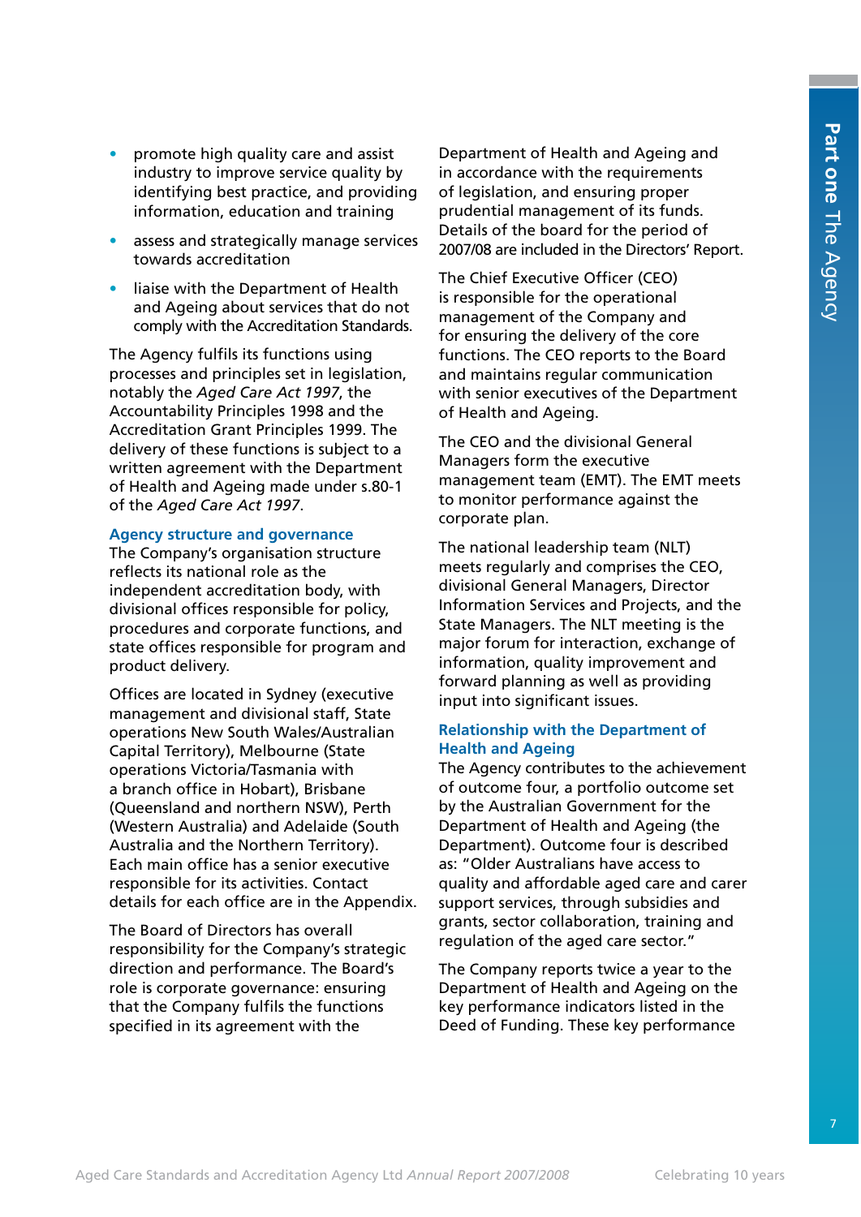- promote high quality care and assist industry to improve service quality by identifying best practice, and providing information, education and training
- assess and strategically manage services towards accreditation
- liaise with the Department of Health and Ageing about services that do not comply with the Accreditation Standards.

The Agency fulfils its functions using processes and principles set in legislation, notably the *Aged Care Act 1997*, the Accountability Principles 1998 and the Accreditation Grant Principles 1999. The delivery of these functions is subject to a written agreement with the Department of Health and Ageing made under s.80-1 of the *Aged Care Act 1997*.

### Agency structure and governance

The Company's organisation structure reflects its national role as the independent accreditation body, with divisional offices responsible for policy, procedures and corporate functions, and state offices responsible for program and product delivery.

Offices are located in Sydney (executive management and divisional staff, State operations New South Wales/Australian Capital Territory), Melbourne (State operations Victoria/Tasmania with a branch office in Hobart), Brisbane (Queensland and northern NSW), Perth (Western Australia) and Adelaide (South Australia and the Northern Territory). Each main office has a senior executive responsible for its activities. Contact details for each office are in the Appendix.

The Board of Directors has overall responsibility for the Company's strategic direction and performance. The Board's role is corporate governance: ensuring that the Company fulfils the functions specified in its agreement with the Department of Health and Ageing and in accordance with the requirements of legislation, and ensuring proper prudential management of its funds. Details of the board for the period of 2007/08 are included in the Directors' Report.

The Chief Executive Officer (CEO) is responsible for the operational management of the Company and for ensuring the delivery of the core functions. The CEO reports to the Board and maintains regular communication with senior executives of the Department of Health and Ageing.

The CEO and the divisional General Managers form the executive management team (EMT). The EMT meets to monitor performance against the corporate plan.

The national leadership team (NLT) meets regularly and comprises the CEO, divisional General Managers, Director Information Services and Projects, and the State Managers. The NLT meeting is the major forum for interaction, exchange of information, quality improvement and forward planning as well as providing input into significant issues.

### Relationship with the Department of Health and Ageing

The Agency contributes to the achievement of outcome four, a portfolio outcome set by the Australian Government for the Department of Health and Ageing (the Department). Outcome four is described as: "Older Australians have access to quality and affordable aged care and carer support services, through subsidies and grants, sector collaboration, training and regulation of the aged care sector."

The Company reports twice a year to the Department of Health and Ageing on the key performance indicators listed in the Deed of Funding. These key performance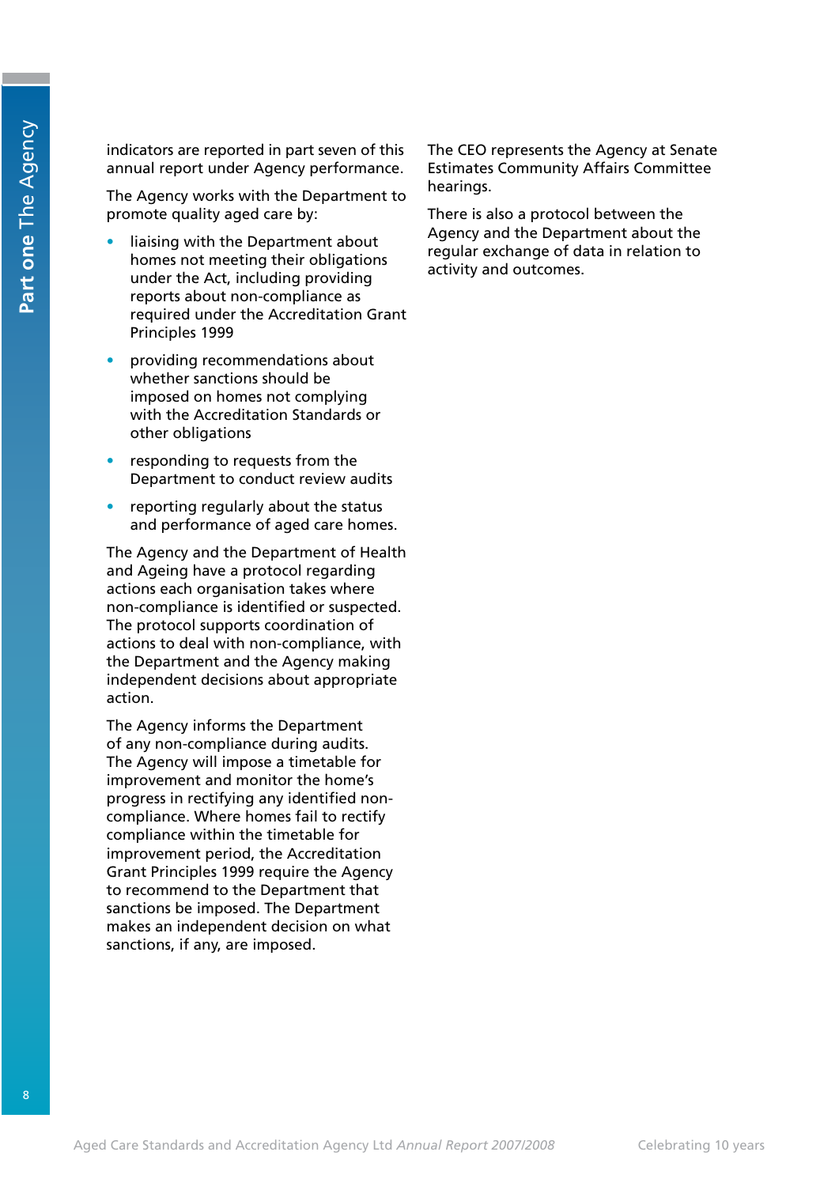indicators are reported in part seven of this annual report under Agency performance.

The Agency works with the Department to promote quality aged care by:

- liaising with the Department about homes not meeting their obligations under the Act, including providing reports about non-compliance as required under the Accreditation Grant Principles 1999
- providing recommendations about whether sanctions should be imposed on homes not complying with the Accreditation Standards or other obligations
- responding to requests from the Department to conduct review audits
- reporting regularly about the status and performance of aged care homes.

The Agency and the Department of Health and Ageing have a protocol regarding actions each organisation takes where non-compliance is identified or suspected. The protocol supports coordination of actions to deal with non-compliance, with the Department and the Agency making independent decisions about appropriate action.

The Agency informs the Department of any non-compliance during audits. The Agency will impose a timetable for improvement and monitor the home's progress in rectifying any identified non-compliance. Where homes fail to rectify compliance within the timetable for improvement period, the Accreditation Grant Principles 1999 require the Agency to recommend to the Department that sanctions be imposed. The Department makes an independent decision on what sanctions, if any, are imposed.

The CEO represents the Agency at Senate Estimates Community Affairs Committee hearings.

There is also a protocol between the Agency and the Department about the regular exchange of data in relation to activity and outcomes.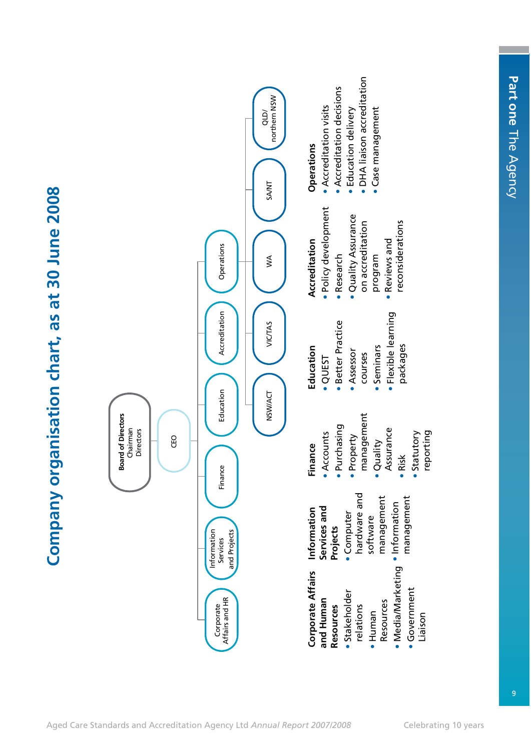# Company organisation chart, as at 30 June 2008

Board of Directors
Chairman
Directors

CEO

- Corporate Affairs and HR
- Information Services and Projects
- Finance
- Education
- Accreditation
- Operations
  - NSW/ACT
  - VIC/TAS
  - WA
  - SA/NT
  - QLD/ northern NSW

**Corporate Affairs and Human Resources**
- Stakeholder relations
- Human Resources
- Media/Marketing
- Government Liaison

**Information Services and Projects**
- Computer hardware and software management
- Information management

**Finance**
- Accounts
- Purchasing
- Property management
- Quality Assurance
- Risk
- Statutory reporting

**Education**
- QUEST
- Better Practice
- Assessor courses
- Seminars
- Flexible learning packages

**Accreditation**
- Policy development
- Research
- Quality Assurance on accreditation program
- Reviews and reconsiderations

**Operations**
- Accreditation visits
- Accreditation decisions
- Education delivery
- DHA liaison accreditation
- Case management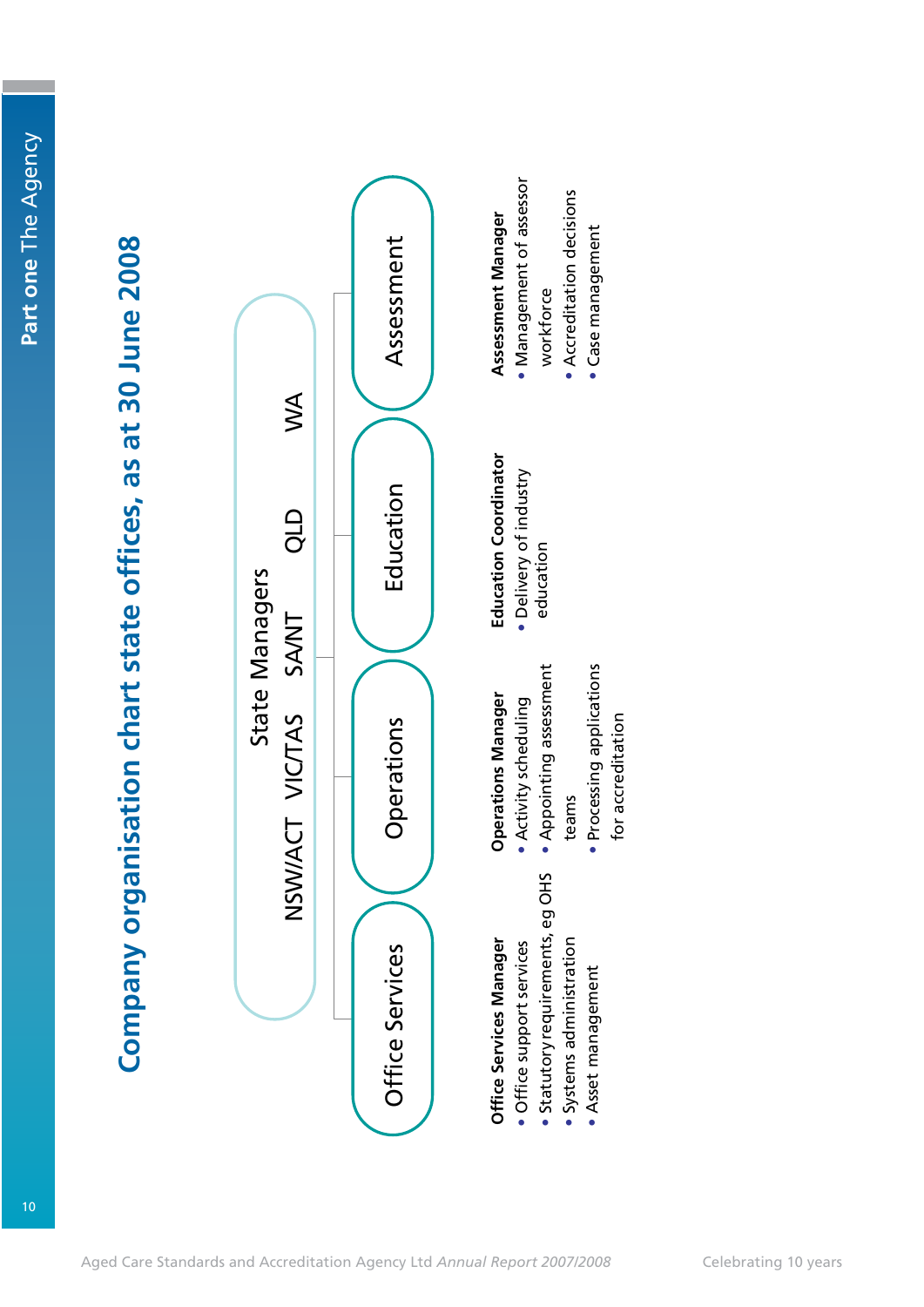# Company organisation chart state offices, as at 30 June 2008

**State Managers**

NSW/ACT VIC/TAS SA/NT QLD WA

- Office Services
- Operations
- Education
- Assessment

**Office Services Manager**
- Office support services
- Statutory requirements, eg OHS
- Systems administration
- Asset management

**Operations Manager**
- Activity scheduling
- Appointing assessment teams
- Processing applications for accreditation

**Education Coordinator**
- Delivery of industry education

**Assessment Manager**
- Management of assessor workforce
- Accreditation decisions
- Case management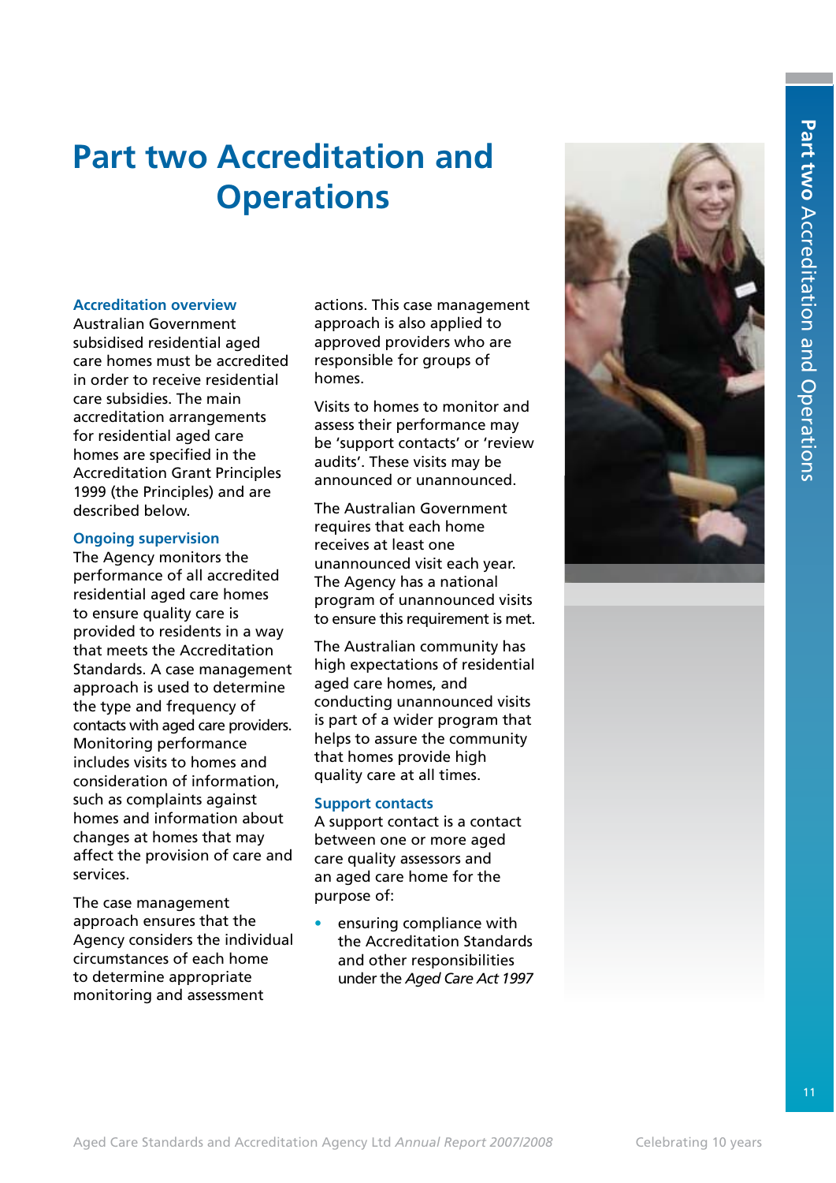# Part two Accreditation and Operations

### Accreditation overview

Australian Government subsidised residential aged care homes must be accredited in order to receive residential care subsidies. The main accreditation arrangements for residential aged care homes are specified in the Accreditation Grant Principles 1999 (the Principles) and are described below.

### Ongoing supervision

The Agency monitors the performance of all accredited residential aged care homes to ensure quality care is provided to residents in a way that meets the Accreditation Standards. A case management approach is used to determine the type and frequency of contacts with aged care providers. Monitoring performance includes visits to homes and consideration of information, such as complaints against homes and information about changes at homes that may affect the provision of care and services.

The case management approach ensures that the Agency considers the individual circumstances of each home to determine appropriate monitoring and assessment actions. This case management approach is also applied to approved providers who are responsible for groups of homes.

Visits to homes to monitor and assess their performance may be 'support contacts' or 'review audits'. These visits may be announced or unannounced.

The Australian Government requires that each home receives at least one unannounced visit each year. The Agency has a national program of unannounced visits to ensure this requirement is met.

The Australian community has high expectations of residential aged care homes, and conducting unannounced visits is part of a wider program that helps to assure the community that homes provide high quality care at all times.

### Support contacts

A support contact is a contact between one or more aged care quality assessors and an aged care home for the purpose of:

- ensuring compliance with the Accreditation Standards and other responsibilities under the *Aged Care Act 1997*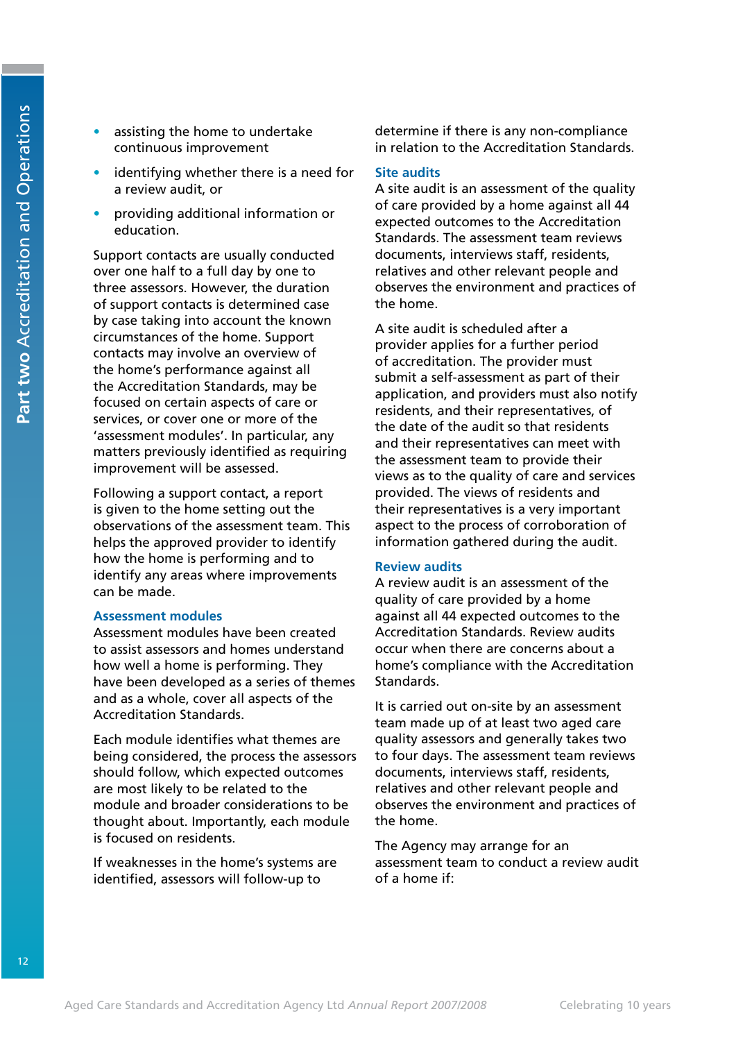- assisting the home to undertake continuous improvement
- identifying whether there is a need for a review audit, or
- providing additional information or education.

Support contacts are usually conducted over one half to a full day by one to three assessors. However, the duration of support contacts is determined case by case taking into account the known circumstances of the home. Support contacts may involve an overview of the home's performance against all the Accreditation Standards, may be focused on certain aspects of care or services, or cover one or more of the 'assessment modules'. In particular, any matters previously identified as requiring improvement will be assessed.

Following a support contact, a report is given to the home setting out the observations of the assessment team. This helps the approved provider to identify how the home is performing and to identify any areas where improvements can be made.

### Assessment modules

Assessment modules have been created to assist assessors and homes understand how well a home is performing. They have been developed as a series of themes and as a whole, cover all aspects of the Accreditation Standards.

Each module identifies what themes are being considered, the process the assessors should follow, which expected outcomes are most likely to be related to the module and broader considerations to be thought about. Importantly, each module is focused on residents.

If weaknesses in the home's systems are identified, assessors will follow-up to determine if there is any non-compliance in relation to the Accreditation Standards.

### Site audits

A site audit is an assessment of the quality of care provided by a home against all 44 expected outcomes to the Accreditation Standards. The assessment team reviews documents, interviews staff, residents, relatives and other relevant people and observes the environment and practices of the home.

A site audit is scheduled after a provider applies for a further period of accreditation. The provider must submit a self-assessment as part of their application, and providers must also notify residents, and their representatives, of the date of the audit so that residents and their representatives can meet with the assessment team to provide their views as to the quality of care and services provided. The views of residents and their representatives is a very important aspect to the process of corroboration of information gathered during the audit.

### Review audits

A review audit is an assessment of the quality of care provided by a home against all 44 expected outcomes to the Accreditation Standards. Review audits occur when there are concerns about a home's compliance with the Accreditation Standards.

It is carried out on-site by an assessment team made up of at least two aged care quality assessors and generally takes two to four days. The assessment team reviews documents, interviews staff, residents, relatives and other relevant people and observes the environment and practices of the home.

The Agency may arrange for an assessment team to conduct a review audit of a home if: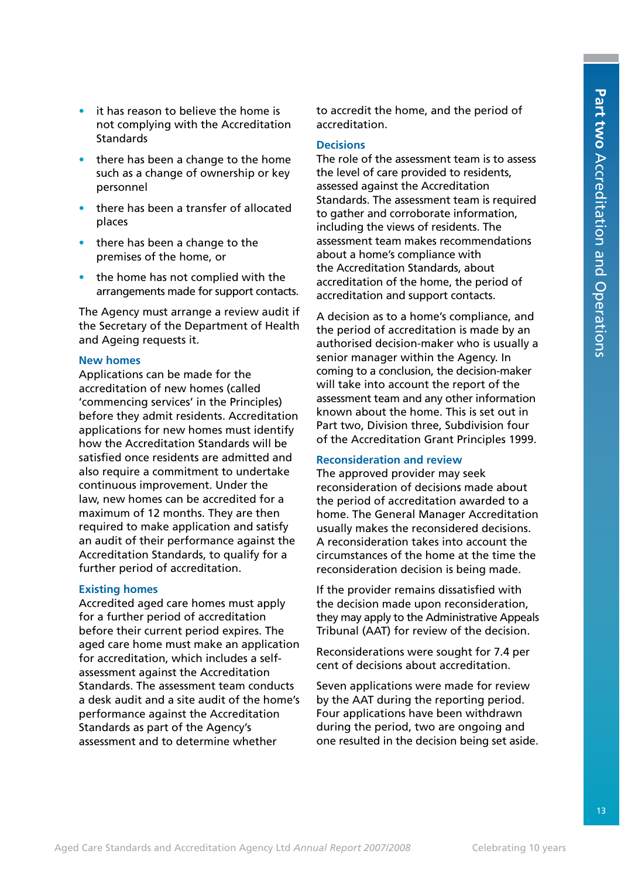- it has reason to believe the home is not complying with the Accreditation Standards
- there has been a change to the home such as a change of ownership or key personnel
- there has been a transfer of allocated places
- there has been a change to the premises of the home, or
- the home has not complied with the arrangements made for support contacts.

The Agency must arrange a review audit if the Secretary of the Department of Health and Ageing requests it.

### New homes

Applications can be made for the accreditation of new homes (called 'commencing services' in the Principles) before they admit residents. Accreditation applications for new homes must identify how the Accreditation Standards will be satisfied once residents are admitted and also require a commitment to undertake continuous improvement. Under the law, new homes can be accredited for a maximum of 12 months. They are then required to make application and satisfy an audit of their performance against the Accreditation Standards, to qualify for a further period of accreditation.

### Existing homes

Accredited aged care homes must apply for a further period of accreditation before their current period expires. The aged care home must make an application for accreditation, which includes a self-assessment against the Accreditation Standards. The assessment team conducts a desk audit and a site audit of the home's performance against the Accreditation Standards as part of the Agency's assessment and to determine whether to accredit the home, and the period of accreditation.

### Decisions

The role of the assessment team is to assess the level of care provided to residents, assessed against the Accreditation Standards. The assessment team is required to gather and corroborate information, including the views of residents. The assessment team makes recommendations about a home's compliance with the Accreditation Standards, about accreditation of the home, the period of accreditation and support contacts.

A decision as to a home's compliance, and the period of accreditation is made by an authorised decision-maker who is usually a senior manager within the Agency. In coming to a conclusion, the decision-maker will take into account the report of the assessment team and any other information known about the home. This is set out in Part two, Division three, Subdivision four of the Accreditation Grant Principles 1999.

### Reconsideration and review

The approved provider may seek reconsideration of decisions made about the period of accreditation awarded to a home. The General Manager Accreditation usually makes the reconsidered decisions. A reconsideration takes into account the circumstances of the home at the time the reconsideration decision is being made.

If the provider remains dissatisfied with the decision made upon reconsideration, they may apply to the Administrative Appeals Tribunal (AAT) for review of the decision.

Reconsiderations were sought for 7.4 per cent of decisions about accreditation.

Seven applications were made for review by the AAT during the reporting period. Four applications have been withdrawn during the period, two are ongoing and one resulted in the decision being set aside.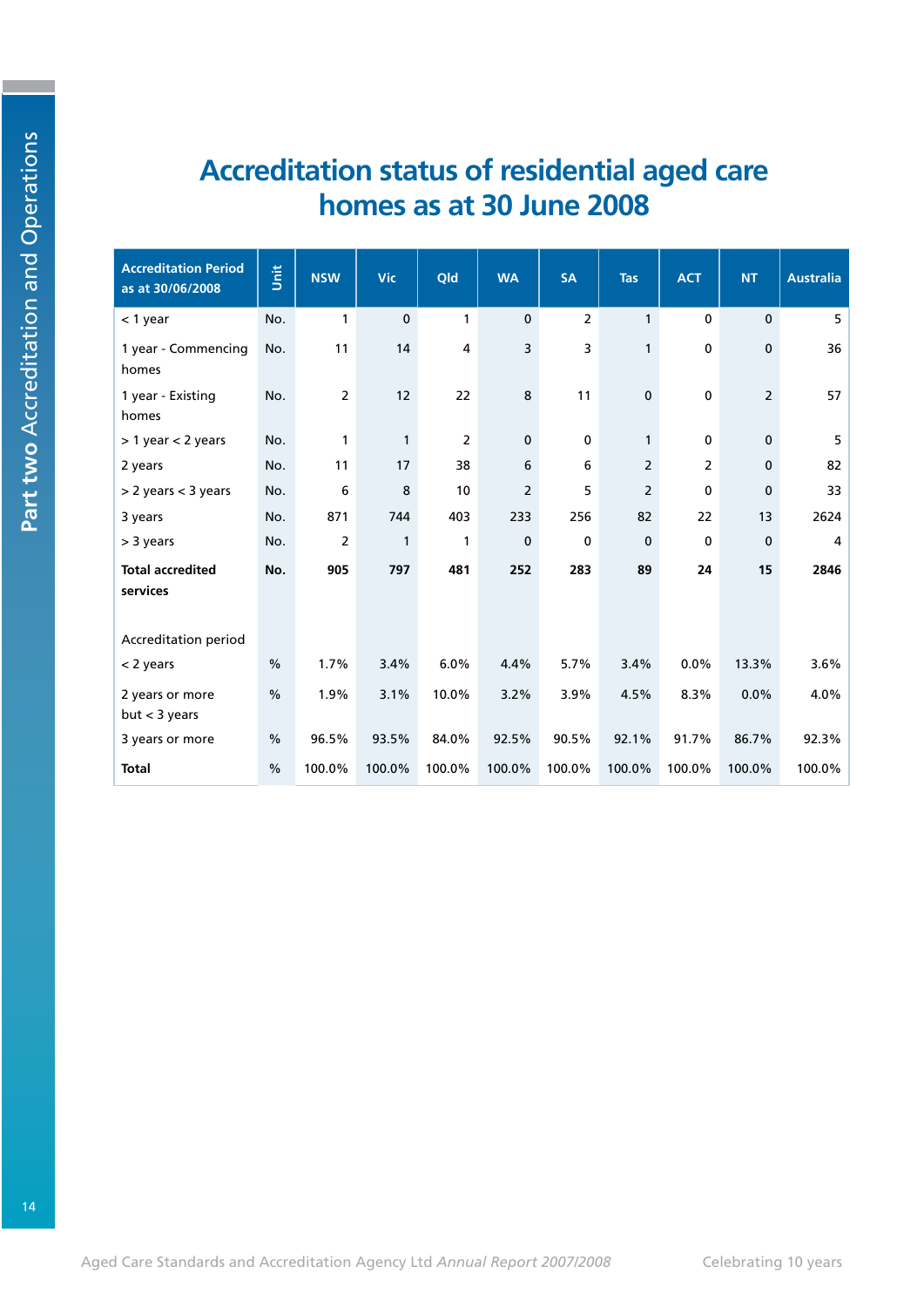# Accreditation status of residential aged care homes as at 30 June 2008

| Accreditation Period as at 30/06/2008 | Unit | NSW | Vic | Qld | WA | SA | Tas | ACT | NT | Australia |
|---|---|---|---|---|---|---|---|---|---|---|
| < 1 year | No. | 1 | 0 | 1 | 0 | 2 | 1 | 0 | 0 | 5 |
| 1 year - Commencing homes | No. | 11 | 14 | 4 | 3 | 3 | 1 | 0 | 0 | 36 |
| 1 year - Existing homes | No. | 2 | 12 | 22 | 8 | 11 | 0 | 0 | 2 | 57 |
| > 1 year < 2 years | No. | 1 | 1 | 2 | 0 | 0 | 1 | 0 | 0 | 5 |
| 2 years | No. | 11 | 17 | 38 | 6 | 6 | 2 | 2 | 0 | 82 |
| > 2 years < 3 years | No. | 6 | 8 | 10 | 2 | 5 | 2 | 0 | 0 | 33 |
| 3 years | No. | 871 | 744 | 403 | 233 | 256 | 82 | 22 | 13 | 2624 |
| > 3 years | No. | 2 | 1 | 1 | 0 | 0 | 0 | 0 | 0 | 4 |
| **Total accredited services** | **No.** | **905** | **797** | **481** | **252** | **283** | **89** | **24** | **15** | **2846** |
| Accreditation period | | | | | | | | | | |
| < 2 years | % | 1.7% | 3.4% | 6.0% | 4.4% | 5.7% | 3.4% | 0.0% | 13.3% | 3.6% |
| 2 years or more but < 3 years | % | 1.9% | 3.1% | 10.0% | 3.2% | 3.9% | 4.5% | 8.3% | 0.0% | 4.0% |
| 3 years or more | % | 96.5% | 93.5% | 84.0% | 92.5% | 90.5% | 92.1% | 91.7% | 86.7% | 92.3% |
| Total | % | 100.0% | 100.0% | 100.0% | 100.0% | 100.0% | 100.0% | 100.0% | 100.0% | 100.0% |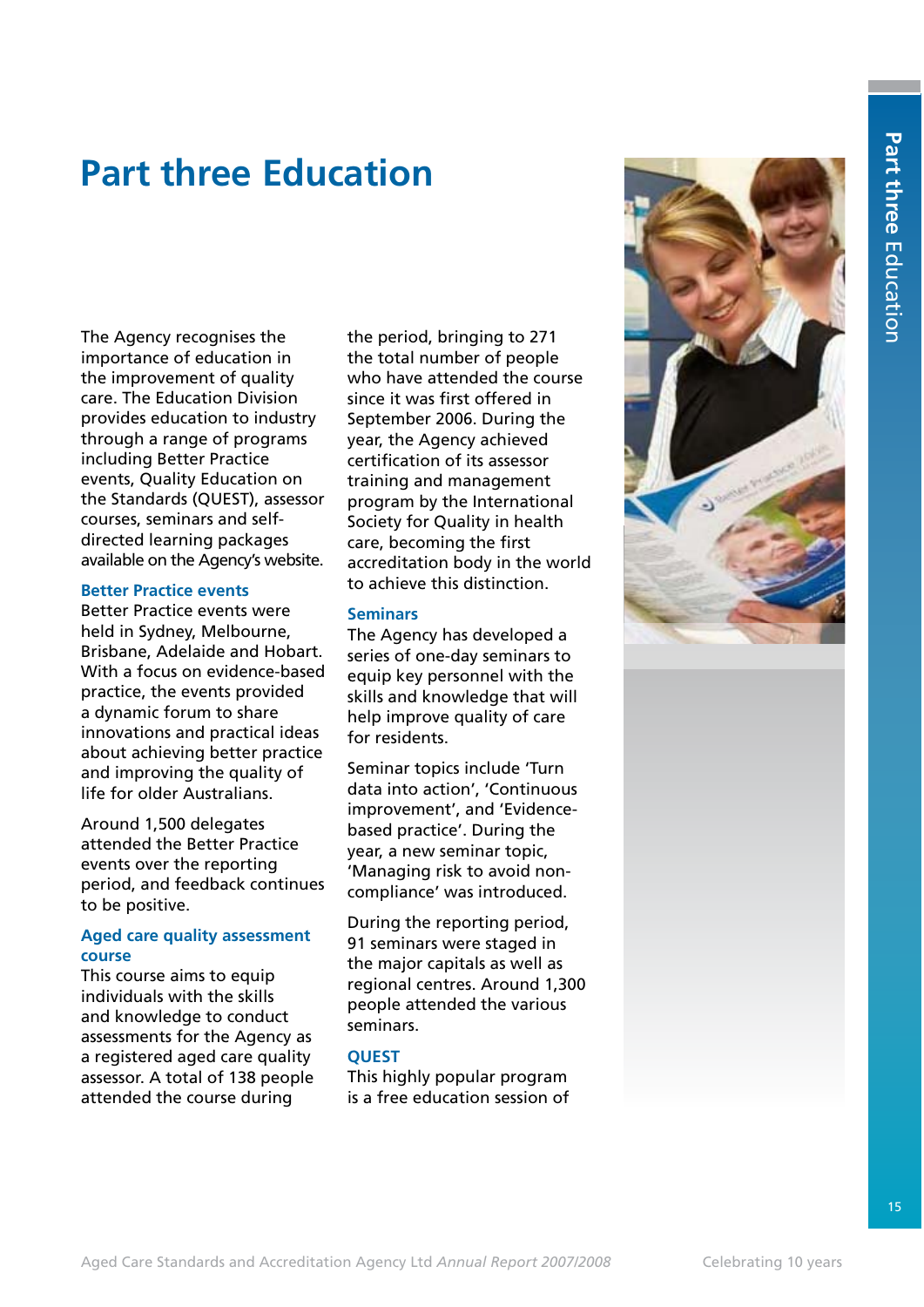# Part three Education

The Agency recognises the importance of education in the improvement of quality care. The Education Division provides education to industry through a range of programs including Better Practice events, Quality Education on the Standards (QUEST), assessor courses, seminars and self-directed learning packages available on the Agency's website.

### Better Practice events

Better Practice events were held in Sydney, Melbourne, Brisbane, Adelaide and Hobart. With a focus on evidence-based practice, the events provided a dynamic forum to share innovations and practical ideas about achieving better practice and improving the quality of life for older Australians.

Around 1,500 delegates attended the Better Practice events over the reporting period, and feedback continues to be positive.

### Aged care quality assessment course

This course aims to equip individuals with the skills and knowledge to conduct assessments for the Agency as a registered aged care quality assessor. A total of 138 people attended the course during the period, bringing to 271 the total number of people who have attended the course since it was first offered in September 2006. During the year, the Agency achieved certification of its assessor training and management program by the International Society for Quality in health care, becoming the first accreditation body in the world to achieve this distinction.

### Seminars

The Agency has developed a series of one-day seminars to equip key personnel with the skills and knowledge that will help improve quality of care for residents.

Seminar topics include 'Turn data into action', 'Continuous improvement', and 'Evidence-based practice'. During the year, a new seminar topic, 'Managing risk to avoid non-compliance' was introduced.

During the reporting period, 91 seminars were staged in the major capitals as well as regional centres. Around 1,300 people attended the various seminars.

### QUEST

This highly popular program is a free education session of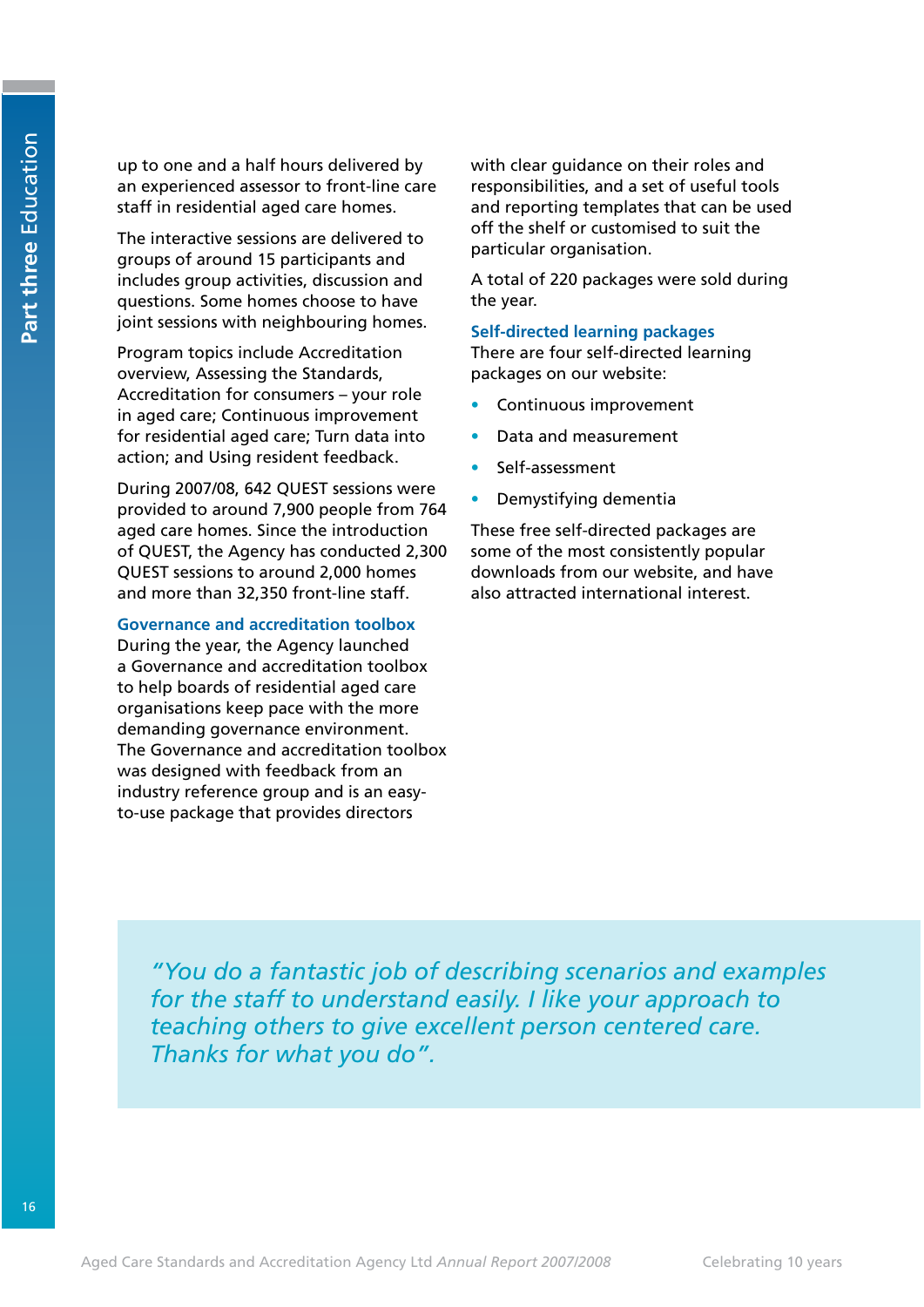up to one and a half hours delivered by an experienced assessor to front-line care staff in residential aged care homes.

The interactive sessions are delivered to groups of around 15 participants and includes group activities, discussion and questions. Some homes choose to have joint sessions with neighbouring homes.

Program topics include Accreditation overview, Assessing the Standards, Accreditation for consumers – your role in aged care; Continuous improvement for residential aged care; Turn data into action; and Using resident feedback.

During 2007/08, 642 QUEST sessions were provided to around 7,900 people from 764 aged care homes. Since the introduction of QUEST, the Agency has conducted 2,300 QUEST sessions to around 2,000 homes and more than 32,350 front-line staff.

### Governance and accreditation toolbox

During the year, the Agency launched a Governance and accreditation toolbox to help boards of residential aged care organisations keep pace with the more demanding governance environment. The Governance and accreditation toolbox was designed with feedback from an industry reference group and is an easy-to-use package that provides directors with clear guidance on their roles and responsibilities, and a set of useful tools and reporting templates that can be used off the shelf or customised to suit the particular organisation.

A total of 220 packages were sold during the year.

### Self-directed learning packages

There are four self-directed learning packages on our website:

- Continuous improvement
- Data and measurement
- Self-assessment
- Demystifying dementia

These free self-directed packages are some of the most consistently popular downloads from our website, and have also attracted international interest.

> *"You do a fantastic job of describing scenarios and examples for the staff to understand easily. I like your approach to teaching others to give excellent person centered care. Thanks for what you do".*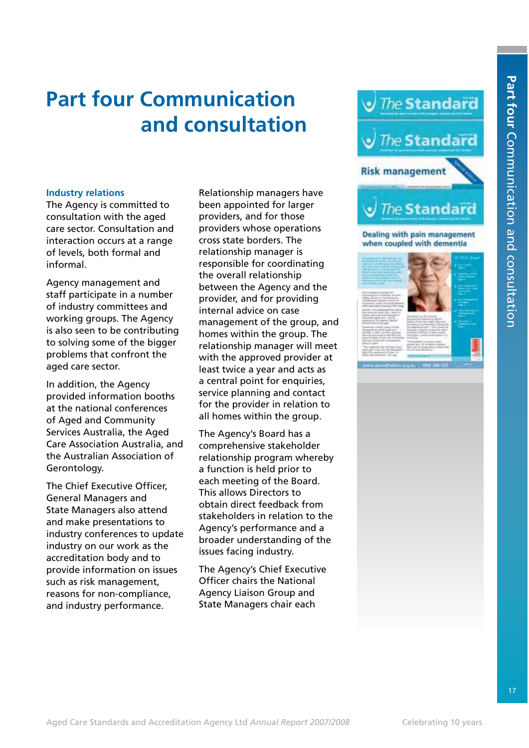# Part four Communication and consultation

### Industry relations

The Agency is committed to consultation with the aged care sector. Consultation and interaction occurs at a range of levels, both formal and informal.

Agency management and staff participate in a number of industry committees and working groups. The Agency is also seen to be contributing to solving some of the bigger problems that confront the aged care sector.

In addition, the Agency provided information booths at the national conferences of Aged and Community Services Australia, the Aged Care Association Australia, and the Australian Association of Gerontology.

The Chief Executive Officer, General Managers and State Managers also attend and make presentations to industry conferences to update industry on our work as the accreditation body and to provide information on issues such as risk management, reasons for non-compliance, and industry performance.

Relationship managers have been appointed for larger providers, and for those providers whose operations cross state borders. The relationship manager is responsible for coordinating the overall relationship between the Agency and the provider, and for providing internal advice on case management of the group, and homes within the group. The relationship manager will meet with the approved provider at least twice a year and acts as a central point for enquiries, service planning and contact for the provider in relation to all homes within the group.

The Agency's Board has a comprehensive stakeholder relationship program whereby a function is held prior to each meeting of the Board. This allows Directors to obtain direct feedback from stakeholders in relation to the Agency's performance and a broader understanding of the issues facing industry.

The Agency's Chief Executive Officer chairs the National Agency Liaison Group and State Managers chair each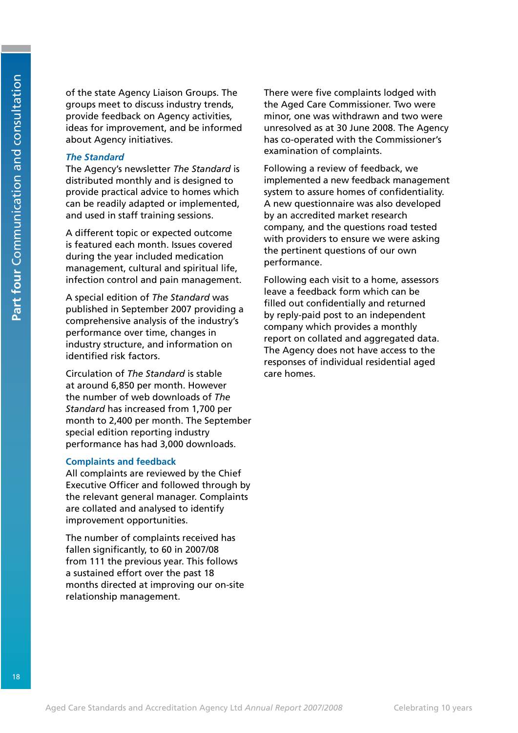of the state Agency Liaison Groups. The groups meet to discuss industry trends, provide feedback on Agency activities, ideas for improvement, and be informed about Agency initiatives.

### *The Standard*

The Agency's newsletter *The Standard* is distributed monthly and is designed to provide practical advice to homes which can be readily adapted or implemented, and used in staff training sessions.

A different topic or expected outcome is featured each month. Issues covered during the year included medication management, cultural and spiritual life, infection control and pain management.

A special edition of *The Standard* was published in September 2007 providing a comprehensive analysis of the industry's performance over time, changes in industry structure, and information on identified risk factors.

Circulation of *The Standard* is stable at around 6,850 per month. However the number of web downloads of *The Standard* has increased from 1,700 per month to 2,400 per month. The September special edition reporting industry performance has had 3,000 downloads.

### Complaints and feedback

All complaints are reviewed by the Chief Executive Officer and followed through by the relevant general manager. Complaints are collated and analysed to identify improvement opportunities.

The number of complaints received has fallen significantly, to 60 in 2007/08 from 111 the previous year. This follows a sustained effort over the past 18 months directed at improving our on-site relationship management.

There were five complaints lodged with the Aged Care Commissioner. Two were minor, one was withdrawn and two were unresolved as at 30 June 2008. The Agency has co-operated with the Commissioner's examination of complaints.

Following a review of feedback, we implemented a new feedback management system to assure homes of confidentiality. A new questionnaire was also developed by an accredited market research company, and the questions road tested with providers to ensure we were asking the pertinent questions of our own performance.

Following each visit to a home, assessors leave a feedback form which can be filled out confidentially and returned by reply-paid post to an independent company which provides a monthly report on collated and aggregated data. The Agency does not have access to the responses of individual residential aged care homes.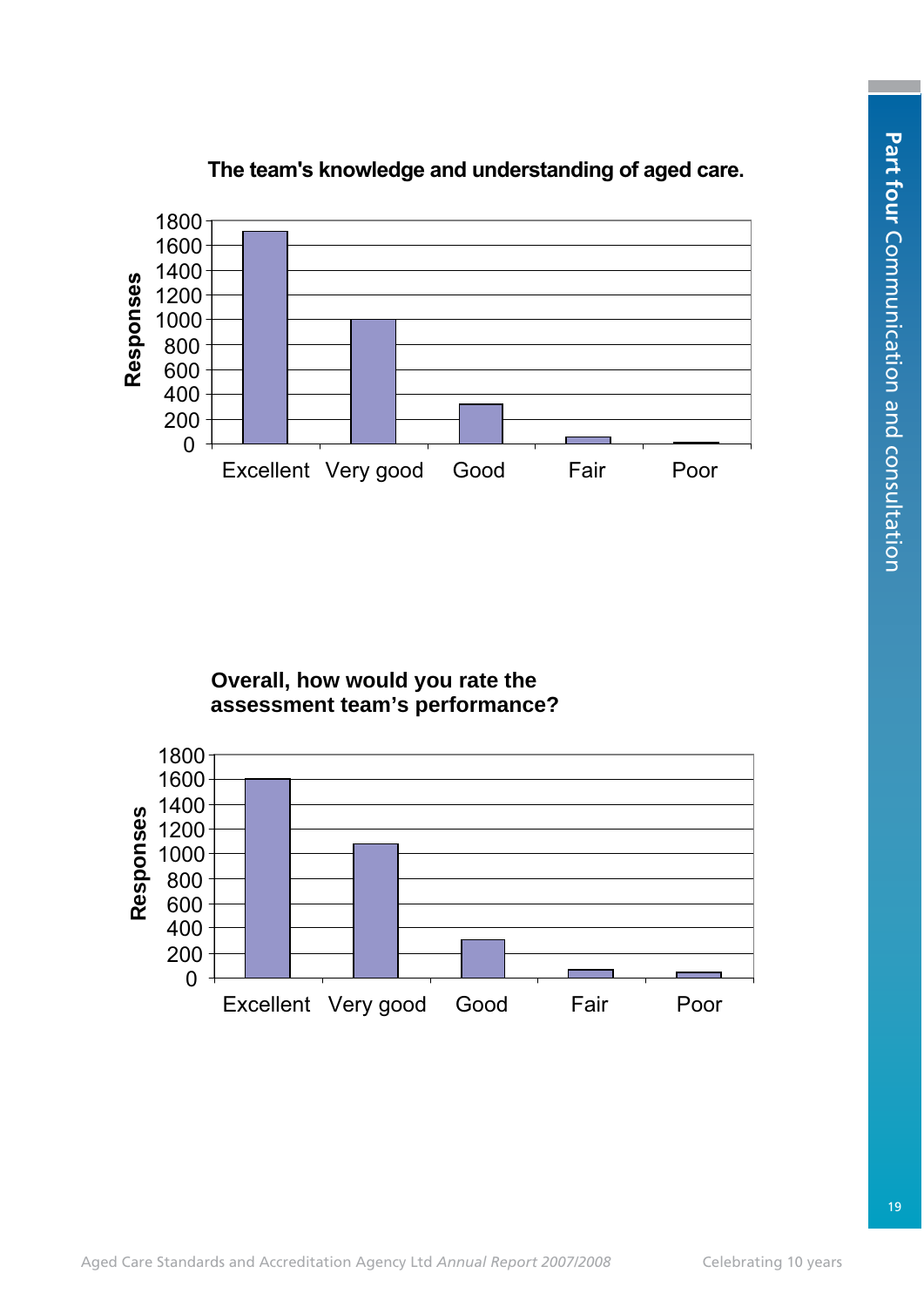**The team's knowledge and understanding of aged care.**

Responses (axis: 0–1800)

Excellent | Very good | Good | Fair | Poor

**Overall, how would you rate the assessment team's performance?**

Responses (axis: 0–1800)

Excellent | Very good | Good | Fair | Poor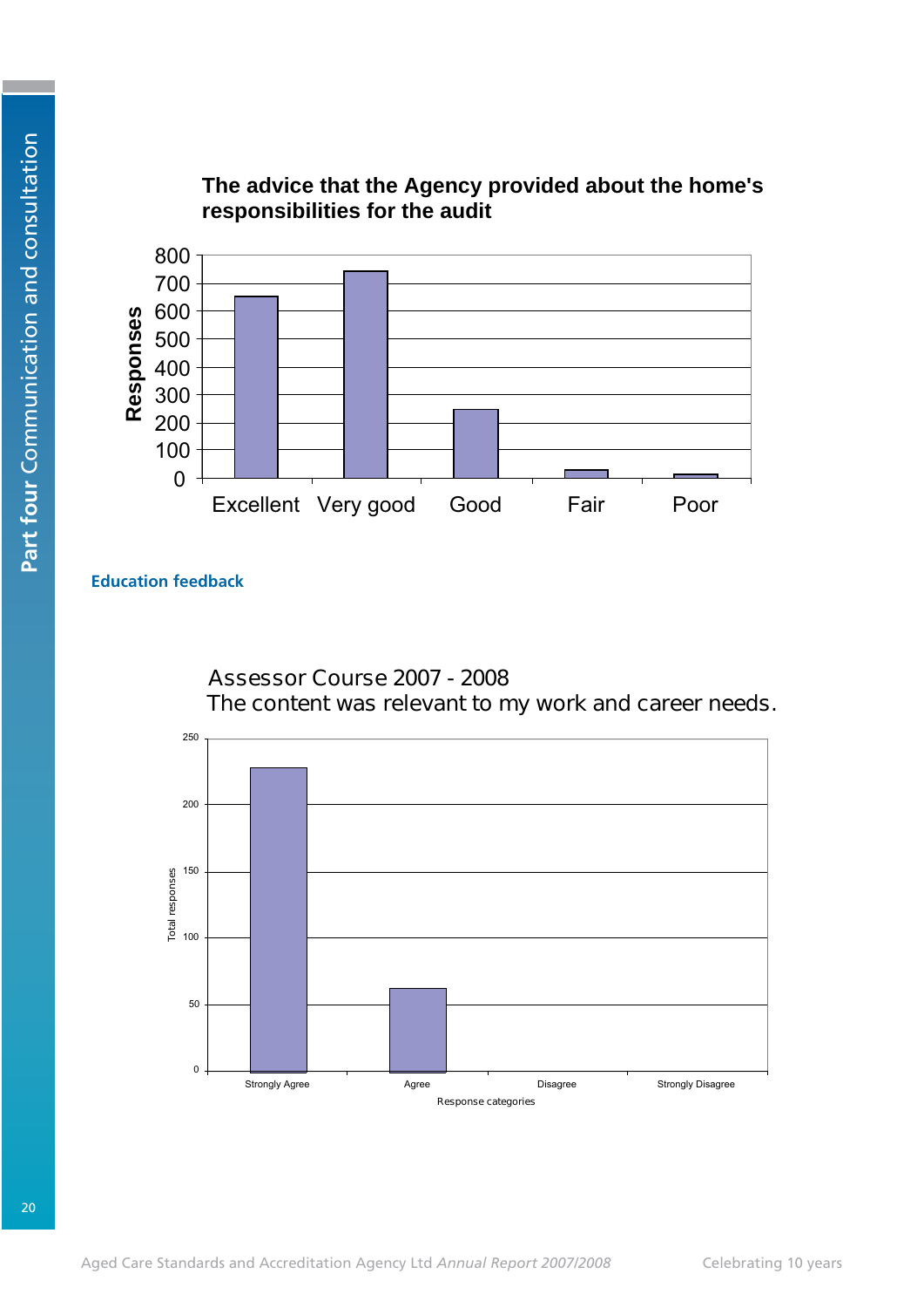**The advice that the Agency provided about the home's responsibilities for the audit**

Responses: 0, 100, 200, 300, 400, 500, 600, 700, 800

Excellent | Very good | Good | Fair | Poor

## Education feedback

Assessor Course 2007 - 2008
The content was relevant to my work and career needs.

Total responses: 0, 50, 100, 150, 200, 250

Strongly Agree | Agree | Disagree | Strongly Disagree

Response categories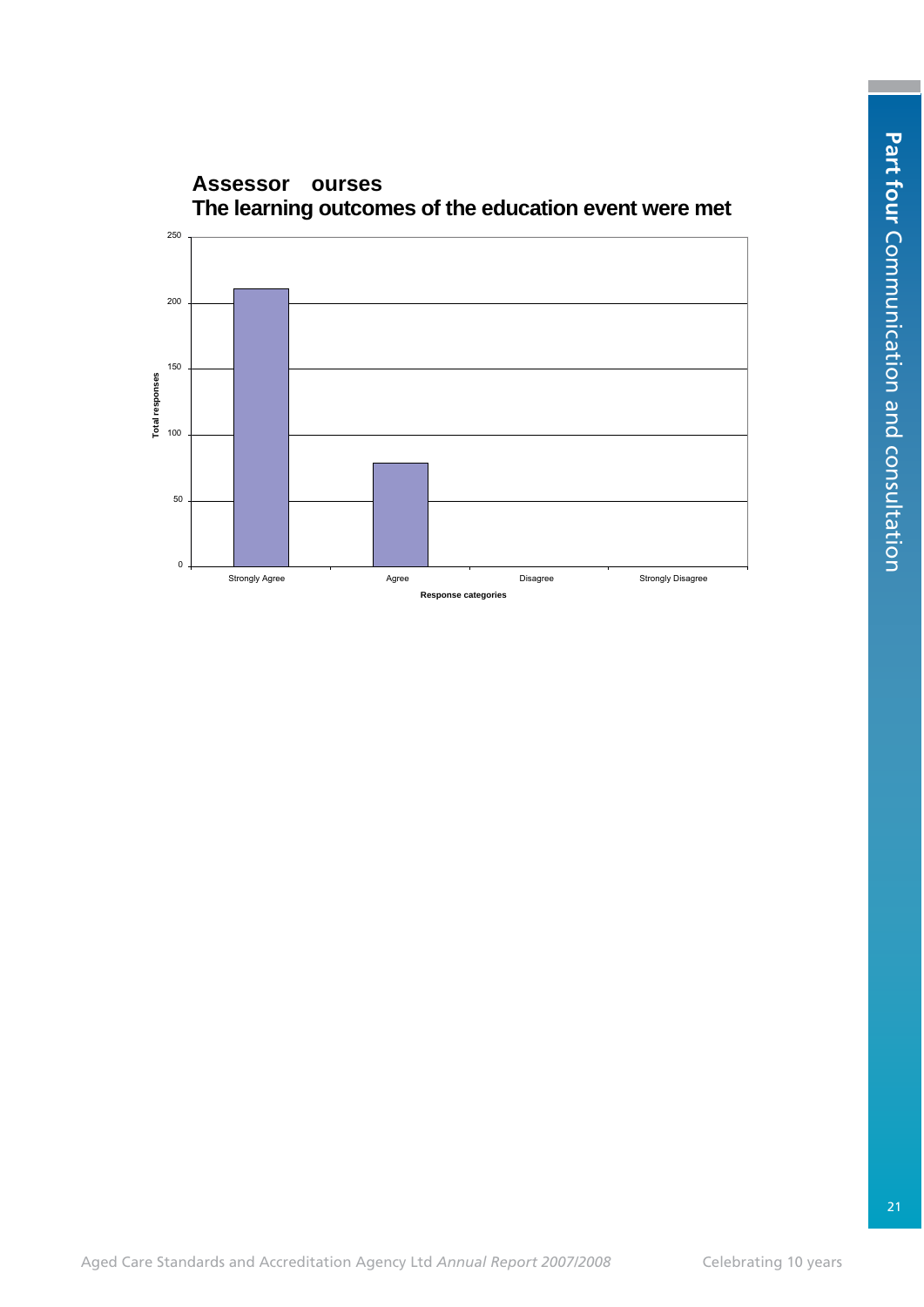**Assessor ourses**
**The learning outcomes of the education event were met**

| Response categories | Total responses |
|---|---|
| Strongly Agree | 211 |
| Agree | 79 |
| Disagree | 0 |
| Strongly Disagree | 0 |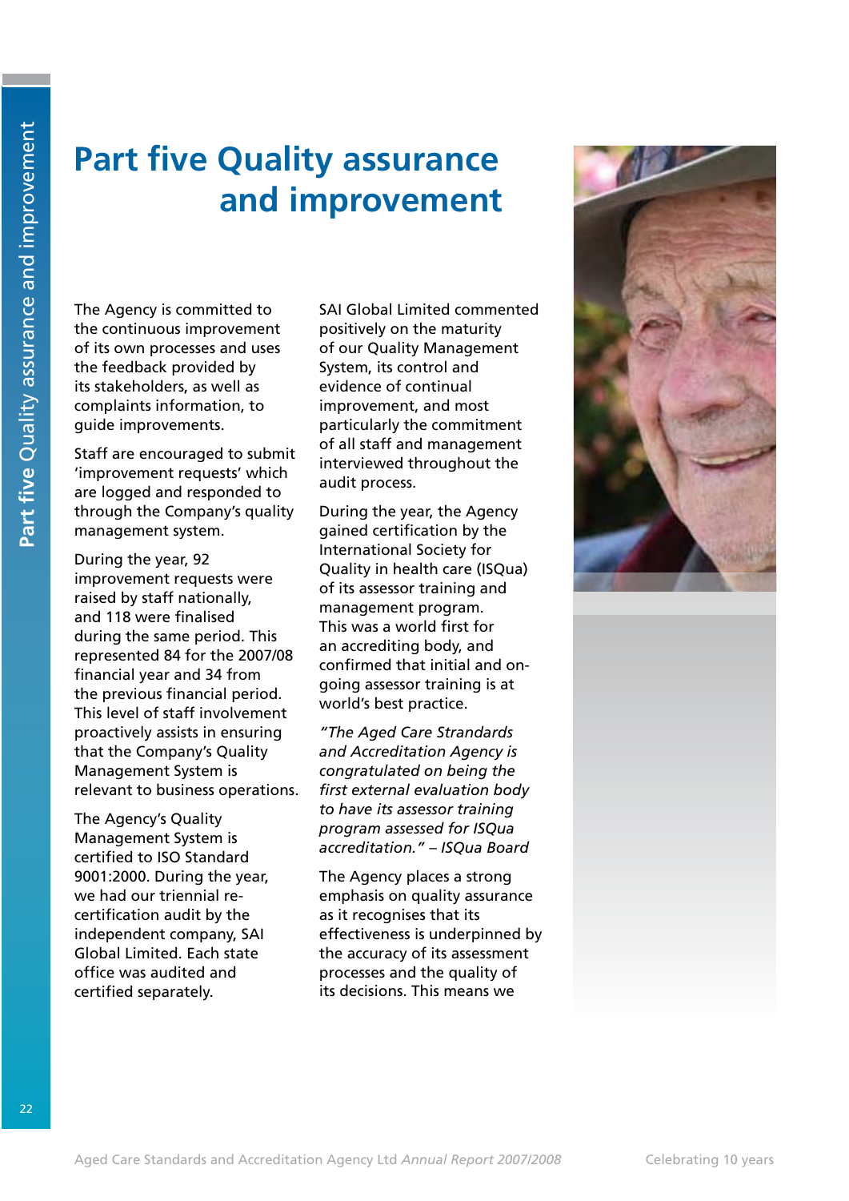# Part five Quality assurance and improvement

The Agency is committed to the continuous improvement of its own processes and uses the feedback provided by its stakeholders, as well as complaints information, to guide improvements.

Staff are encouraged to submit 'improvement requests' which are logged and responded to through the Company's quality management system.

During the year, 92 improvement requests were raised by staff nationally, and 118 were finalised during the same period. This represented 84 for the 2007/08 financial year and 34 from the previous financial period. This level of staff involvement proactively assists in ensuring that the Company's Quality Management System is relevant to business operations.

The Agency's Quality Management System is certified to ISO Standard 9001:2000. During the year, we had our triennial re-certification audit by the independent company, SAI Global Limited. Each state office was audited and certified separately.

SAI Global Limited commented positively on the maturity of our Quality Management System, its control and evidence of continual improvement, and most particularly the commitment of all staff and management interviewed throughout the audit process.

During the year, the Agency gained certification by the International Society for Quality in health care (ISQua) of its assessor training and management program. This was a world first for an accrediting body, and confirmed that initial and on-going assessor training is at world's best practice.

*"The Aged Care Strandards and Accreditation Agency is congratulated on being the first external evaluation body to have its assessor training program assessed for ISQua accreditation." – ISQua Board*

The Agency places a strong emphasis on quality assurance as it recognises that its effectiveness is underpinned by the accuracy of its assessment processes and the quality of its decisions. This means we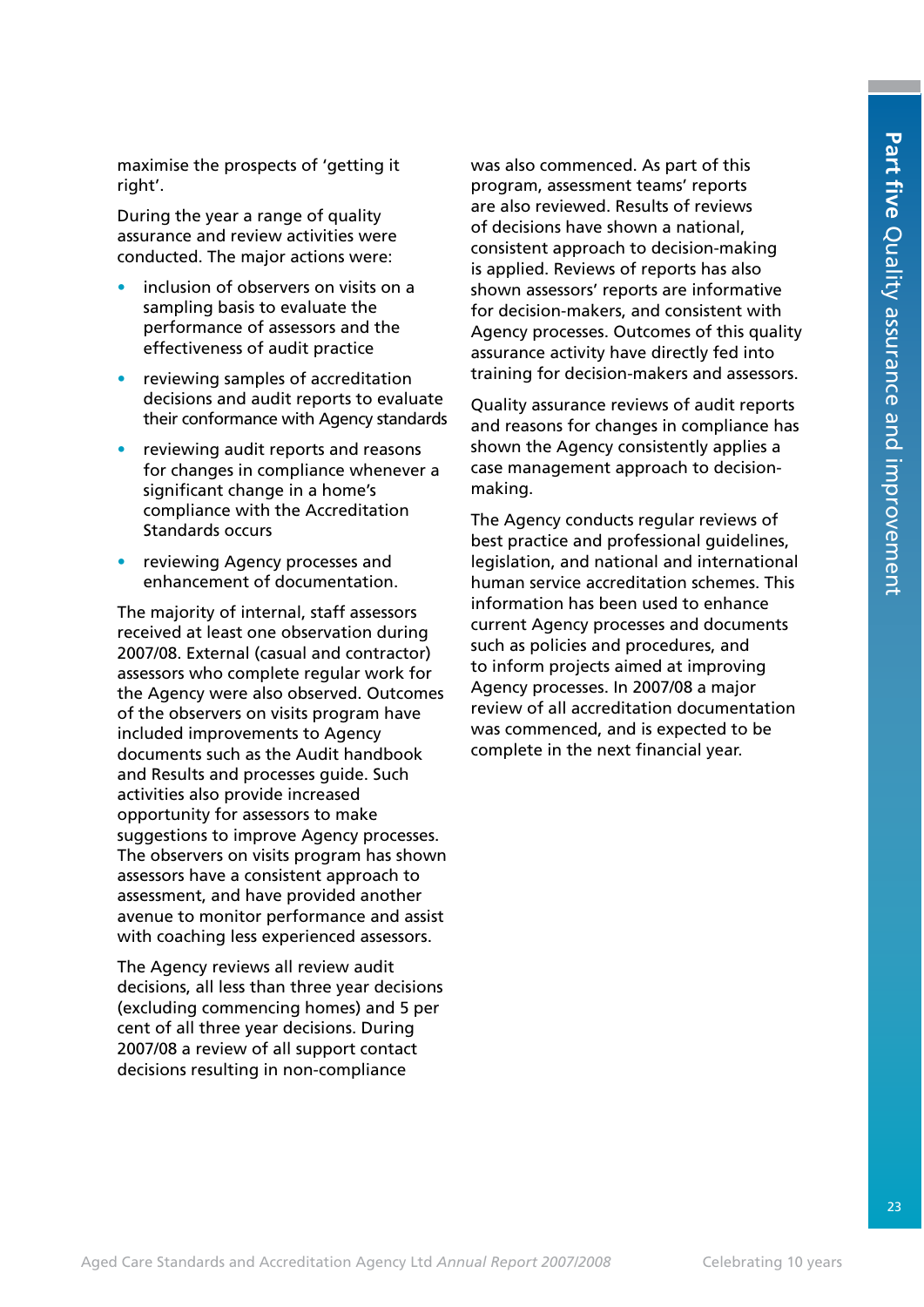maximise the prospects of 'getting it right'.

During the year a range of quality assurance and review activities were conducted. The major actions were:

- inclusion of observers on visits on a sampling basis to evaluate the performance of assessors and the effectiveness of audit practice
- reviewing samples of accreditation decisions and audit reports to evaluate their conformance with Agency standards
- reviewing audit reports and reasons for changes in compliance whenever a significant change in a home's compliance with the Accreditation Standards occurs
- reviewing Agency processes and enhancement of documentation.

The majority of internal, staff assessors received at least one observation during 2007/08. External (casual and contractor) assessors who complete regular work for the Agency were also observed. Outcomes of the observers on visits program have included improvements to Agency documents such as the Audit handbook and Results and processes guide. Such activities also provide increased opportunity for assessors to make suggestions to improve Agency processes. The observers on visits program has shown assessors have a consistent approach to assessment, and have provided another avenue to monitor performance and assist with coaching less experienced assessors.

The Agency reviews all review audit decisions, all less than three year decisions (excluding commencing homes) and 5 per cent of all three year decisions. During 2007/08 a review of all support contact decisions resulting in non-compliance was also commenced. As part of this program, assessment teams' reports are also reviewed. Results of reviews of decisions have shown a national, consistent approach to decision-making is applied. Reviews of reports has also shown assessors' reports are informative for decision-makers, and consistent with Agency processes. Outcomes of this quality assurance activity have directly fed into training for decision-makers and assessors.

Quality assurance reviews of audit reports and reasons for changes in compliance has shown the Agency consistently applies a case management approach to decision-making.

The Agency conducts regular reviews of best practice and professional guidelines, legislation, and national and international human service accreditation schemes. This information has been used to enhance current Agency processes and documents such as policies and procedures, and to inform projects aimed at improving Agency processes. In 2007/08 a major review of all accreditation documentation was commenced, and is expected to be complete in the next financial year.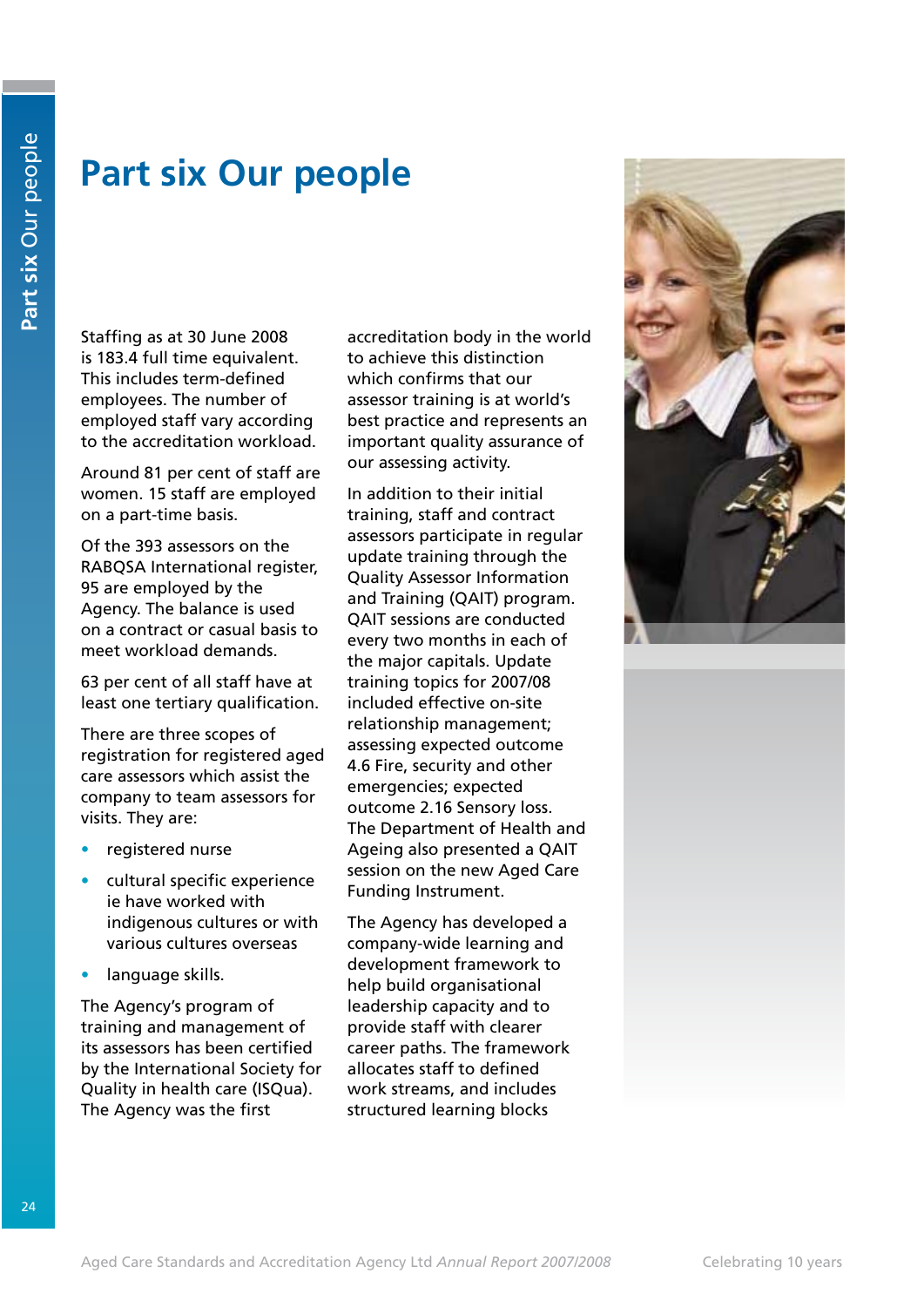# Part six Our people

Staffing as at 30 June 2008 is 183.4 full time equivalent. This includes term-defined employees. The number of employed staff vary according to the accreditation workload.

Around 81 per cent of staff are women. 15 staff are employed on a part-time basis.

Of the 393 assessors on the RABQSA International register, 95 are employed by the Agency. The balance is used on a contract or casual basis to meet workload demands.

63 per cent of all staff have at least one tertiary qualification.

There are three scopes of registration for registered aged care assessors which assist the company to team assessors for visits. They are:

- registered nurse
- cultural specific experience ie have worked with indigenous cultures or with various cultures overseas
- language skills.

The Agency's program of training and management of its assessors has been certified by the International Society for Quality in health care (ISQua). The Agency was the first accreditation body in the world to achieve this distinction which confirms that our assessor training is at world's best practice and represents an important quality assurance of our assessing activity.

In addition to their initial training, staff and contract assessors participate in regular update training through the Quality Assessor Information and Training (QAIT) program. QAIT sessions are conducted every two months in each of the major capitals. Update training topics for 2007/08 included effective on-site relationship management; assessing expected outcome 4.6 Fire, security and other emergencies; expected outcome 2.16 Sensory loss. The Department of Health and Ageing also presented a QAIT session on the new Aged Care Funding Instrument.

The Agency has developed a company-wide learning and development framework to help build organisational leadership capacity and to provide staff with clearer career paths. The framework allocates staff to defined work streams, and includes structured learning blocks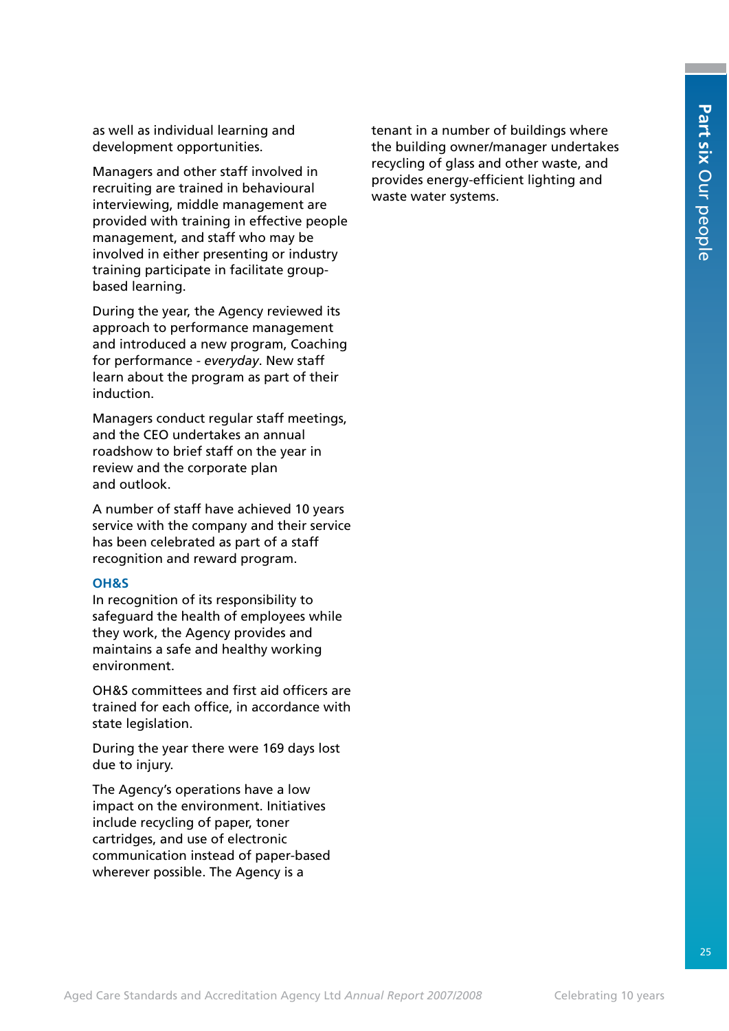as well as individual learning and development opportunities.

Managers and other staff involved in recruiting are trained in behavioural interviewing, middle management are provided with training in effective people management, and staff who may be involved in either presenting or industry training participate in facilitate group-based learning.

During the year, the Agency reviewed its approach to performance management and introduced a new program, Coaching for performance - *everyday*. New staff learn about the program as part of their induction.

Managers conduct regular staff meetings, and the CEO undertakes an annual roadshow to brief staff on the year in review and the corporate plan and outlook.

A number of staff have achieved 10 years service with the company and their service has been celebrated as part of a staff recognition and reward program.

### OH&S

In recognition of its responsibility to safeguard the health of employees while they work, the Agency provides and maintains a safe and healthy working environment.

OH&S committees and first aid officers are trained for each office, in accordance with state legislation.

During the year there were 169 days lost due to injury.

The Agency's operations have a low impact on the environment. Initiatives include recycling of paper, toner cartridges, and use of electronic communication instead of paper-based wherever possible. The Agency is a tenant in a number of buildings where the building owner/manager undertakes recycling of glass and other waste, and provides energy-efficient lighting and waste water systems.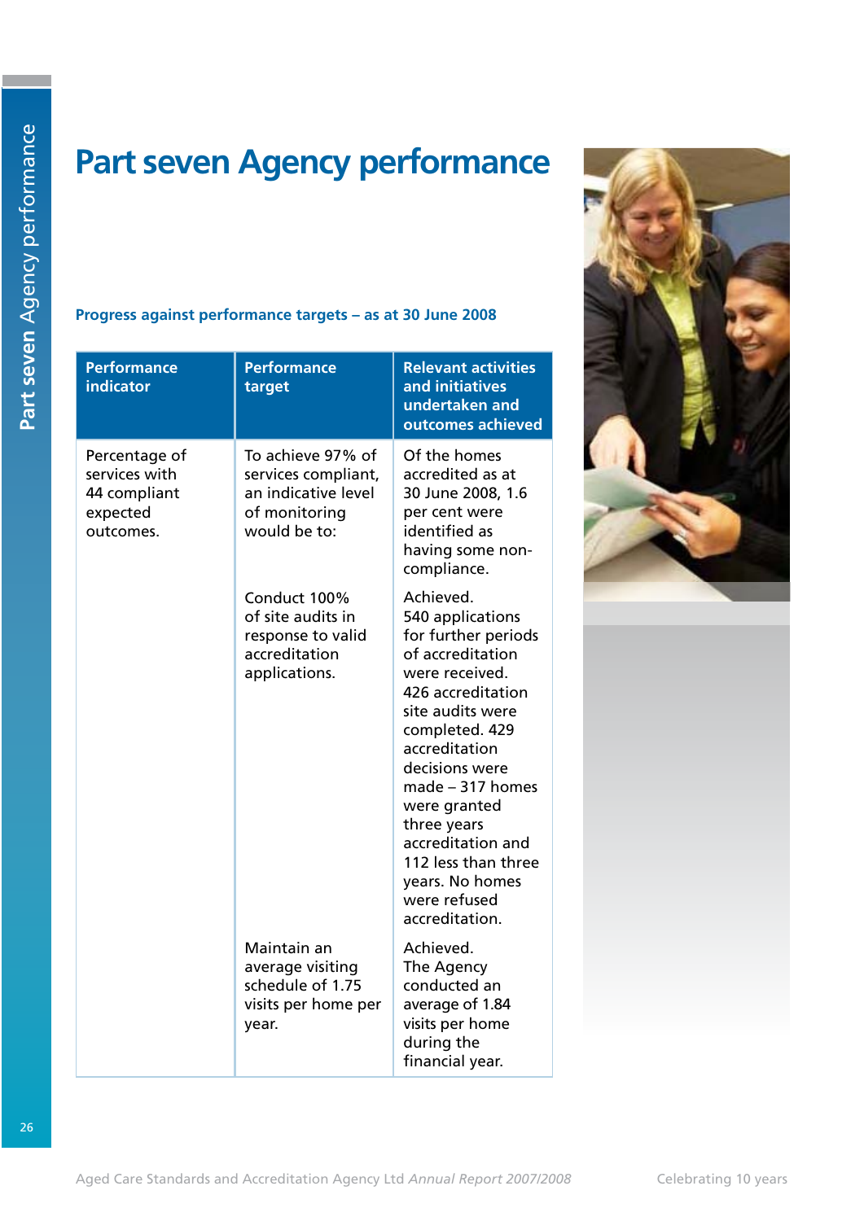# Part seven Agency performance

### Progress against performance targets – as at 30 June 2008

| Performance indicator | Performance target | Relevant activities and initiatives undertaken and outcomes achieved |
|---|---|---|
| Percentage of services with 44 compliant expected outcomes. | To achieve 97% of services compliant, an indicative level of monitoring would be to: | Of the homes accredited as at 30 June 2008, 1.6 per cent were identified as having some non-compliance. |
| | Conduct 100% of site audits in response to valid accreditation applications. | Achieved. 540 applications for further periods of accreditation were received. 426 accreditation site audits were completed. 429 accreditation decisions were made – 317 homes were granted three years accreditation and 112 less than three years. No homes were refused accreditation. |
| | Maintain an average visiting schedule of 1.75 visits per home per year. | Achieved. The Agency conducted an average of 1.84 visits per home during the financial year. |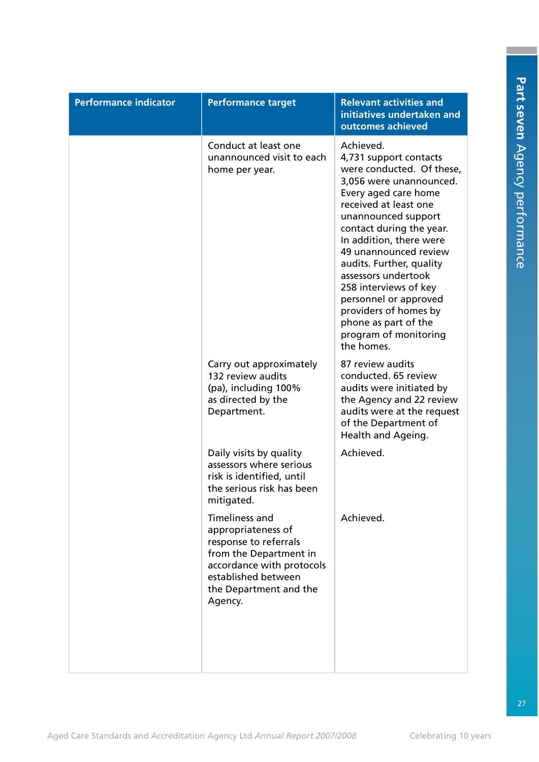| Performance indicator | Performance target | Relevant activities and initiatives undertaken and outcomes achieved |
|---|---|---|
| | Conduct at least one unannounced visit to each home per year. | Achieved. 4,731 support contacts were conducted. Of these, 3,056 were unannounced. Every aged care home received at least one unannounced support contact during the year. In addition, there were 49 unannounced review audits. Further, quality assessors undertook 258 interviews of key personnel or approved providers of homes by phone as part of the program of monitoring the homes. |
| | Carry out approximately 132 review audits (pa), including 100% as directed by the Department. | 87 review audits conducted. 65 review audits were initiated by the Agency and 22 review audits were at the request of the Department of Health and Ageing. |
| | Daily visits by quality assessors where serious risk is identified, until the serious risk has been mitigated. | Achieved. |
| | Timeliness and appropriateness of response to referrals from the Department in accordance with protocols established between the Department and the Agency. | Achieved. |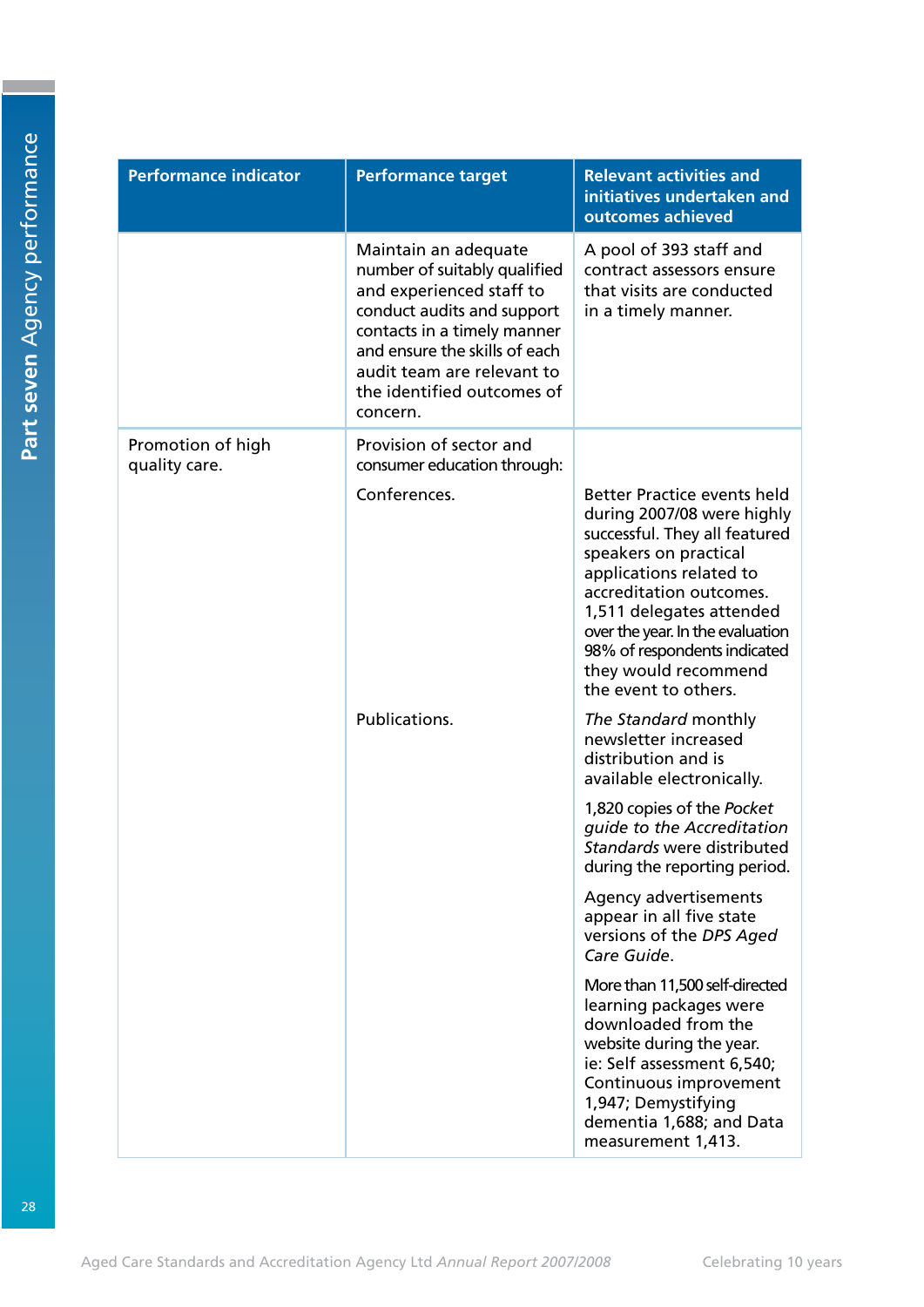| Performance indicator | Performance target | Relevant activities and initiatives undertaken and outcomes achieved |
|---|---|---|
| | Maintain an adequate number of suitably qualified and experienced staff to conduct audits and support contacts in a timely manner and ensure the skills of each audit team are relevant to the identified outcomes of concern. | A pool of 393 staff and contract assessors ensure that visits are conducted in a timely manner. |
| Promotion of high quality care. | Provision of sector and consumer education through: | |
| | Conferences. | Better Practice events held during 2007/08 were highly successful. They all featured speakers on practical applications related to accreditation outcomes. 1,511 delegates attended over the year. In the evaluation 98% of respondents indicated they would recommend the event to others. |
| | Publications. | *The Standard* monthly newsletter increased distribution and is available electronically.<br><br>1,820 copies of the *Pocket guide to the Accreditation Standards* were distributed during the reporting period.<br><br>Agency advertisements appear in all five state versions of the *DPS Aged Care Guide*.<br><br>More than 11,500 self-directed learning packages were downloaded from the website during the year. ie: Self assessment 6,540; Continuous improvement 1,947; Demystifying dementia 1,688; and Data measurement 1,413. |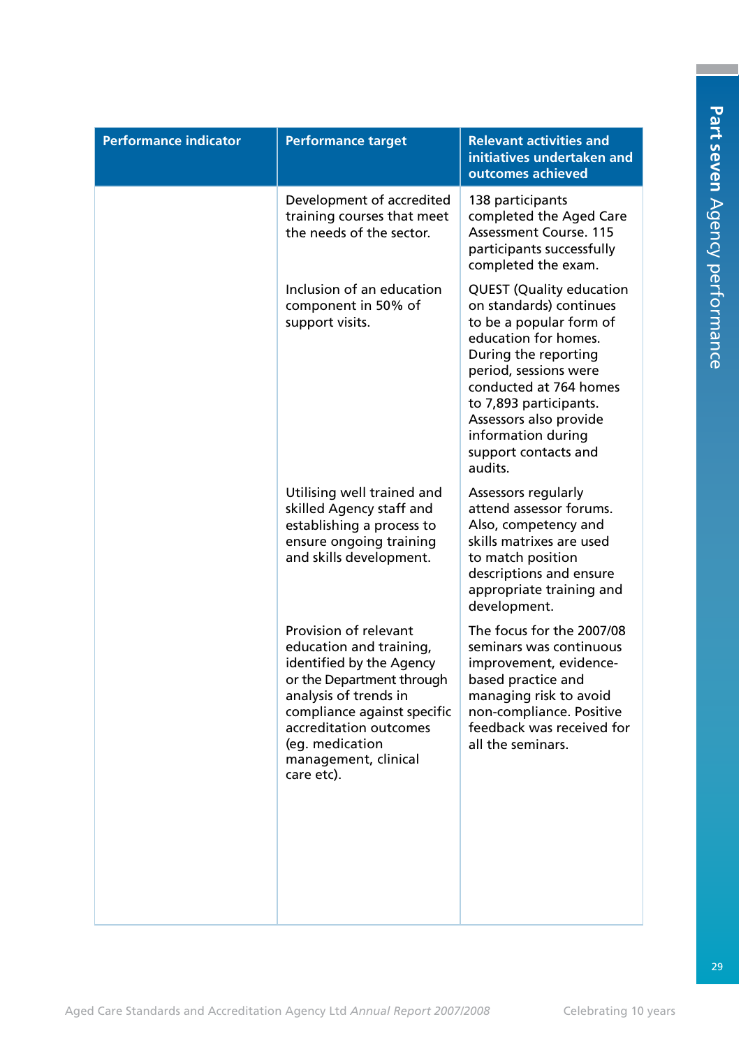| Performance indicator | Performance target | Relevant activities and initiatives undertaken and outcomes achieved |
|---|---|---|
| | Development of accredited training courses that meet the needs of the sector. | 138 participants completed the Aged Care Assessment Course. 115 participants successfully completed the exam. |
| | Inclusion of an education component in 50% of support visits. | QUEST (Quality education on standards) continues to be a popular form of education for homes. During the reporting period, sessions were conducted at 764 homes to 7,893 participants. Assessors also provide information during support contacts and audits. |
| | Utilising well trained and skilled Agency staff and establishing a process to ensure ongoing training and skills development. | Assessors regularly attend assessor forums. Also, competency and skills matrixes are used to match position descriptions and ensure appropriate training and development. |
| | Provision of relevant education and training, identified by the Agency or the Department through analysis of trends in compliance against specific accreditation outcomes (eg. medication management, clinical care etc). | The focus for the 2007/08 seminars was continuous improvement, evidence-based practice and managing risk to avoid non-compliance. Positive feedback was received for all the seminars. |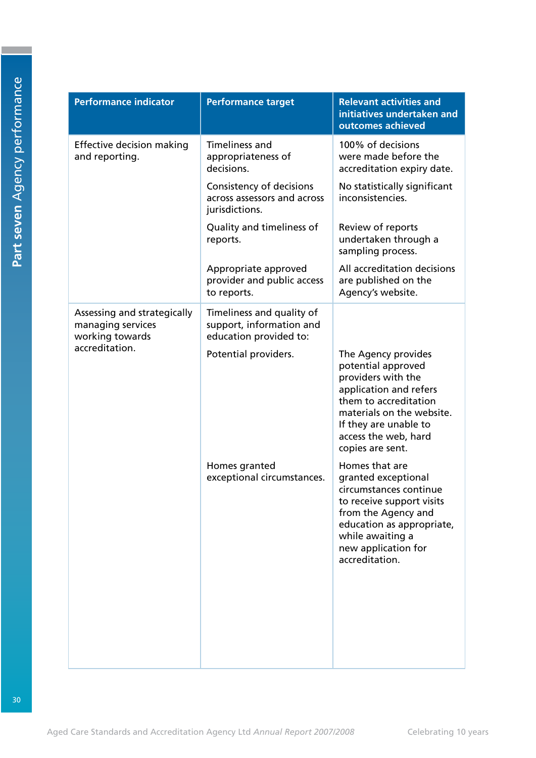| Performance indicator | Performance target | Relevant activities and initiatives undertaken and outcomes achieved |
|---|---|---|
| Effective decision making and reporting. | Timeliness and appropriateness of decisions. | 100% of decisions were made before the accreditation expiry date. |
| | Consistency of decisions across assessors and across jurisdictions. | No statistically significant inconsistencies. |
| | Quality and timeliness of reports. | Review of reports undertaken through a sampling process. |
| | Appropriate approved provider and public access to reports. | All accreditation decisions are published on the Agency's website. |
| Assessing and strategically managing services working towards accreditation. | Timeliness and quality of support, information and education provided to: | |
| | Potential providers. | The Agency provides potential approved providers with the application and refers them to accreditation materials on the website. If they are unable to access the web, hard copies are sent. |
| | Homes granted exceptional circumstances. | Homes that are granted exceptional circumstances continue to receive support visits from the Agency and education as appropriate, while awaiting a new application for accreditation. |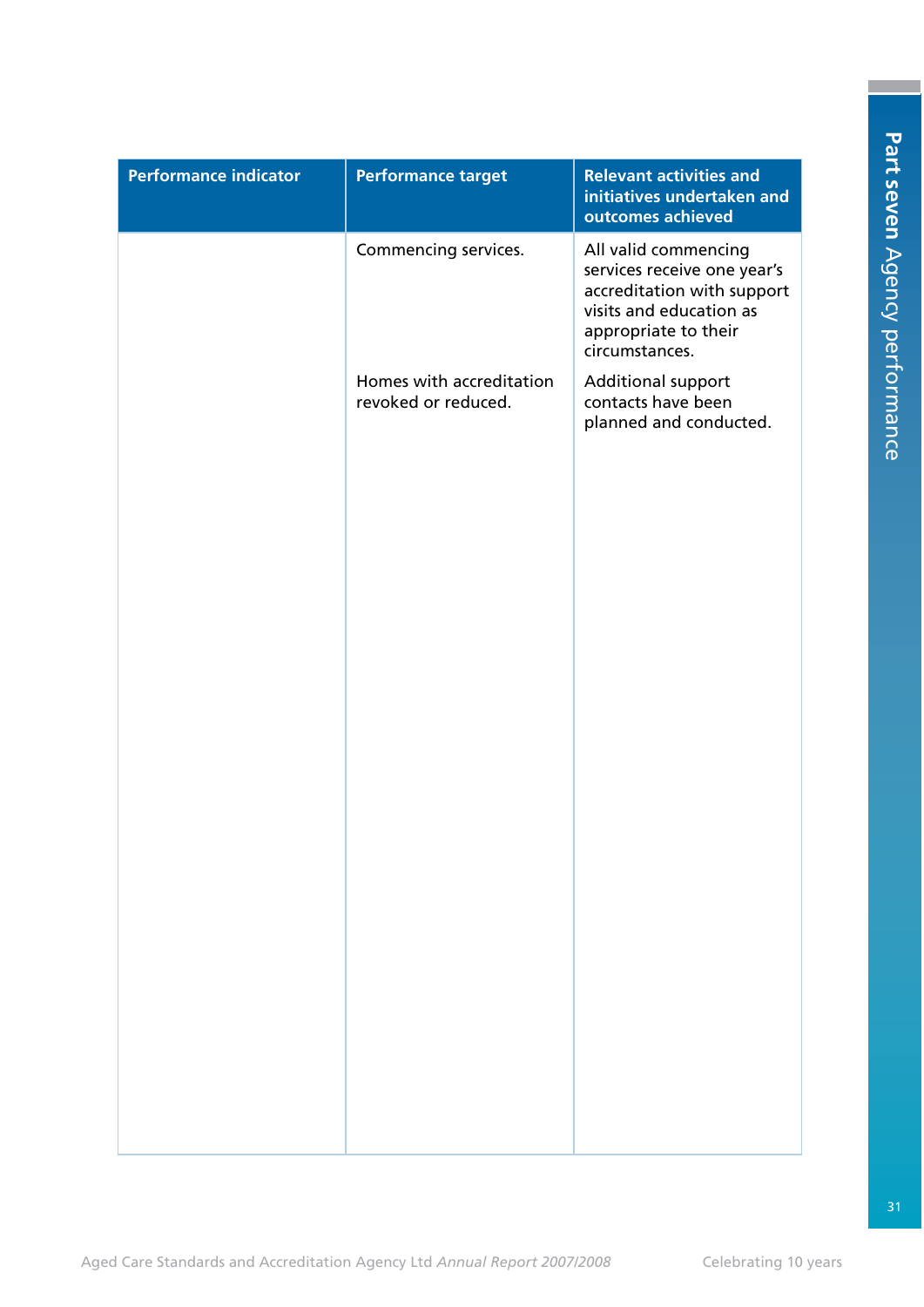| Performance indicator | Performance target | Relevant activities and initiatives undertaken and outcomes achieved |
| --- | --- | --- |
| | Commencing services. | All valid commencing services receive one year's accreditation with support visits and education as appropriate to their circumstances. |
| | Homes with accreditation revoked or reduced. | Additional support contacts have been planned and conducted. |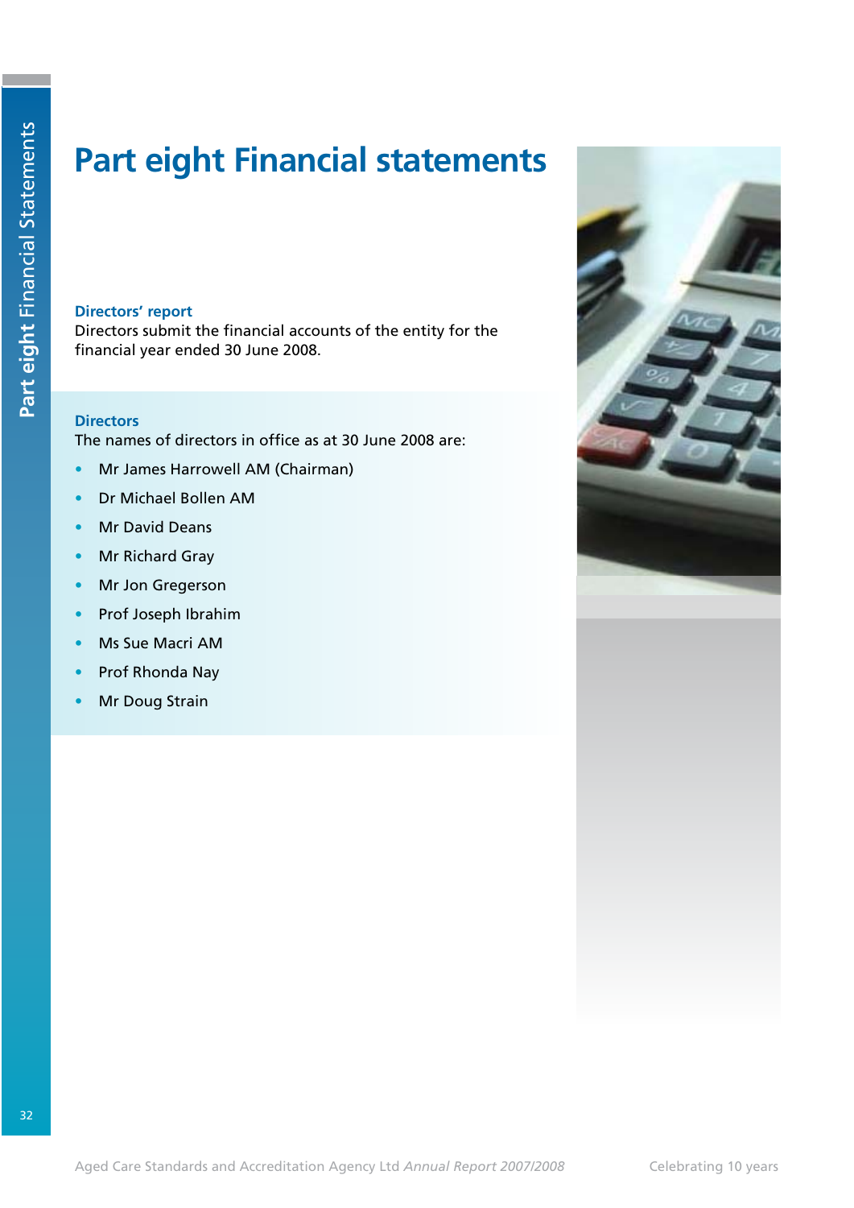# Part eight Financial statements

## Directors' report

Directors submit the financial accounts of the entity for the financial year ended 30 June 2008.

## Directors

The names of directors in office as at 30 June 2008 are:

- Mr James Harrowell AM (Chairman)
- Dr Michael Bollen AM
- Mr David Deans
- Mr Richard Gray
- Mr Jon Gregerson
- Prof Joseph Ibrahim
- Ms Sue Macri AM
- Prof Rhonda Nay
- Mr Doug Strain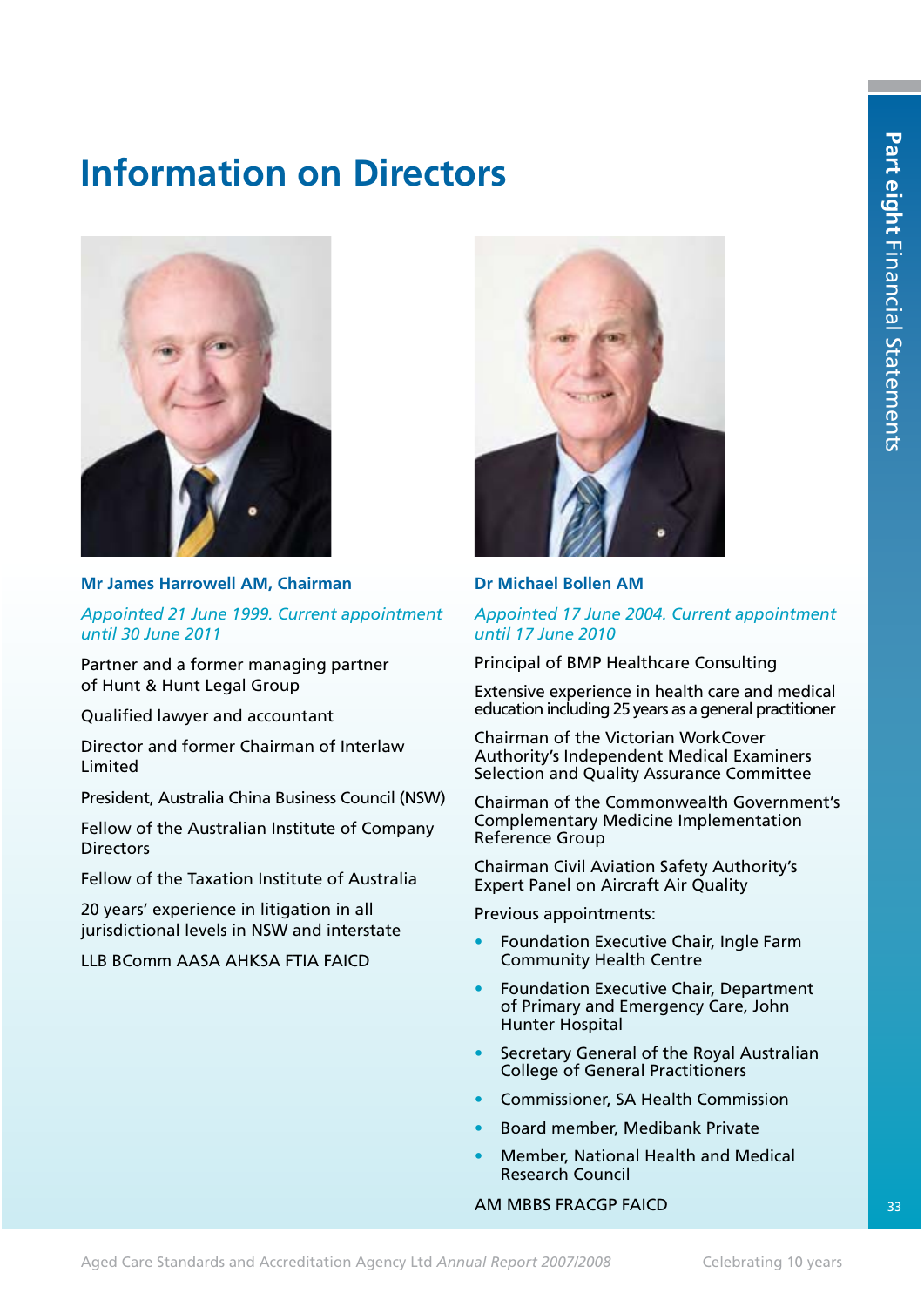# Information on Directors

### Mr James Harrowell AM, Chairman

*Appointed 21 June 1999. Current appointment until 30 June 2011*

Partner and a former managing partner of Hunt & Hunt Legal Group

Qualified lawyer and accountant

Director and former Chairman of Interlaw Limited

President, Australia China Business Council (NSW)

Fellow of the Australian Institute of Company Directors

Fellow of the Taxation Institute of Australia

20 years' experience in litigation in all jurisdictional levels in NSW and interstate

LLB BComm AASA AHKSA FTIA FAICD

### Dr Michael Bollen AM

*Appointed 17 June 2004. Current appointment until 17 June 2010*

Principal of BMP Healthcare Consulting

Extensive experience in health care and medical education including 25 years as a general practitioner

Chairman of the Victorian WorkCover Authority's Independent Medical Examiners Selection and Quality Assurance Committee

Chairman of the Commonwealth Government's Complementary Medicine Implementation Reference Group

Chairman Civil Aviation Safety Authority's Expert Panel on Aircraft Air Quality

Previous appointments:

- Foundation Executive Chair, Ingle Farm Community Health Centre
- Foundation Executive Chair, Department of Primary and Emergency Care, John Hunter Hospital
- Secretary General of the Royal Australian College of General Practitioners
- Commissioner, SA Health Commission
- Board member, Medibank Private
- Member, National Health and Medical Research Council

AM MBBS FRACGP FAICD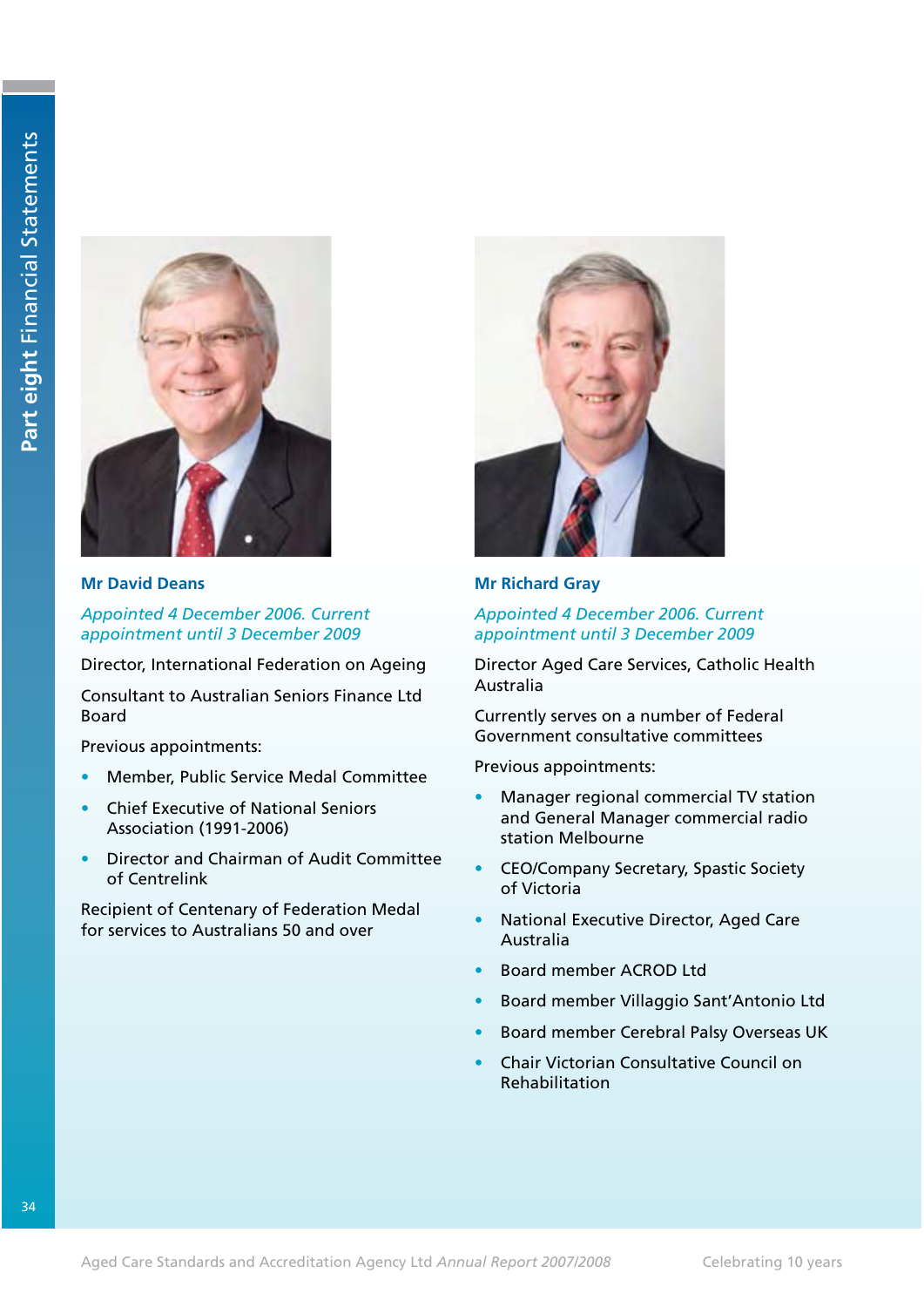**Mr David Deans**

*Appointed 4 December 2006. Current appointment until 3 December 2009*

Director, International Federation on Ageing

Consultant to Australian Seniors Finance Ltd Board

Previous appointments:

- Member, Public Service Medal Committee
- Chief Executive of National Seniors Association (1991-2006)
- Director and Chairman of Audit Committee of Centrelink

Recipient of Centenary of Federation Medal for services to Australians 50 and over

**Mr Richard Gray**

*Appointed 4 December 2006. Current appointment until 3 December 2009*

Director Aged Care Services, Catholic Health Australia

Currently serves on a number of Federal Government consultative committees

Previous appointments:

- Manager regional commercial TV station and General Manager commercial radio station Melbourne
- CEO/Company Secretary, Spastic Society of Victoria
- National Executive Director, Aged Care Australia
- Board member ACROD Ltd
- Board member Villaggio Sant'Antonio Ltd
- Board member Cerebral Palsy Overseas UK
- Chair Victorian Consultative Council on Rehabilitation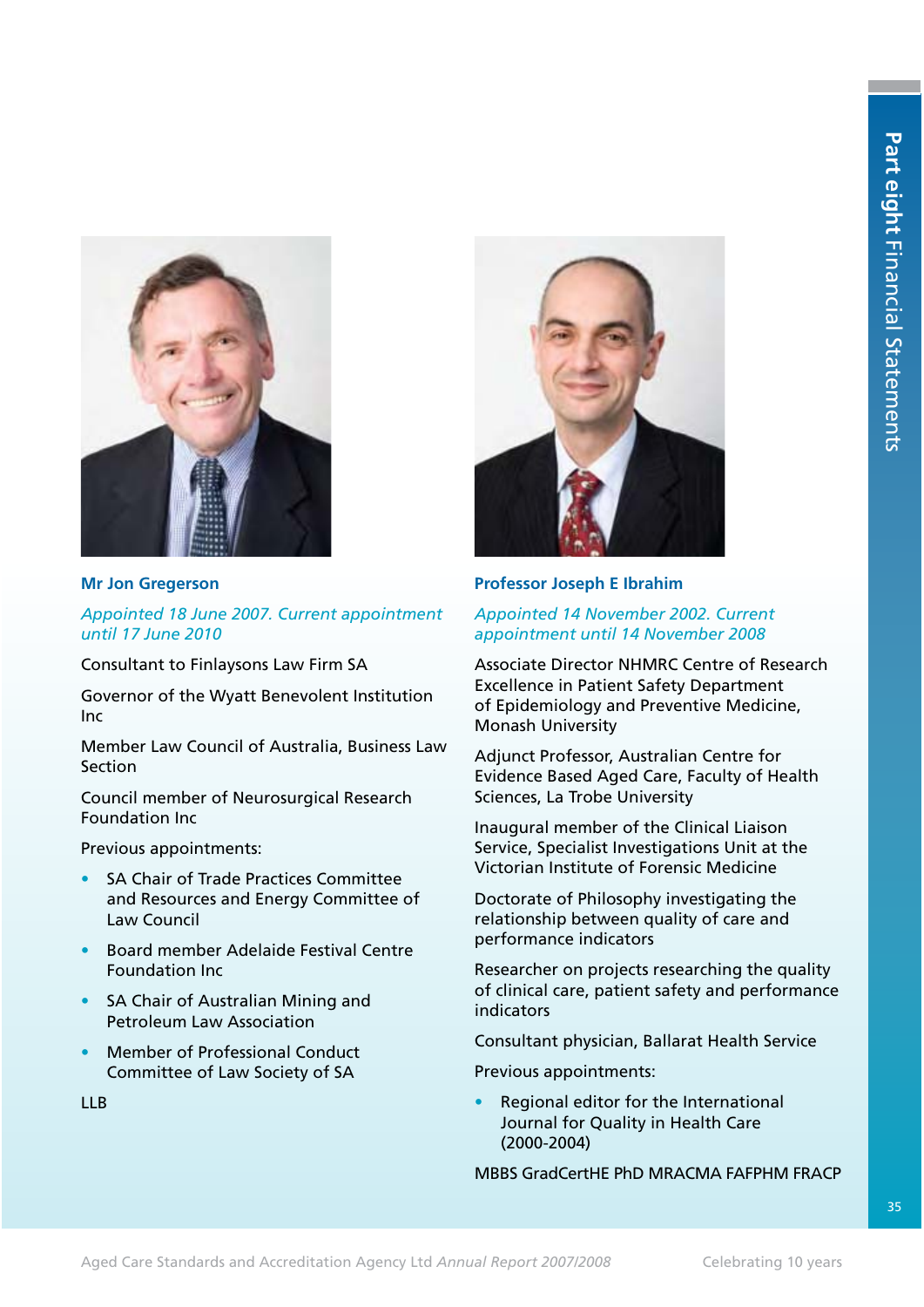### Mr Jon Gregerson

*Appointed 18 June 2007. Current appointment until 17 June 2010*

Consultant to Finlaysons Law Firm SA

Governor of the Wyatt Benevolent Institution Inc

Member Law Council of Australia, Business Law Section

Council member of Neurosurgical Research Foundation Inc

Previous appointments:

- SA Chair of Trade Practices Committee and Resources and Energy Committee of Law Council
- Board member Adelaide Festival Centre Foundation Inc
- SA Chair of Australian Mining and Petroleum Law Association
- Member of Professional Conduct Committee of Law Society of SA

LLB

### Professor Joseph E Ibrahim

*Appointed 14 November 2002. Current appointment until 14 November 2008*

Associate Director NHMRC Centre of Research Excellence in Patient Safety Department of Epidemiology and Preventive Medicine, Monash University

Adjunct Professor, Australian Centre for Evidence Based Aged Care, Faculty of Health Sciences, La Trobe University

Inaugural member of the Clinical Liaison Service, Specialist Investigations Unit at the Victorian Institute of Forensic Medicine

Doctorate of Philosophy investigating the relationship between quality of care and performance indicators

Researcher on projects researching the quality of clinical care, patient safety and performance indicators

Consultant physician, Ballarat Health Service

Previous appointments:

- Regional editor for the International Journal for Quality in Health Care (2000-2004)

MBBS GradCertHE PhD MRACMA FAFPHM FRACP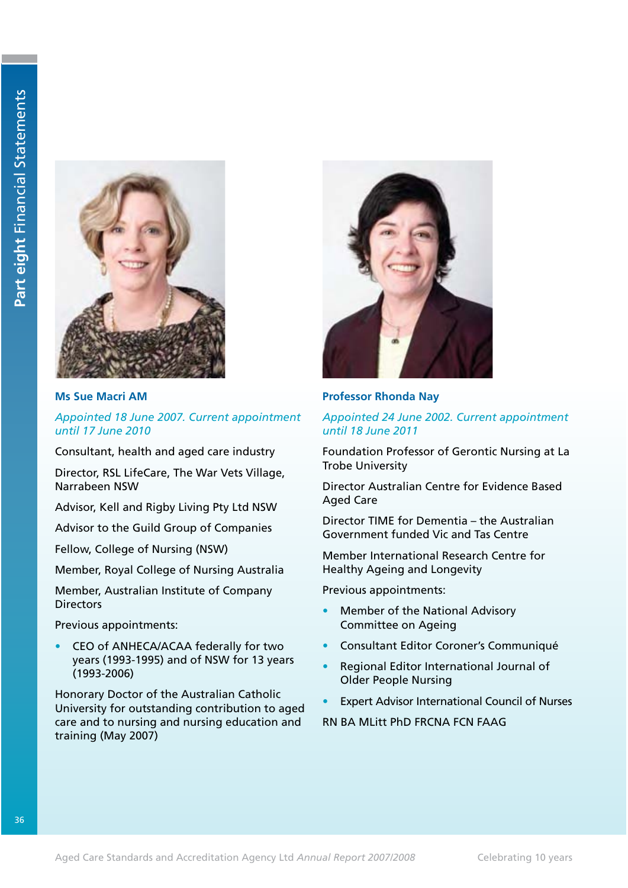### Ms Sue Macri AM

*Appointed 18 June 2007. Current appointment until 17 June 2010*

Consultant, health and aged care industry

Director, RSL LifeCare, The War Vets Village, Narrabeen NSW

Advisor, Kell and Rigby Living Pty Ltd NSW

Advisor to the Guild Group of Companies

Fellow, College of Nursing (NSW)

Member, Royal College of Nursing Australia

Member, Australian Institute of Company Directors

Previous appointments:

- CEO of ANHECA/ACAA federally for two years (1993-1995) and of NSW for 13 years (1993-2006)

Honorary Doctor of the Australian Catholic University for outstanding contribution to aged care and to nursing and nursing education and training (May 2007)

### Professor Rhonda Nay

*Appointed 24 June 2002. Current appointment until 18 June 2011*

Foundation Professor of Gerontic Nursing at La Trobe University

Director Australian Centre for Evidence Based Aged Care

Director TIME for Dementia – the Australian Government funded Vic and Tas Centre

Member International Research Centre for Healthy Ageing and Longevity

Previous appointments:

- Member of the National Advisory Committee on Ageing
- Consultant Editor Coroner's Communiqué
- Regional Editor International Journal of Older People Nursing
- Expert Advisor International Council of Nurses

RN BA MLitt PhD FRCNA FCN FAAG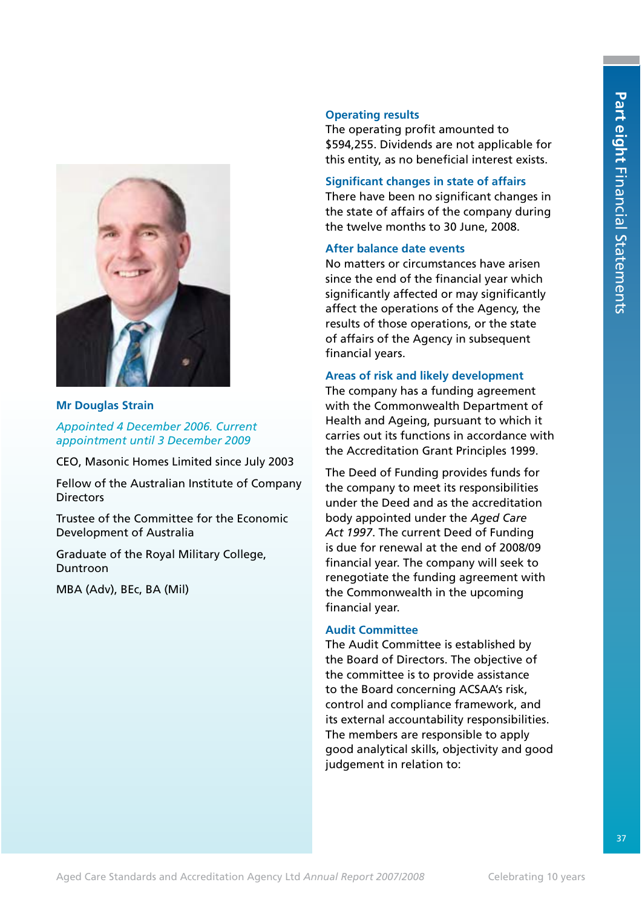**Mr Douglas Strain**

*Appointed 4 December 2006. Current appointment until 3 December 2009*

CEO, Masonic Homes Limited since July 2003

Fellow of the Australian Institute of Company Directors

Trustee of the Committee for the Economic Development of Australia

Graduate of the Royal Military College, Duntroon

MBA (Adv), BEc, BA (Mil)

### Operating results

The operating profit amounted to $594,255. Dividends are not applicable for this entity, as no beneficial interest exists.

### Significant changes in state of affairs

There have been no significant changes in the state of affairs of the company during the twelve months to 30 June, 2008.

### After balance date events

No matters or circumstances have arisen since the end of the financial year which significantly affected or may significantly affect the operations of the Agency, the results of those operations, or the state of affairs of the Agency in subsequent financial years.

### Areas of risk and likely development

The company has a funding agreement with the Commonwealth Department of Health and Ageing, pursuant to which it carries out its functions in accordance with the Accreditation Grant Principles 1999.

The Deed of Funding provides funds for the company to meet its responsibilities under the Deed and as the accreditation body appointed under the *Aged Care Act 1997*. The current Deed of Funding is due for renewal at the end of 2008/09 financial year. The company will seek to renegotiate the funding agreement with the Commonwealth in the upcoming financial year.

### Audit Committee

The Audit Committee is established by the Board of Directors. The objective of the committee is to provide assistance to the Board concerning ACSAA's risk, control and compliance framework, and its external accountability responsibilities. The members are responsible to apply good analytical skills, objectivity and good judgement in relation to: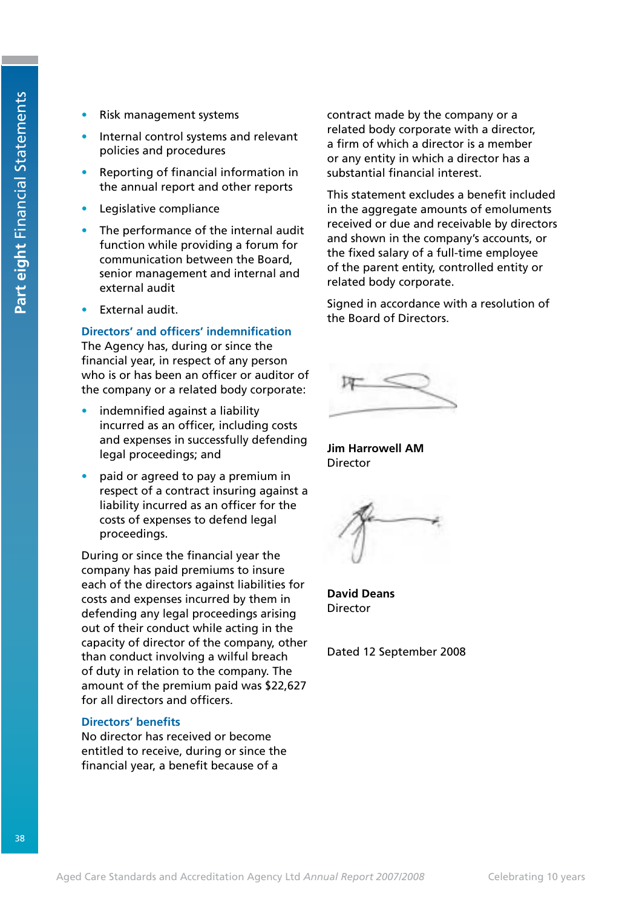- Risk management systems
- Internal control systems and relevant policies and procedures
- Reporting of financial information in the annual report and other reports
- Legislative compliance
- The performance of the internal audit function while providing a forum for communication between the Board, senior management and internal and external audit
- External audit.

### Directors' and officers' indemnification

The Agency has, during or since the financial year, in respect of any person who is or has been an officer or auditor of the company or a related body corporate:

- indemnified against a liability incurred as an officer, including costs and expenses in successfully defending legal proceedings; and
- paid or agreed to pay a premium in respect of a contract insuring against a liability incurred as an officer for the costs of expenses to defend legal proceedings.

During or since the financial year the company has paid premiums to insure each of the directors against liabilities for costs and expenses incurred by them in defending any legal proceedings arising out of their conduct while acting in the capacity of director of the company, other than conduct involving a wilful breach of duty in relation to the company. The amount of the premium paid was $22,627 for all directors and officers.

### Directors' benefits

No director has received or become entitled to receive, during or since the financial year, a benefit because of a contract made by the company or a related body corporate with a director, a firm of which a director is a member or any entity in which a director has a substantial financial interest.

This statement excludes a benefit included in the aggregate amounts of emoluments received or due and receivable by directors and shown in the company's accounts, or the fixed salary of a full-time employee of the parent entity, controlled entity or related body corporate.

Signed in accordance with a resolution of the Board of Directors.

**Jim Harrowell AM**
Director

**David Deans**
Director

Dated 12 September 2008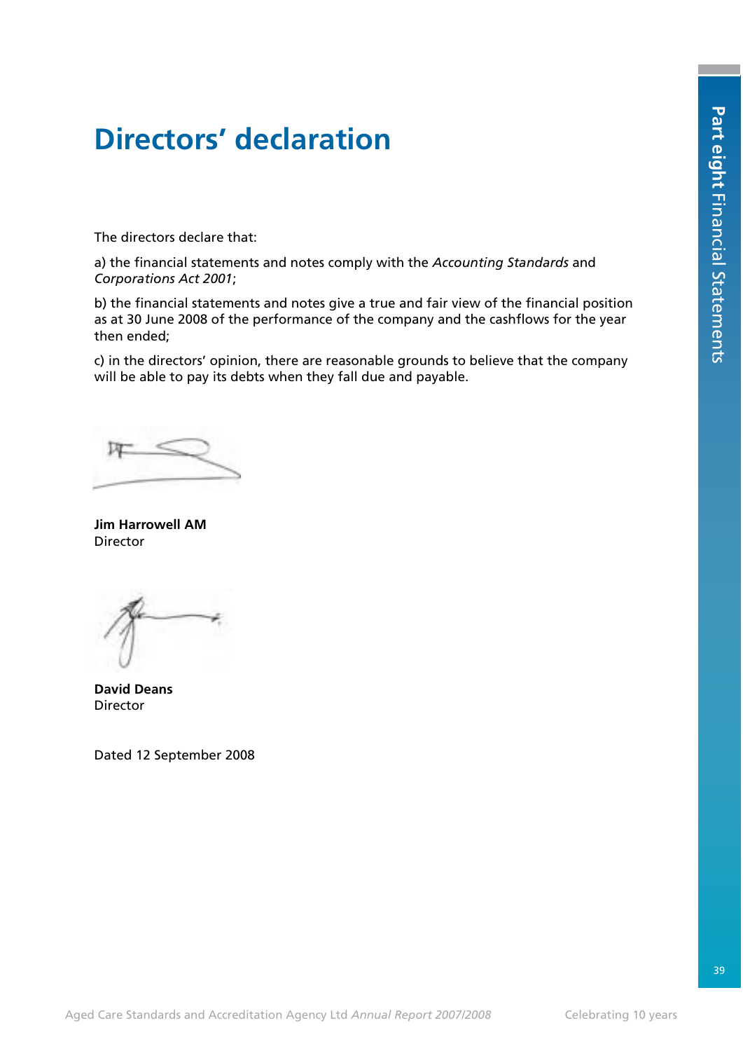# Directors' declaration

The directors declare that:

a) the financial statements and notes comply with the *Accounting Standards* and *Corporations Act 2001*;

b) the financial statements and notes give a true and fair view of the financial position as at 30 June 2008 of the performance of the company and the cashflows for the year then ended;

c) in the directors' opinion, there are reasonable grounds to believe that the company will be able to pay its debts when they fall due and payable.

**Jim Harrowell AM**
Director

**David Deans**
Director

Dated 12 September 2008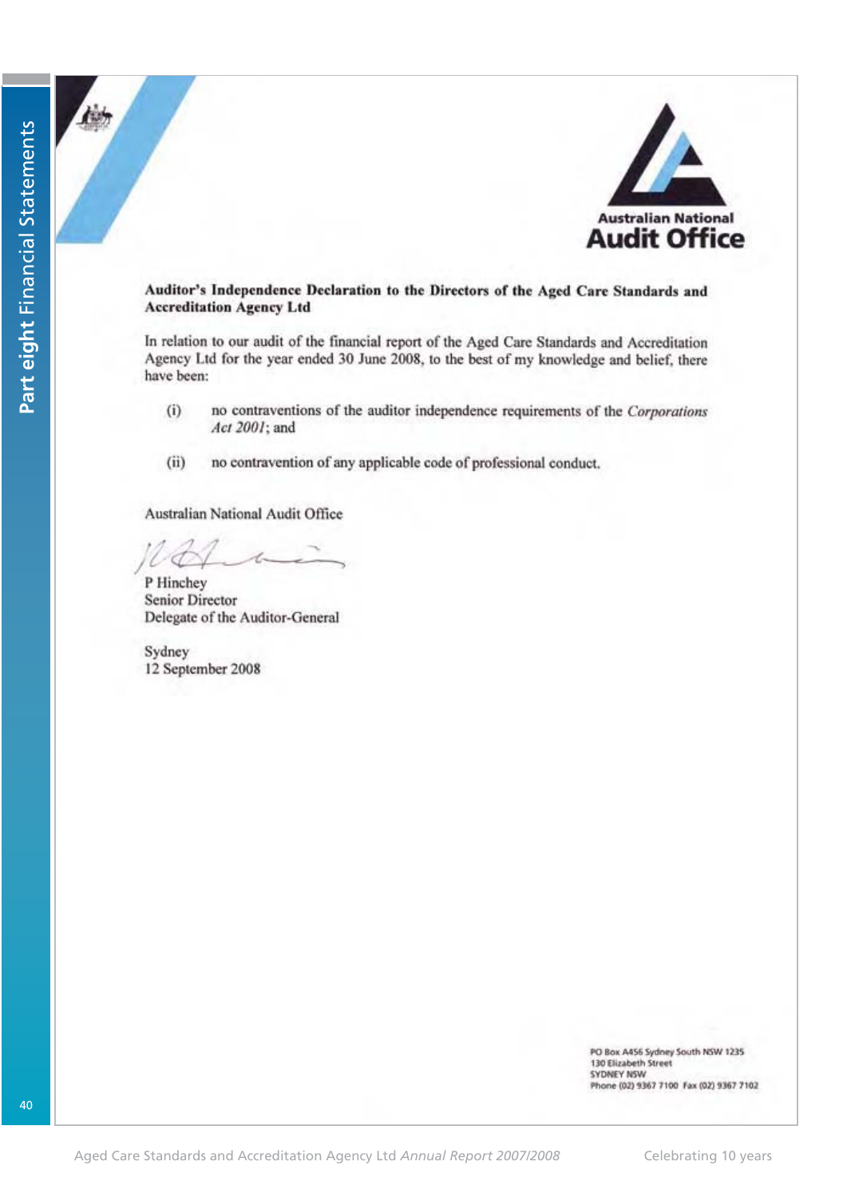Australian National
Audit Office

**Auditor's Independence Declaration to the Directors of the Aged Care Standards and Accreditation Agency Ltd**

In relation to our audit of the financial report of the Aged Care Standards and Accreditation Agency Ltd for the year ended 30 June 2008, to the best of my knowledge and belief, there have been:

(i) no contraventions of the auditor independence requirements of the *Corporations Act 2001*; and

(ii) no contravention of any applicable code of professional conduct.

Australian National Audit Office

P Hinchey
Senior Director
Delegate of the Auditor-General

Sydney
12 September 2008

PO Box A456 Sydney South NSW 1235
130 Elizabeth Street
SYDNEY NSW
Phone (02) 9367 7100 Fax (02) 9367 7102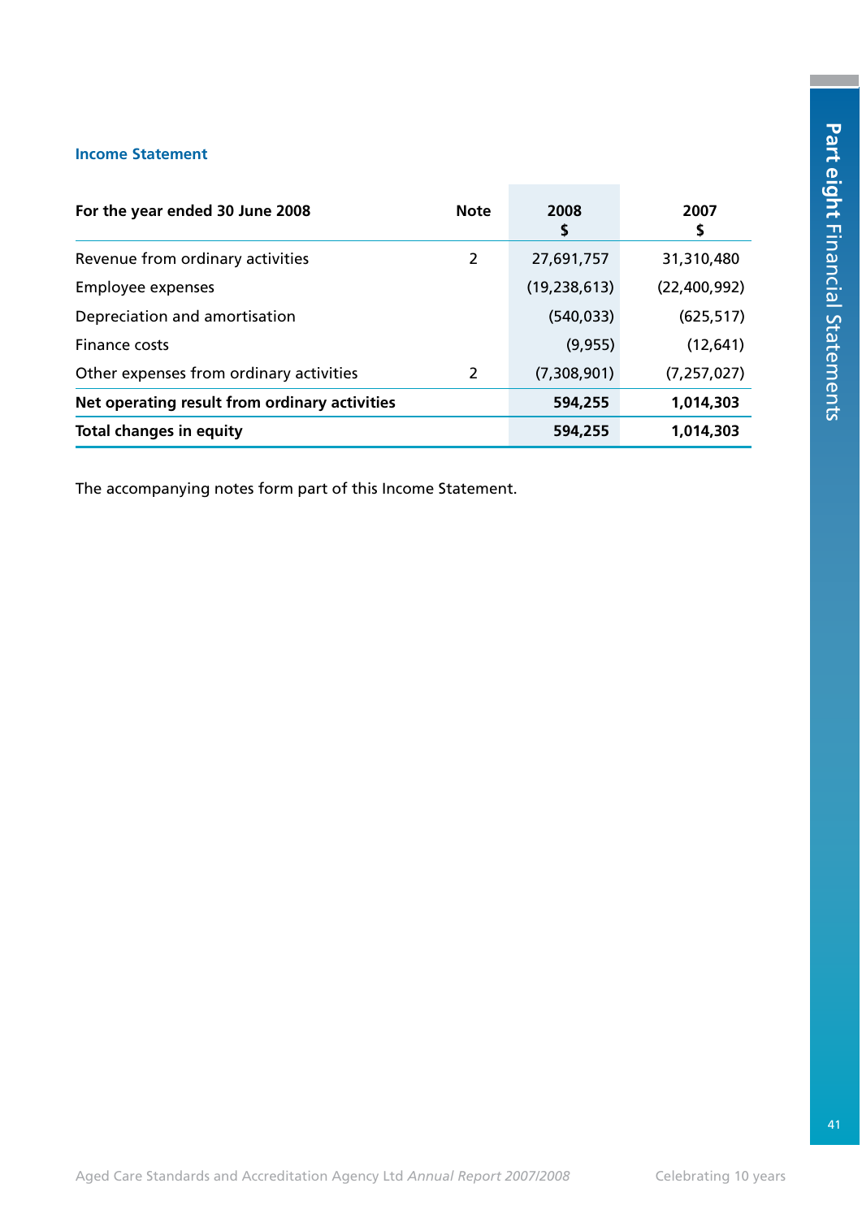## Income Statement

| For the year ended 30 June 2008 | Note | 2008<br>$ | 2007<br>$ |
|---|---|---|---|
| Revenue from ordinary activities | 2 | 27,691,757 | 31,310,480 |
| Employee expenses | | (19,238,613) | (22,400,992) |
| Depreciation and amortisation | | (540,033) | (625,517) |
| Finance costs | | (9,955) | (12,641) |
| Other expenses from ordinary activities | 2 | (7,308,901) | (7,257,027) |
| **Net operating result from ordinary activities** | | **594,255** | **1,014,303** |
| **Total changes in equity** | | **594,255** | **1,014,303** |

The accompanying notes form part of this Income Statement.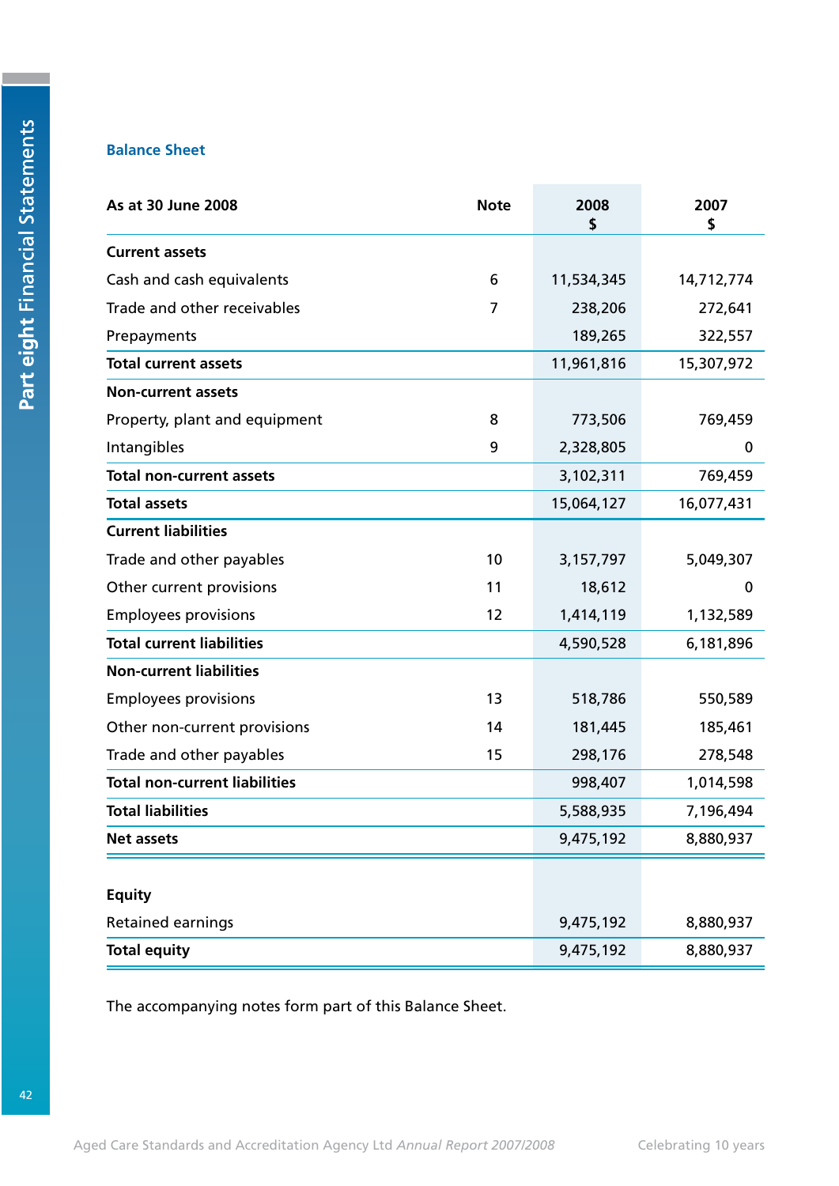## Balance Sheet

| As at 30 June 2008 | Note | 2008<br>$ | 2007<br>$ |
|---|---|---|---|
| **Current assets** | | | |
| Cash and cash equivalents | 6 | 11,534,345 | 14,712,774 |
| Trade and other receivables | 7 | 238,206 | 272,641 |
| Prepayments | | 189,265 | 322,557 |
| **Total current assets** | | 11,961,816 | 15,307,972 |
| **Non-current assets** | | | |
| Property, plant and equipment | 8 | 773,506 | 769,459 |
| Intangibles | 9 | 2,328,805 | 0 |
| **Total non-current assets** | | 3,102,311 | 769,459 |
| **Total assets** | | 15,064,127 | 16,077,431 |
| **Current liabilities** | | | |
| Trade and other payables | 10 | 3,157,797 | 5,049,307 |
| Other current provisions | 11 | 18,612 | 0 |
| Employees provisions | 12 | 1,414,119 | 1,132,589 |
| **Total current liabilities** | | 4,590,528 | 6,181,896 |
| **Non-current liabilities** | | | |
| Employees provisions | 13 | 518,786 | 550,589 |
| Other non-current provisions | 14 | 181,445 | 185,461 |
| Trade and other payables | 15 | 298,176 | 278,548 |
| **Total non-current liabilities** | | 998,407 | 1,014,598 |
| **Total liabilities** | | 5,588,935 | 7,196,494 |
| **Net assets** | | 9,475,192 | 8,880,937 |
| | | | |
| **Equity** | | | |
| Retained earnings | | 9,475,192 | 8,880,937 |
| **Total equity** | | 9,475,192 | 8,880,937 |

The accompanying notes form part of this Balance Sheet.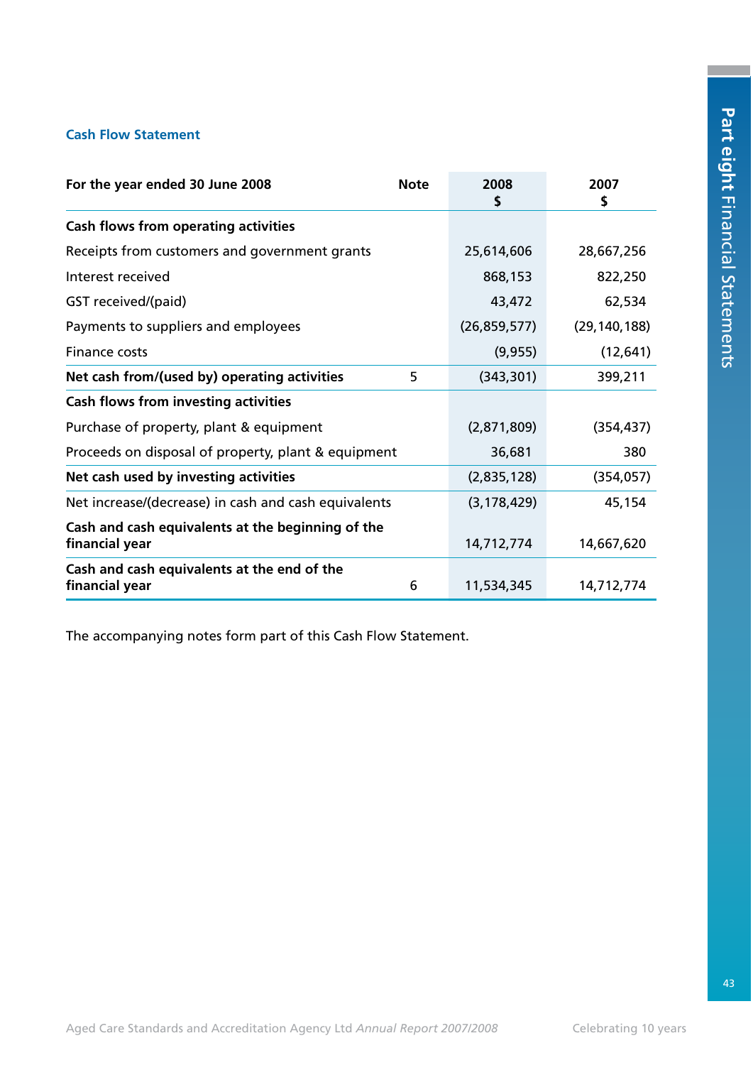## Cash Flow Statement

| For the year ended 30 June 2008 | Note | 2008 $ | 2007 $ |
|---|---|---|---|
| **Cash flows from operating activities** | | | |
| Receipts from customers and government grants | | 25,614,606 | 28,667,256 |
| Interest received | | 868,153 | 822,250 |
| GST received/(paid) | | 43,472 | 62,534 |
| Payments to suppliers and employees | | (26,859,577) | (29,140,188) |
| Finance costs | | (9,955) | (12,641) |
| **Net cash from/(used by) operating activities** | 5 | (343,301) | 399,211 |
| **Cash flows from investing activities** | | | |
| Purchase of property, plant & equipment | | (2,871,809) | (354,437) |
| Proceeds on disposal of property, plant & equipment | | 36,681 | 380 |
| **Net cash used by investing activities** | | (2,835,128) | (354,057) |
| Net increase/(decrease) in cash and cash equivalents | | (3,178,429) | 45,154 |
| **Cash and cash equivalents at the beginning of the financial year** | | 14,712,774 | 14,667,620 |
| **Cash and cash equivalents at the end of the financial year** | 6 | 11,534,345 | 14,712,774 |

The accompanying notes form part of this Cash Flow Statement.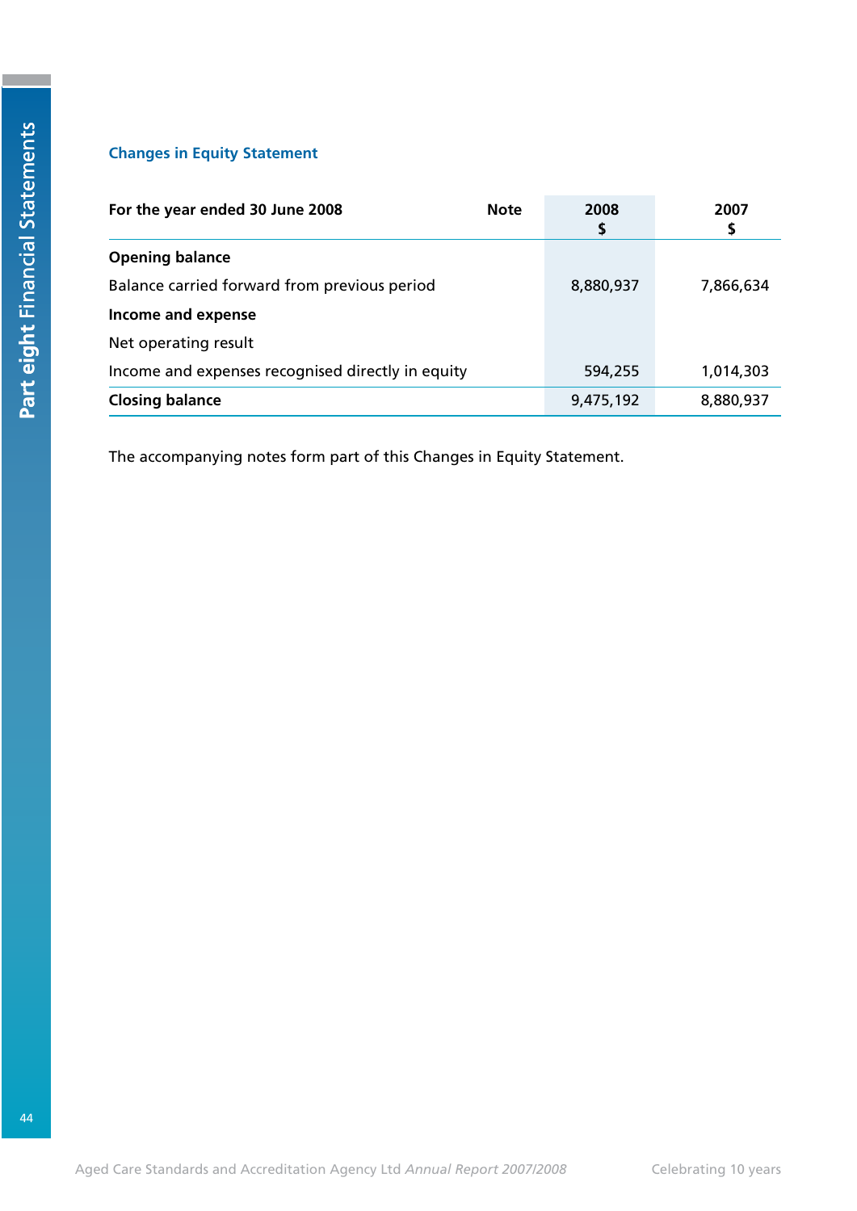## Changes in Equity Statement

| For the year ended 30 June 2008 | Note | 2008 $ | 2007 $ |
|---|---|---|---|
| **Opening balance** | | | |
| Balance carried forward from previous period | | 8,880,937 | 7,866,634 |
| **Income and expense** | | | |
| Net operating result | | | |
| Income and expenses recognised directly in equity | | 594,255 | 1,014,303 |
| **Closing balance** | | 9,475,192 | 8,880,937 |

The accompanying notes form part of this Changes in Equity Statement.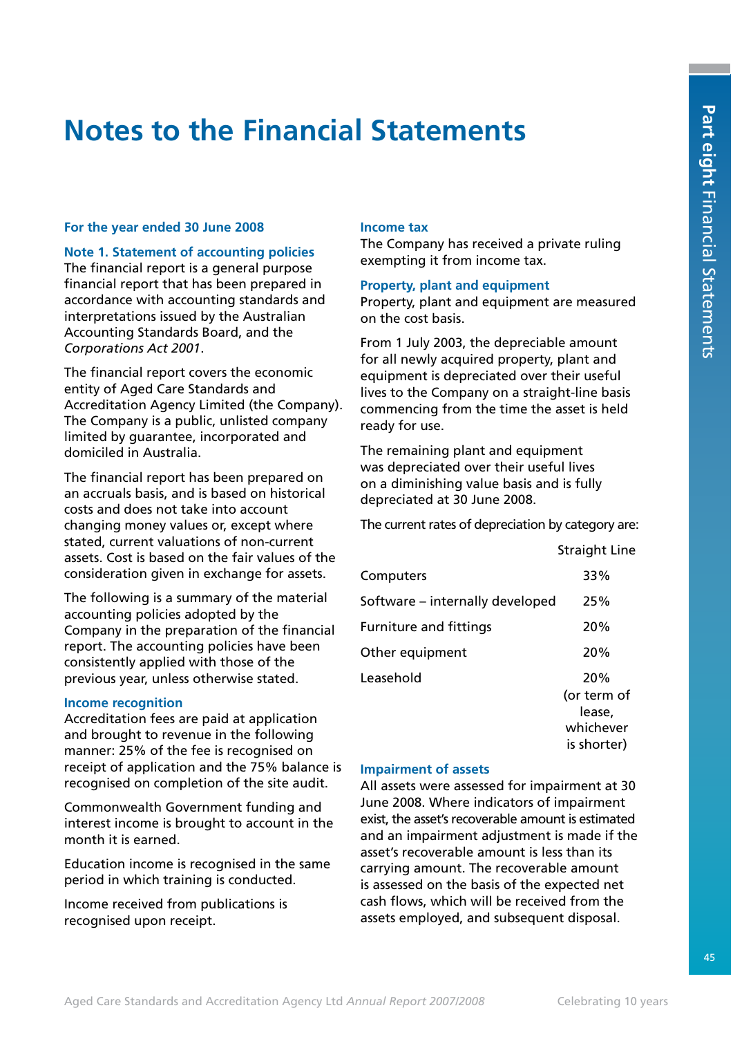# Notes to the Financial Statements

### For the year ended 30 June 2008

### Note 1. Statement of accounting policies

The financial report is a general purpose financial report that has been prepared in accordance with accounting standards and interpretations issued by the Australian Accounting Standards Board, and the *Corporations Act 2001*.

The financial report covers the economic entity of Aged Care Standards and Accreditation Agency Limited (the Company). The Company is a public, unlisted company limited by guarantee, incorporated and domiciled in Australia.

The financial report has been prepared on an accruals basis, and is based on historical costs and does not take into account changing money values or, except where stated, current valuations of non-current assets. Cost is based on the fair values of the consideration given in exchange for assets.

The following is a summary of the material accounting policies adopted by the Company in the preparation of the financial report. The accounting policies have been consistently applied with those of the previous year, unless otherwise stated.

#### Income recognition

Accreditation fees are paid at application and brought to revenue in the following manner: 25% of the fee is recognised on receipt of application and the 75% balance is recognised on completion of the site audit.

Commonwealth Government funding and interest income is brought to account in the month it is earned.

Education income is recognised in the same period in which training is conducted.

Income received from publications is recognised upon receipt.

#### Income tax

The Company has received a private ruling exempting it from income tax.

#### Property, plant and equipment

Property, plant and equipment are measured on the cost basis.

From 1 July 2003, the depreciable amount for all newly acquired property, plant and equipment is depreciated over their useful lives to the Company on a straight-line basis commencing from the time the asset is held ready for use.

The remaining plant and equipment was depreciated over their useful lives on a diminishing value basis and is fully depreciated at 30 June 2008.

The current rates of depreciation by category are:

| | Straight Line |
|---|---|
| Computers | 33% |
| Software – internally developed | 25% |
| Furniture and fittings | 20% |
| Other equipment | 20% |
| Leasehold | 20% (or term of lease, whichever is shorter) |

#### Impairment of assets

All assets were assessed for impairment at 30 June 2008. Where indicators of impairment exist, the asset's recoverable amount is estimated and an impairment adjustment is made if the asset's recoverable amount is less than its carrying amount. The recoverable amount is assessed on the basis of the expected net cash flows, which will be received from the assets employed, and subsequent disposal.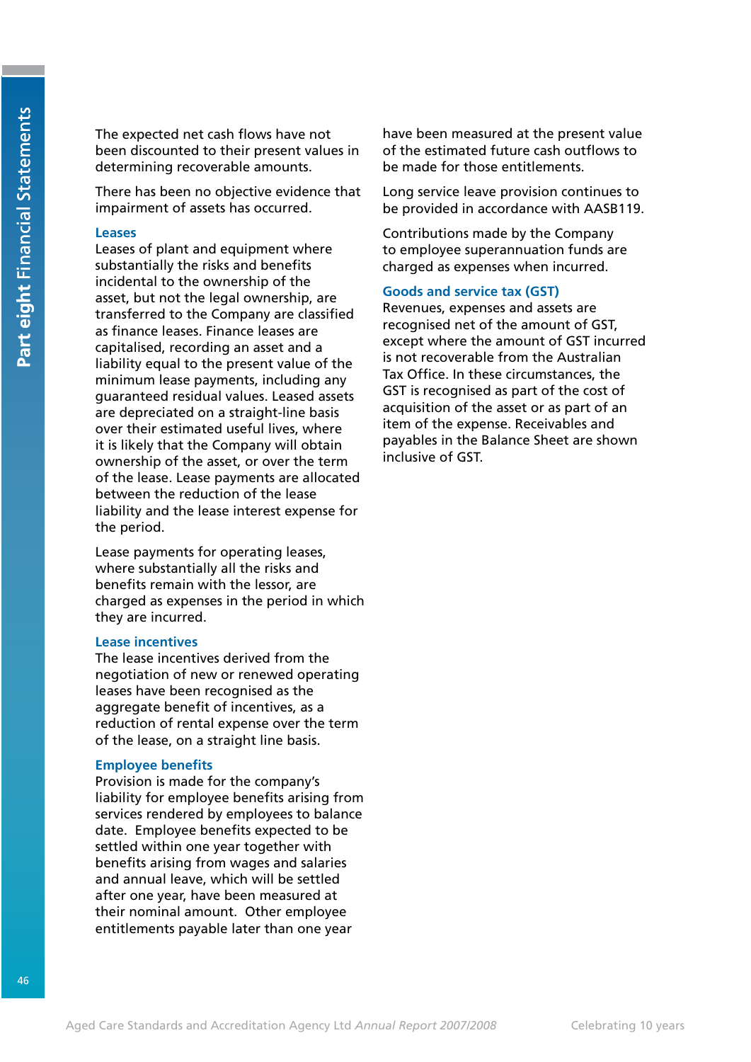The expected net cash flows have not been discounted to their present values in determining recoverable amounts.

There has been no objective evidence that impairment of assets has occurred.

### Leases

Leases of plant and equipment where substantially the risks and benefits incidental to the ownership of the asset, but not the legal ownership, are transferred to the Company are classified as finance leases. Finance leases are capitalised, recording an asset and a liability equal to the present value of the minimum lease payments, including any guaranteed residual values. Leased assets are depreciated on a straight-line basis over their estimated useful lives, where it is likely that the Company will obtain ownership of the asset, or over the term of the lease. Lease payments are allocated between the reduction of the lease liability and the lease interest expense for the period.

Lease payments for operating leases, where substantially all the risks and benefits remain with the lessor, are charged as expenses in the period in which they are incurred.

### Lease incentives

The lease incentives derived from the negotiation of new or renewed operating leases have been recognised as the aggregate benefit of incentives, as a reduction of rental expense over the term of the lease, on a straight line basis.

### Employee benefits

Provision is made for the company's liability for employee benefits arising from services rendered by employees to balance date. Employee benefits expected to be settled within one year together with benefits arising from wages and salaries and annual leave, which will be settled after one year, have been measured at their nominal amount. Other employee entitlements payable later than one year have been measured at the present value of the estimated future cash outflows to be made for those entitlements.

Long service leave provision continues to be provided in accordance with AASB119.

Contributions made by the Company to employee superannuation funds are charged as expenses when incurred.

### Goods and service tax (GST)

Revenues, expenses and assets are recognised net of the amount of GST, except where the amount of GST incurred is not recoverable from the Australian Tax Office. In these circumstances, the GST is recognised as part of the cost of acquisition of the asset or as part of an item of the expense. Receivables and payables in the Balance Sheet are shown inclusive of GST.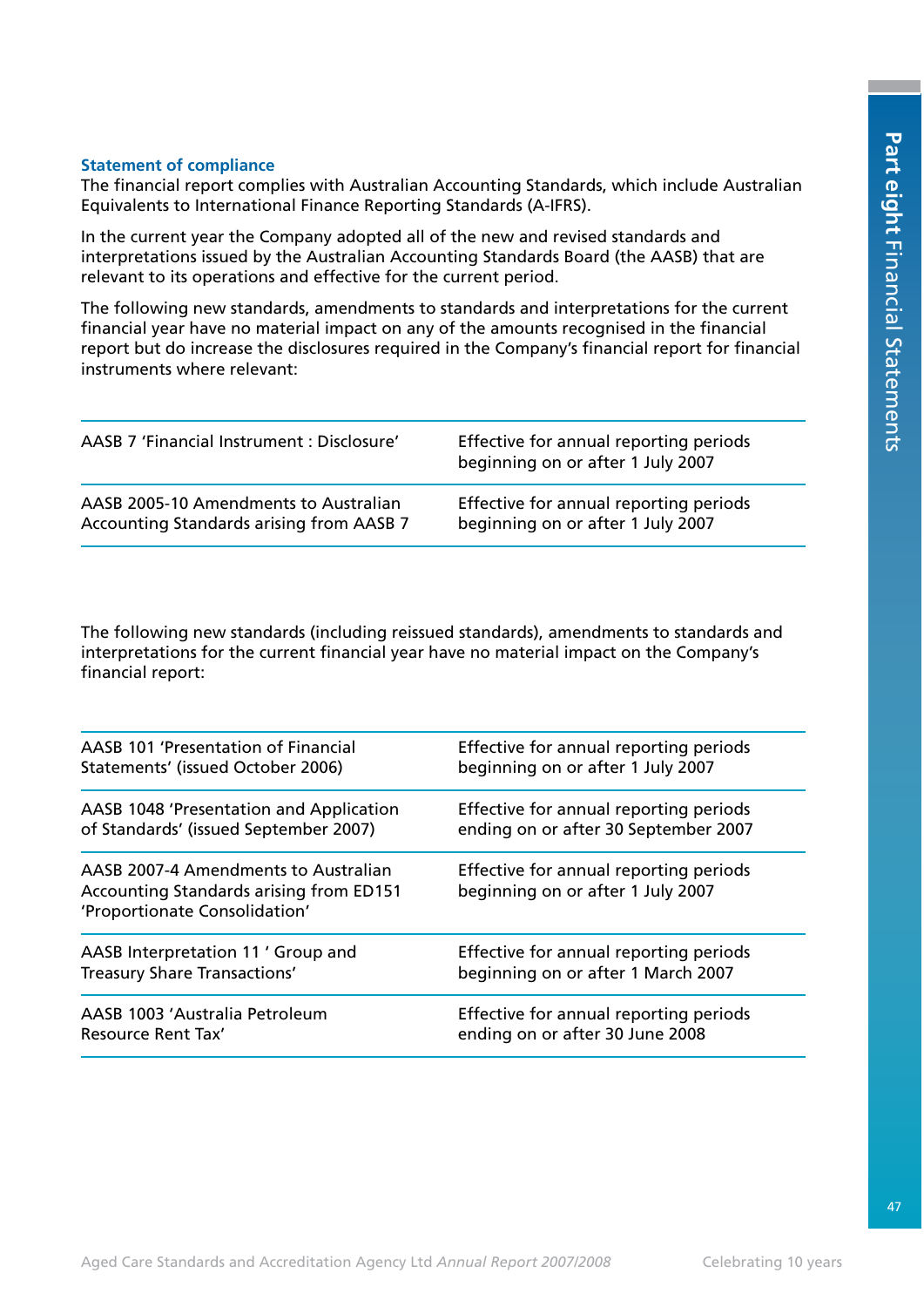### Statement of compliance

The financial report complies with Australian Accounting Standards, which include Australian Equivalents to International Finance Reporting Standards (A-IFRS).

In the current year the Company adopted all of the new and revised standards and interpretations issued by the Australian Accounting Standards Board (the AASB) that are relevant to its operations and effective for the current period.

The following new standards, amendments to standards and interpretations for the current financial year have no material impact on any of the amounts recognised in the financial report but do increase the disclosures required in the Company's financial report for financial instruments where relevant:

| | |
|---|---|
| AASB 7 'Financial Instrument : Disclosure' | Effective for annual reporting periods beginning on or after 1 July 2007 |
| AASB 2005-10 Amendments to Australian Accounting Standards arising from AASB 7 | Effective for annual reporting periods beginning on or after 1 July 2007 |

The following new standards (including reissued standards), amendments to standards and interpretations for the current financial year have no material impact on the Company's financial report:

| | |
|---|---|
| AASB 101 'Presentation of Financial Statements' (issued October 2006) | Effective for annual reporting periods beginning on or after 1 July 2007 |
| AASB 1048 'Presentation and Application of Standards' (issued September 2007) | Effective for annual reporting periods ending on or after 30 September 2007 |
| AASB 2007-4 Amendments to Australian Accounting Standards arising from ED151 'Proportionate Consolidation' | Effective for annual reporting periods beginning on or after 1 July 2007 |
| AASB Interpretation 11 ' Group and Treasury Share Transactions' | Effective for annual reporting periods beginning on or after 1 March 2007 |
| AASB 1003 'Australia Petroleum Resource Rent Tax' | Effective for annual reporting periods ending on or after 30 June 2008 |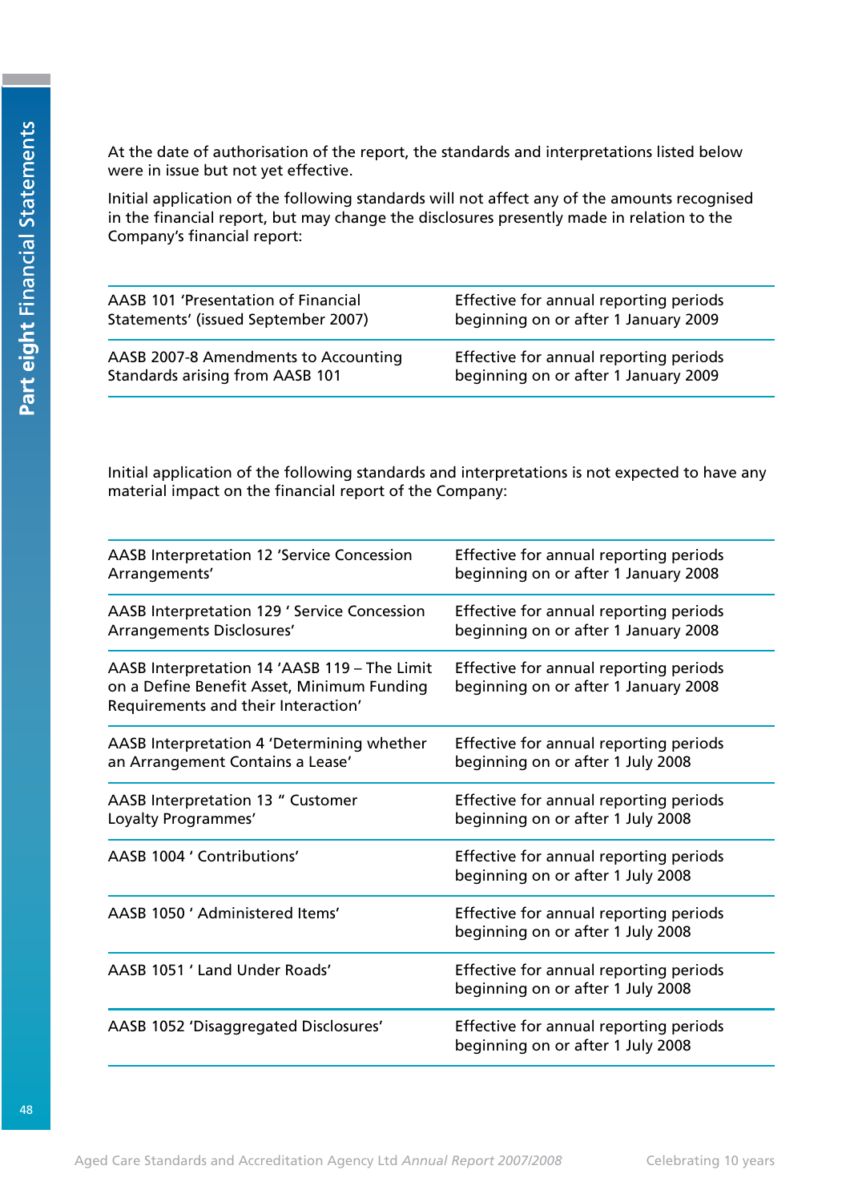At the date of authorisation of the report, the standards and interpretations listed below were in issue but not yet effective.

Initial application of the following standards will not affect any of the amounts recognised in the financial report, but may change the disclosures presently made in relation to the Company's financial report:

| | |
|---|---|
| AASB 101 'Presentation of Financial Statements' (issued September 2007) | Effective for annual reporting periods beginning on or after 1 January 2009 |
| AASB 2007-8 Amendments to Accounting Standards arising from AASB 101 | Effective for annual reporting periods beginning on or after 1 January 2009 |

Initial application of the following standards and interpretations is not expected to have any material impact on the financial report of the Company:

| | |
|---|---|
| AASB Interpretation 12 'Service Concession Arrangements' | Effective for annual reporting periods beginning on or after 1 January 2008 |
| AASB Interpretation 129 ' Service Concession Arrangements Disclosures' | Effective for annual reporting periods beginning on or after 1 January 2008 |
| AASB Interpretation 14 'AASB 119 – The Limit on a Define Benefit Asset, Minimum Funding Requirements and their Interaction' | Effective for annual reporting periods beginning on or after 1 January 2008 |
| AASB Interpretation 4 'Determining whether an Arrangement Contains a Lease' | Effective for annual reporting periods beginning on or after 1 July 2008 |
| AASB Interpretation 13 " Customer Loyalty Programmes' | Effective for annual reporting periods beginning on or after 1 July 2008 |
| AASB 1004 ' Contributions' | Effective for annual reporting periods beginning on or after 1 July 2008 |
| AASB 1050 ' Administered Items' | Effective for annual reporting periods beginning on or after 1 July 2008 |
| AASB 1051 ' Land Under Roads' | Effective for annual reporting periods beginning on or after 1 July 2008 |
| AASB 1052 'Disaggregated Disclosures' | Effective for annual reporting periods beginning on or after 1 July 2008 |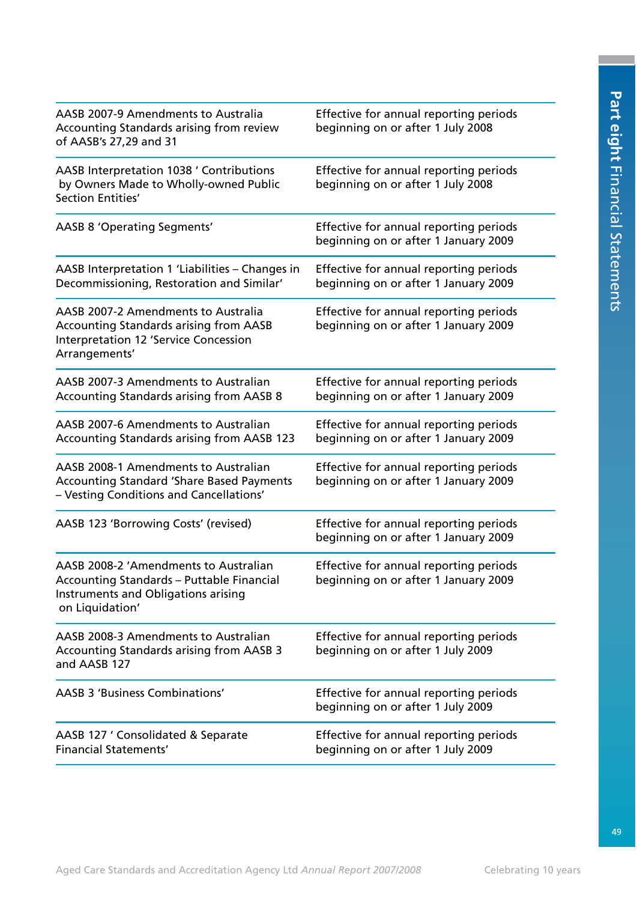| | |
|---|---|
| AASB 2007-9 Amendments to Australia Accounting Standards arising from review of AASB's 27,29 and 31 | Effective for annual reporting periods beginning on or after 1 July 2008 |
| AASB Interpretation 1038 ' Contributions by Owners Made to Wholly-owned Public Section Entities' | Effective for annual reporting periods beginning on or after 1 July 2008 |
| AASB 8 'Operating Segments' | Effective for annual reporting periods beginning on or after 1 January 2009 |
| AASB Interpretation 1 'Liabilities – Changes in Decommissioning, Restoration and Similar' | Effective for annual reporting periods beginning on or after 1 January 2009 |
| AASB 2007-2 Amendments to Australia Accounting Standards arising from AASB Interpretation 12 'Service Concession Arrangements' | Effective for annual reporting periods beginning on or after 1 January 2009 |
| AASB 2007-3 Amendments to Australian Accounting Standards arising from AASB 8 | Effective for annual reporting periods beginning on or after 1 January 2009 |
| AASB 2007-6 Amendments to Australian Accounting Standards arising from AASB 123 | Effective for annual reporting periods beginning on or after 1 January 2009 |
| AASB 2008-1 Amendments to Australian Accounting Standard 'Share Based Payments – Vesting Conditions and Cancellations' | Effective for annual reporting periods beginning on or after 1 January 2009 |
| AASB 123 'Borrowing Costs' (revised) | Effective for annual reporting periods beginning on or after 1 January 2009 |
| AASB 2008-2 'Amendments to Australian Accounting Standards – Puttable Financial Instruments and Obligations arising on Liquidation' | Effective for annual reporting periods beginning on or after 1 January 2009 |
| AASB 2008-3 Amendments to Australian Accounting Standards arising from AASB 3 and AASB 127 | Effective for annual reporting periods beginning on or after 1 July 2009 |
| AASB 3 'Business Combinations' | Effective for annual reporting periods beginning on or after 1 July 2009 |
| AASB 127 ' Consolidated & Separate Financial Statements' | Effective for annual reporting periods beginning on or after 1 July 2009 |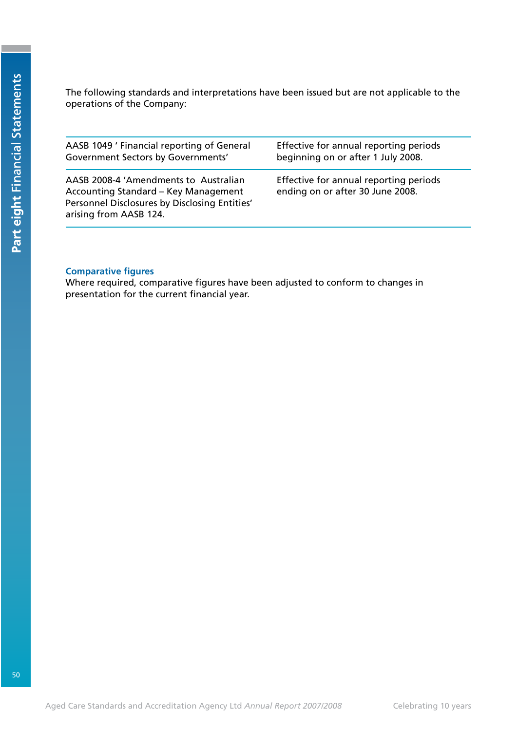The following standards and interpretations have been issued but are not applicable to the operations of the Company:

| | |
|---|---|
| AASB 1049 ' Financial reporting of General Government Sectors by Governments' | Effective for annual reporting periods beginning on or after 1 July 2008. |
| AASB 2008-4 'Amendments to Australian Accounting Standard – Key Management Personnel Disclosures by Disclosing Entities' arising from AASB 124. | Effective for annual reporting periods ending on or after 30 June 2008. |

### Comparative figures

Where required, comparative figures have been adjusted to conform to changes in presentation for the current financial year.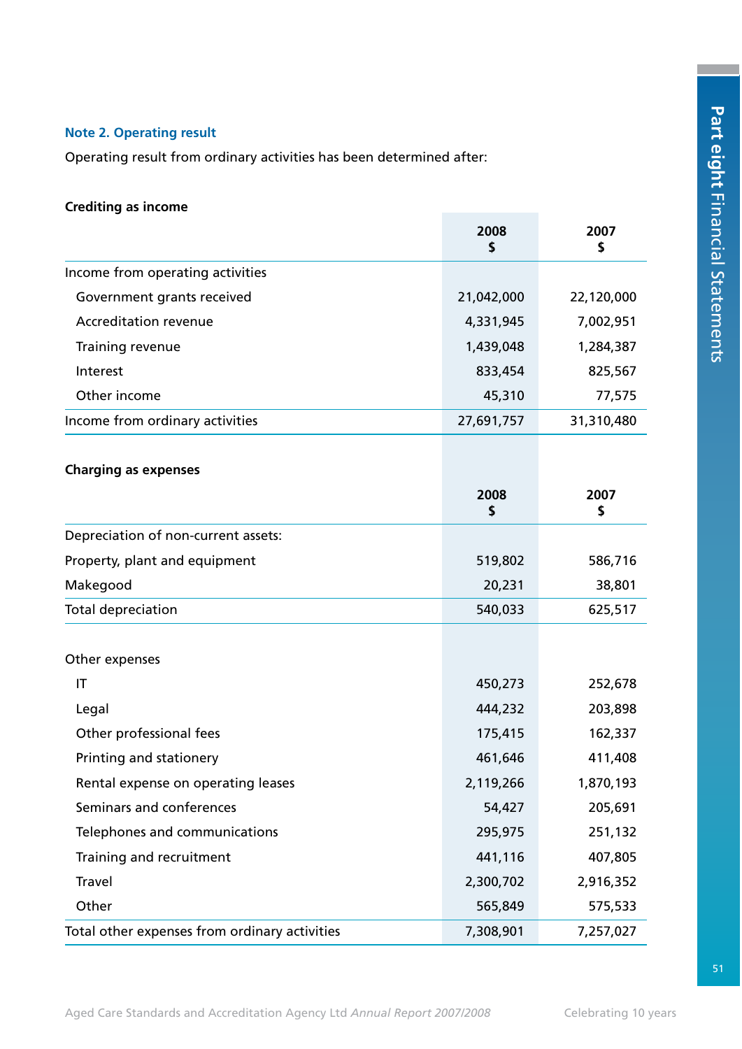## Note 2. Operating result

Operating result from ordinary activities has been determined after:

**Crediting as income**

| | 2008<br>$ | 2007<br>$ |
|---|---|---|
| Income from operating activities | | |
| Government grants received | 21,042,000 | 22,120,000 |
| Accreditation revenue | 4,331,945 | 7,002,951 |
| Training revenue | 1,439,048 | 1,284,387 |
| Interest | 833,454 | 825,567 |
| Other income | 45,310 | 77,575 |
| Income from ordinary activities | 27,691,757 | 31,310,480 |

**Charging as expenses**

| | 2008<br>$ | 2007<br>$ |
|---|---|---|
| Depreciation of non-current assets: | | |
| Property, plant and equipment | 519,802 | 586,716 |
| Makegood | 20,231 | 38,801 |
| Total depreciation | 540,033 | 625,517 |
| | | |
| Other expenses | | |
| IT | 450,273 | 252,678 |
| Legal | 444,232 | 203,898 |
| Other professional fees | 175,415 | 162,337 |
| Printing and stationery | 461,646 | 411,408 |
| Rental expense on operating leases | 2,119,266 | 1,870,193 |
| Seminars and conferences | 54,427 | 205,691 |
| Telephones and communications | 295,975 | 251,132 |
| Training and recruitment | 441,116 | 407,805 |
| Travel | 2,300,702 | 2,916,352 |
| Other | 565,849 | 575,533 |
| Total other expenses from ordinary activities | 7,308,901 | 7,257,027 |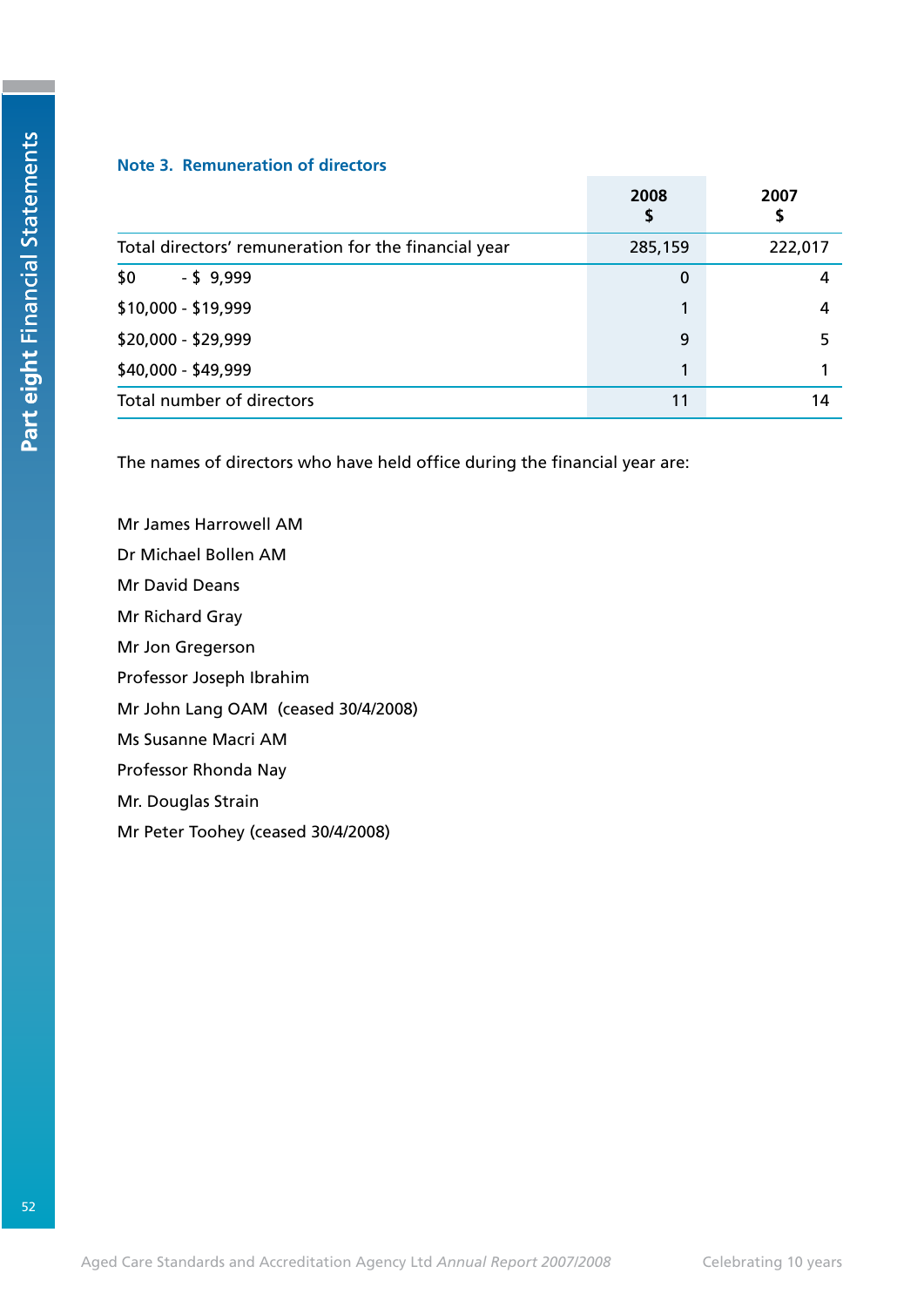### Note 3. Remuneration of directors

| | 2008 $ | 2007 $ |
|---|---|---|
| Total directors' remuneration for the financial year | 285,159 | 222,017 |
| $0 - $ 9,999 | 0 | 4 |
| $10,000 - $19,999 | 1 | 4 |
| $20,000 - $29,999 | 9 | 5 |
| $40,000 - $49,999 | 1 | 1 |
| Total number of directors | 11 | 14 |

The names of directors who have held office during the financial year are:

Mr James Harrowell AM

Dr Michael Bollen AM

Mr David Deans

Mr Richard Gray

Mr Jon Gregerson

Professor Joseph Ibrahim

Mr John Lang OAM (ceased 30/4/2008)

Ms Susanne Macri AM

Professor Rhonda Nay

Mr. Douglas Strain

Mr Peter Toohey (ceased 30/4/2008)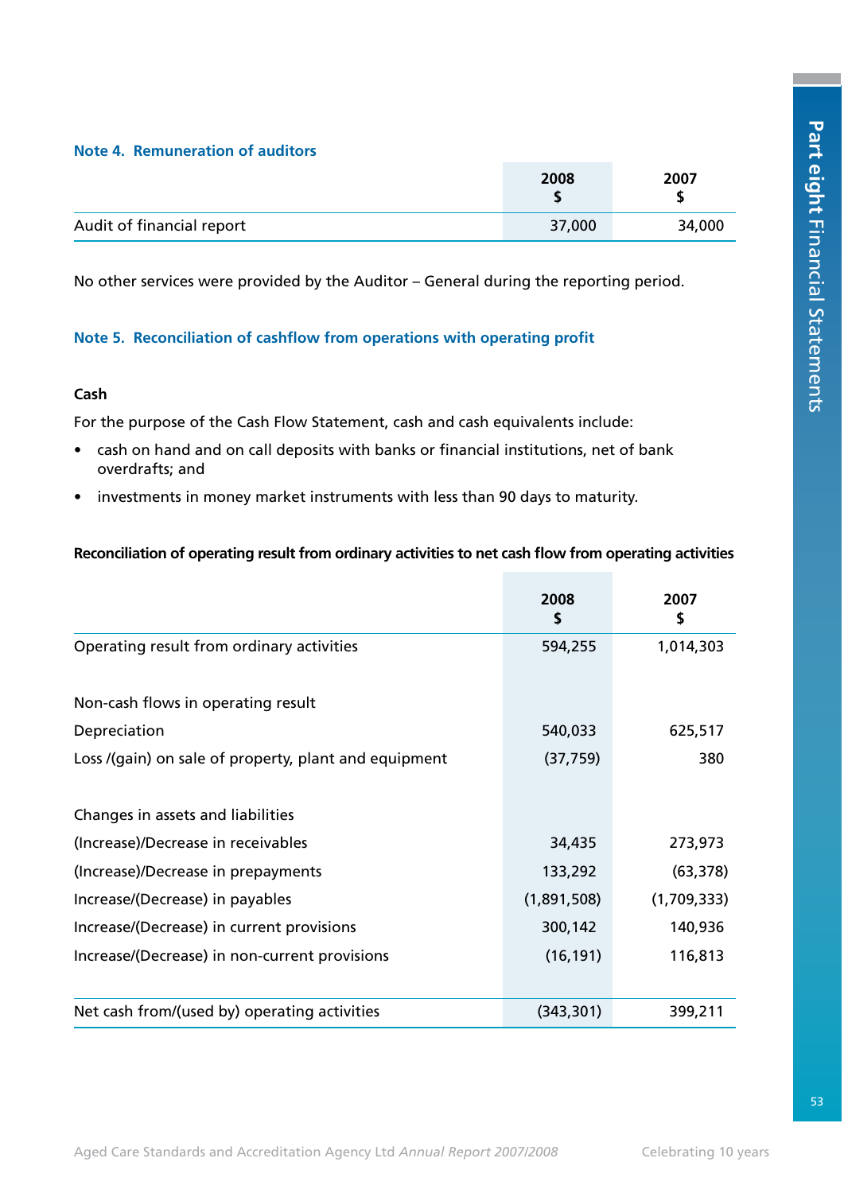### Note 4. Remuneration of auditors

| | 2008<br>$ | 2007<br>$ |
|---|---|---|
| Audit of financial report | 37,000 | 34,000 |

No other services were provided by the Auditor – General during the reporting period.

### Note 5. Reconciliation of cashflow from operations with operating profit

**Cash**

For the purpose of the Cash Flow Statement, cash and cash equivalents include:

- cash on hand and on call deposits with banks or financial institutions, net of bank overdrafts; and
- investments in money market instruments with less than 90 days to maturity.

**Reconciliation of operating result from ordinary activities to net cash flow from operating activities**

| | 2008<br>$ | 2007<br>$ |
|---|---|---|
| Operating result from ordinary activities | 594,255 | 1,014,303 |
| | | |
| Non-cash flows in operating result | | |
| Depreciation | 540,033 | 625,517 |
| Loss /(gain) on sale of property, plant and equipment | (37,759) | 380 |
| | | |
| Changes in assets and liabilities | | |
| (Increase)/Decrease in receivables | 34,435 | 273,973 |
| (Increase)/Decrease in prepayments | 133,292 | (63,378) |
| Increase/(Decrease) in payables | (1,891,508) | (1,709,333) |
| Increase/(Decrease) in current provisions | 300,142 | 140,936 |
| Increase/(Decrease) in non-current provisions | (16,191) | 116,813 |
| | | |
| Net cash from/(used by) operating activities | (343,301) | 399,211 |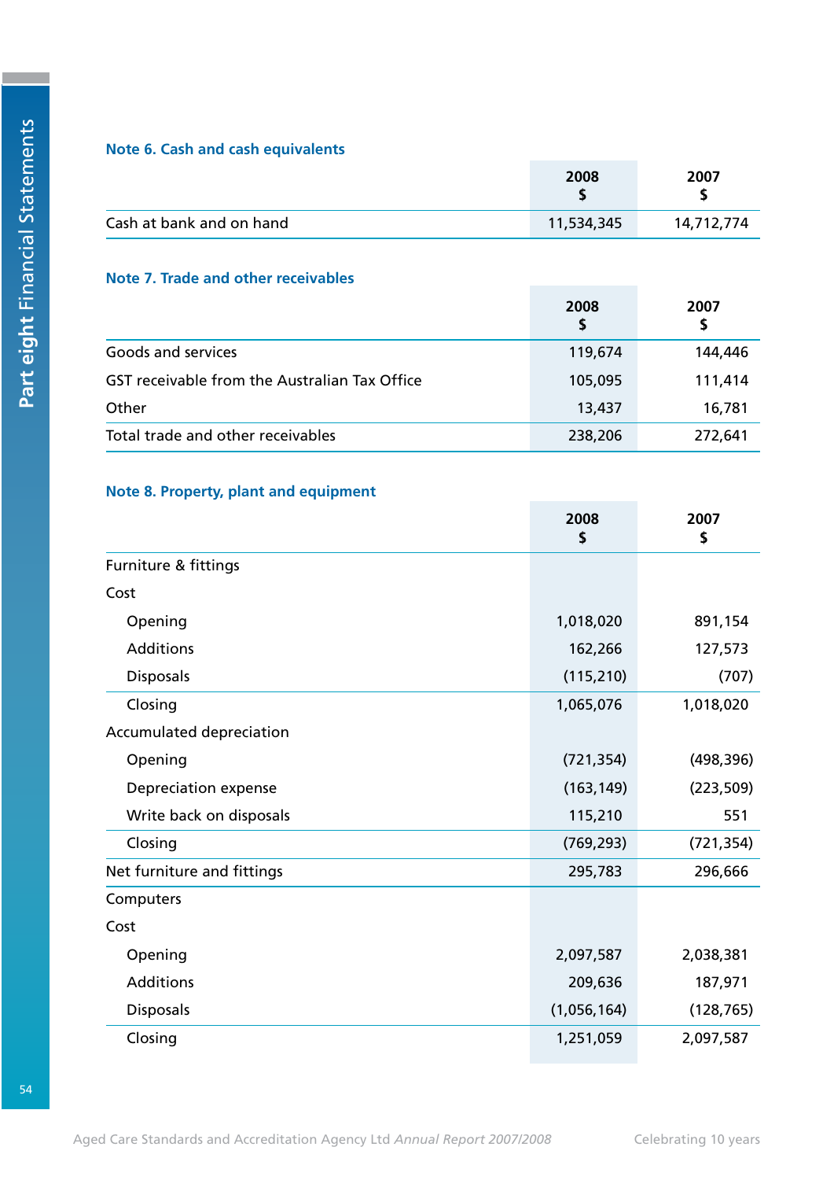### Note 6. Cash and cash equivalents

| | 2008<br>$ | 2007<br>$ |
|---|---|---|
| Cash at bank and on hand | 11,534,345 | 14,712,774 |

### Note 7. Trade and other receivables

| | 2008<br>$ | 2007<br>$ |
|---|---|---|
| Goods and services | 119,674 | 144,446 |
| GST receivable from the Australian Tax Office | 105,095 | 111,414 |
| Other | 13,437 | 16,781 |
| Total trade and other receivables | 238,206 | 272,641 |

### Note 8. Property, plant and equipment

| | 2008<br>$ | 2007<br>$ |
|---|---|---|
| Furniture & fittings | | |
| Cost | | |
| Opening | 1,018,020 | 891,154 |
| Additions | 162,266 | 127,573 |
| Disposals | (115,210) | (707) |
| Closing | 1,065,076 | 1,018,020 |
| Accumulated depreciation | | |
| Opening | (721,354) | (498,396) |
| Depreciation expense | (163,149) | (223,509) |
| Write back on disposals | 115,210 | 551 |
| Closing | (769,293) | (721,354) |
| Net furniture and fittings | 295,783 | 296,666 |
| Computers | | |
| Cost | | |
| Opening | 2,097,587 | 2,038,381 |
| Additions | 209,636 | 187,971 |
| Disposals | (1,056,164) | (128,765) |
| Closing | 1,251,059 | 2,097,587 |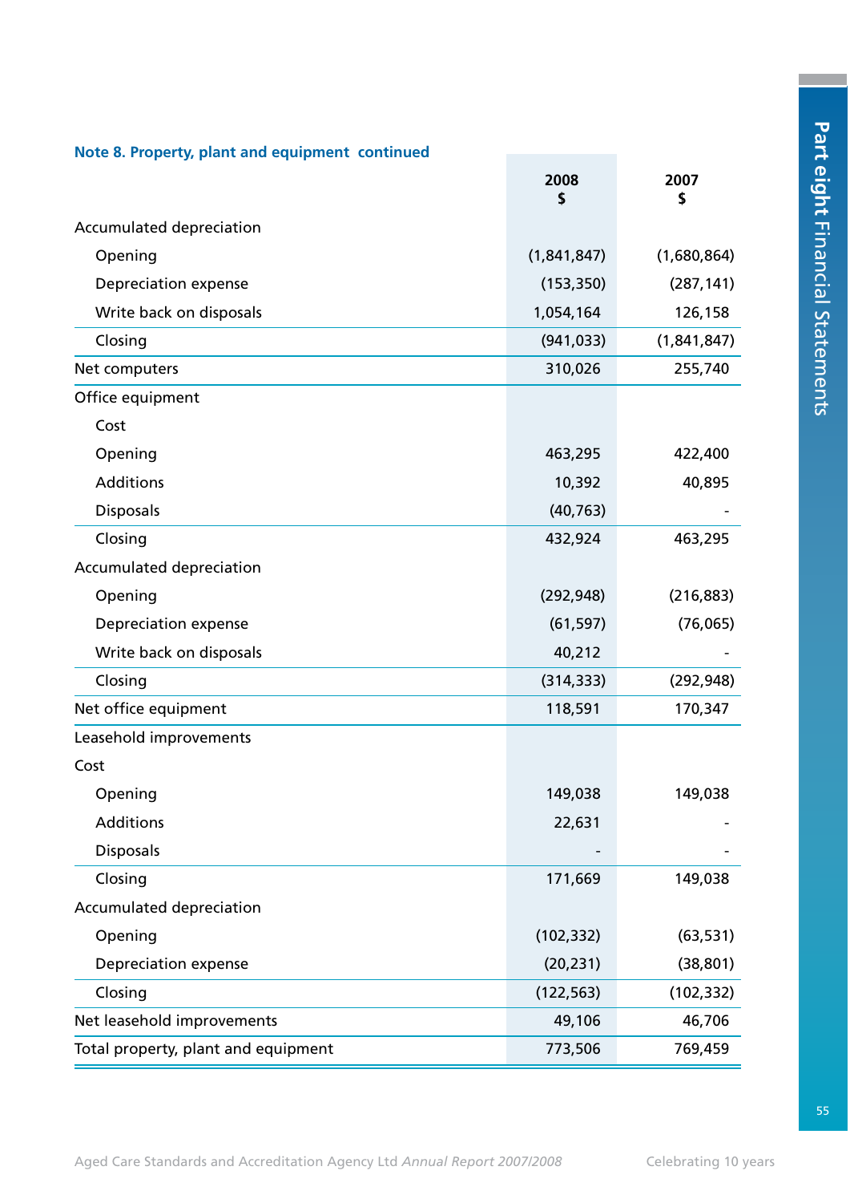### Note 8. Property, plant and equipment continued

| | 2008 $ | 2007 $ |
|---|---|---|
| Accumulated depreciation | | |
| Opening | (1,841,847) | (1,680,864) |
| Depreciation expense | (153,350) | (287,141) |
| Write back on disposals | 1,054,164 | 126,158 |
| Closing | (941,033) | (1,841,847) |
| Net computers | 310,026 | 255,740 |
| Office equipment | | |
| Cost | | |
| Opening | 463,295 | 422,400 |
| Additions | 10,392 | 40,895 |
| Disposals | (40,763) | - |
| Closing | 432,924 | 463,295 |
| Accumulated depreciation | | |
| Opening | (292,948) | (216,883) |
| Depreciation expense | (61,597) | (76,065) |
| Write back on disposals | 40,212 | - |
| Closing | (314,333) | (292,948) |
| Net office equipment | 118,591 | 170,347 |
| Leasehold improvements | | |
| Cost | | |
| Opening | 149,038 | 149,038 |
| Additions | 22,631 | - |
| Disposals | - | - |
| Closing | 171,669 | 149,038 |
| Accumulated depreciation | | |
| Opening | (102,332) | (63,531) |
| Depreciation expense | (20,231) | (38,801) |
| Closing | (122,563) | (102,332) |
| Net leasehold improvements | 49,106 | 46,706 |
| Total property, plant and equipment | 773,506 | 769,459 |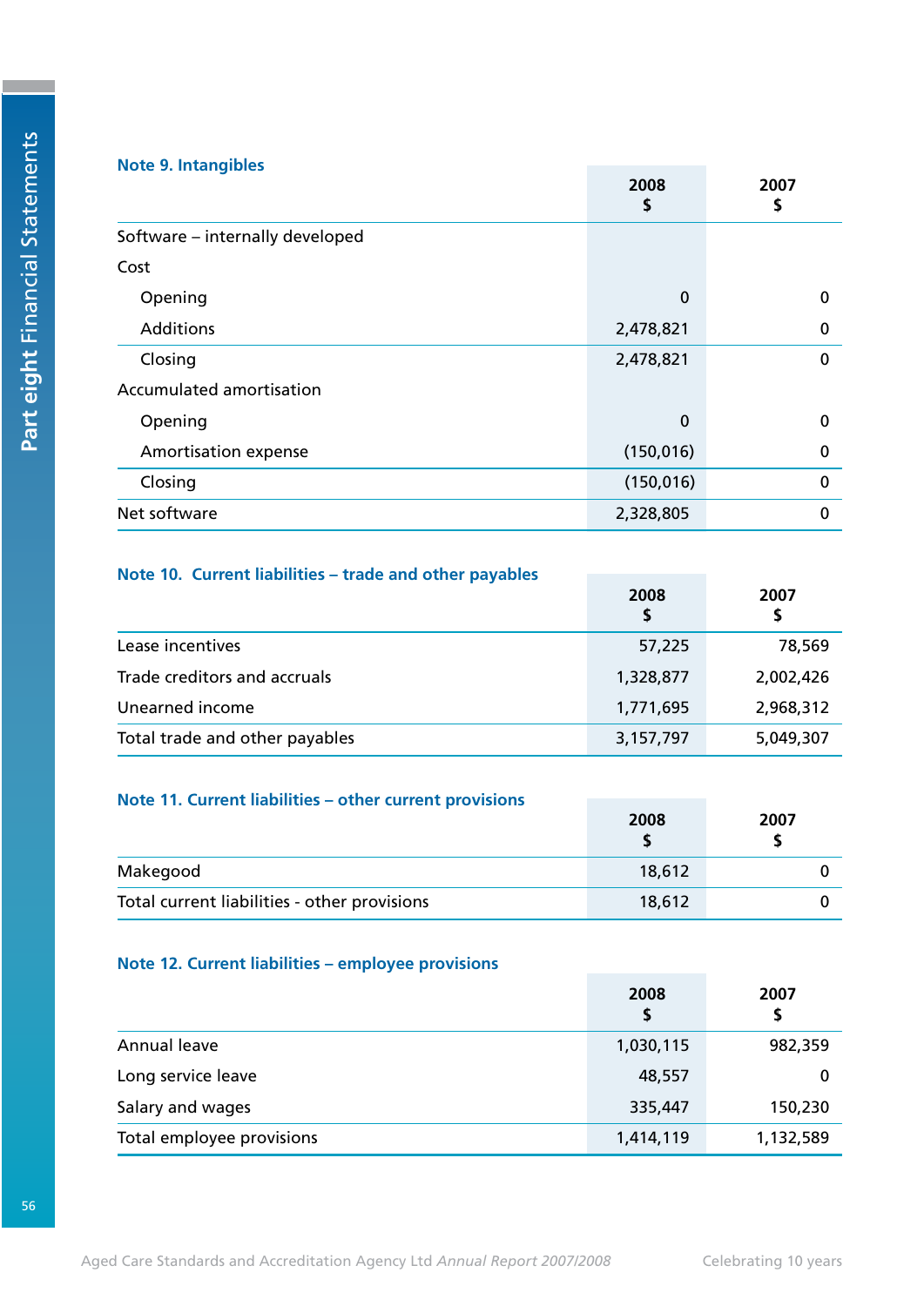### Note 9. Intangibles

| | 2008 $ | 2007 $ |
|---|---|---|
| Software – internally developed | | |
| Cost | | |
| Opening | 0 | 0 |
| Additions | 2,478,821 | 0 |
| Closing | 2,478,821 | 0 |
| Accumulated amortisation | | |
| Opening | 0 | 0 |
| Amortisation expense | (150,016) | 0 |
| Closing | (150,016) | 0 |
| Net software | 2,328,805 | 0 |

### Note 10. Current liabilities – trade and other payables

| | 2008 $ | 2007 $ |
|---|---|---|
| Lease incentives | 57,225 | 78,569 |
| Trade creditors and accruals | 1,328,877 | 2,002,426 |
| Unearned income | 1,771,695 | 2,968,312 |
| Total trade and other payables | 3,157,797 | 5,049,307 |

### Note 11. Current liabilities – other current provisions

| | 2008 $ | 2007 $ |
|---|---|---|
| Makegood | 18,612 | 0 |
| Total current liabilities - other provisions | 18,612 | 0 |

### Note 12. Current liabilities – employee provisions

| | 2008 $ | 2007 $ |
|---|---|---|
| Annual leave | 1,030,115 | 982,359 |
| Long service leave | 48,557 | 0 |
| Salary and wages | 335,447 | 150,230 |
| Total employee provisions | 1,414,119 | 1,132,589 |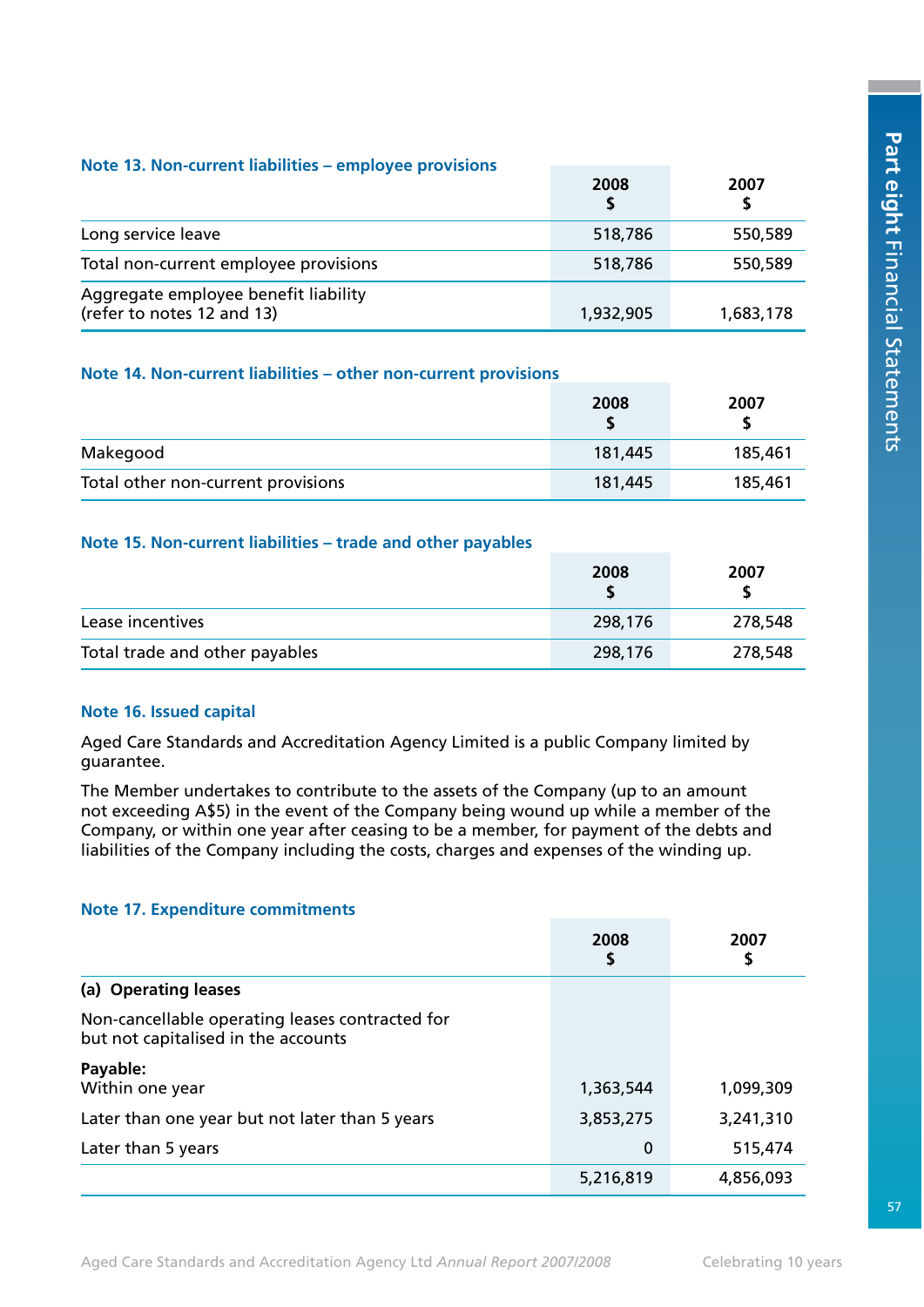### Note 13. Non-current liabilities – employee provisions

| | 2008<br>$ | 2007<br>$ |
|---|---|---|
| Long service leave | 518,786 | 550,589 |
| Total non-current employee provisions | 518,786 | 550,589 |
| Aggregate employee benefit liability (refer to notes 12 and 13) | 1,932,905 | 1,683,178 |

### Note 14. Non-current liabilities – other non-current provisions

| | 2008<br>$ | 2007<br>$ |
|---|---|---|
| Makegood | 181,445 | 185,461 |
| Total other non-current provisions | 181,445 | 185,461 |

### Note 15. Non-current liabilities – trade and other payables

| | 2008<br>$ | 2007<br>$ |
|---|---|---|
| Lease incentives | 298,176 | 278,548 |
| Total trade and other payables | 298,176 | 278,548 |

### Note 16. Issued capital

Aged Care Standards and Accreditation Agency Limited is a public Company limited by guarantee.

The Member undertakes to contribute to the assets of the Company (up to an amount not exceeding A$5) in the event of the Company being wound up while a member of the Company, or within one year after ceasing to be a member, for payment of the debts and liabilities of the Company including the costs, charges and expenses of the winding up.

### Note 17. Expenditure commitments

| | 2008<br>$ | 2007<br>$ |
|---|---|---|
| **(a) Operating leases** | | |
| Non-cancellable operating leases contracted for but not capitalised in the accounts | | |
| **Payable:** | | |
| Within one year | 1,363,544 | 1,099,309 |
| Later than one year but not later than 5 years | 3,853,275 | 3,241,310 |
| Later than 5 years | 0 | 515,474 |
| | 5,216,819 | 4,856,093 |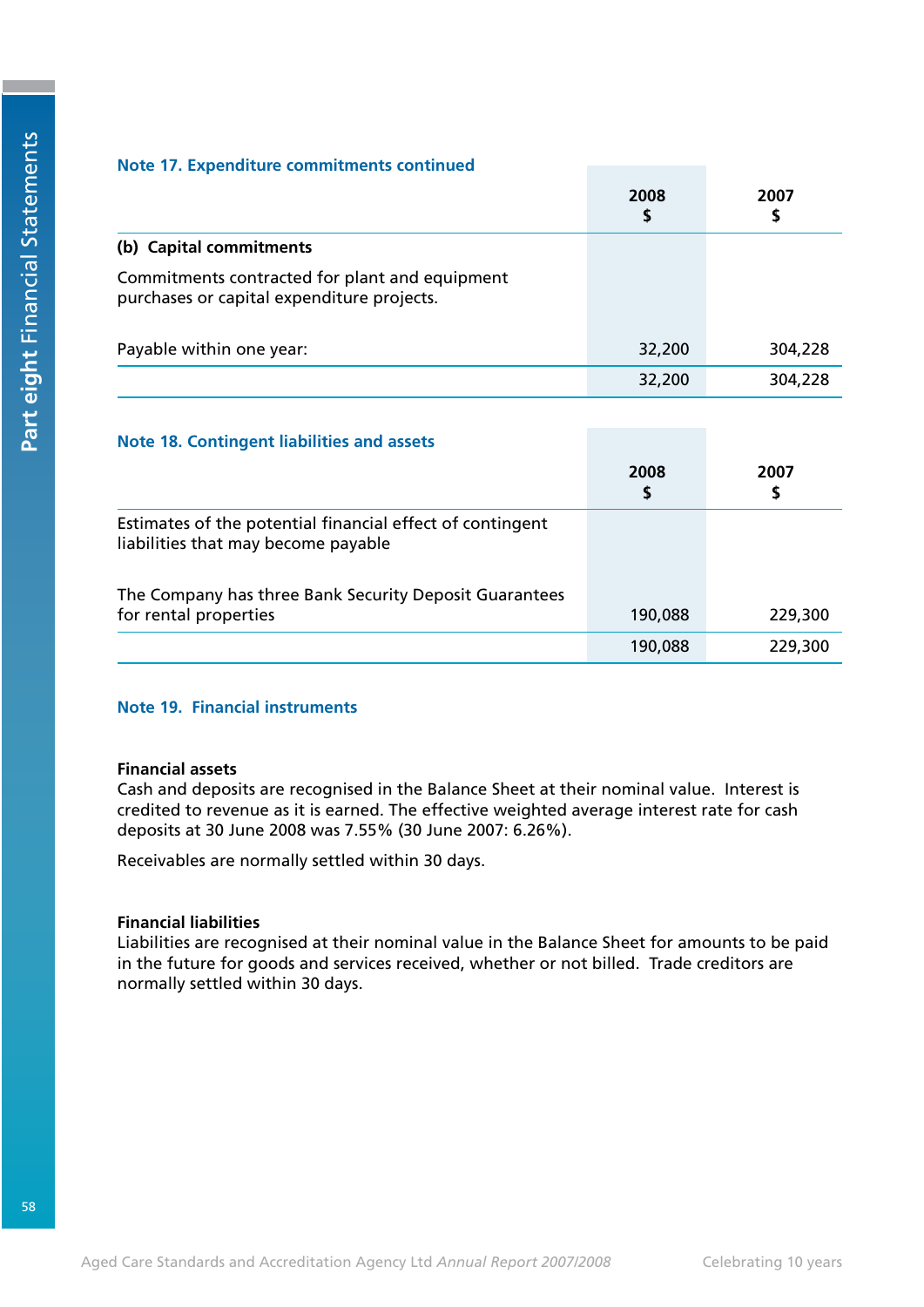## Note 17. Expenditure commitments continued

| | 2008<br>$ | 2007<br>$ |
|---|---|---|
| **(b) Capital commitments** | | |
| Commitments contracted for plant and equipment purchases or capital expenditure projects. | | |
| Payable within one year: | 32,200 | 304,228 |
| | 32,200 | 304,228 |

## Note 18. Contingent liabilities and assets

| | 2008<br>$ | 2007<br>$ |
|---|---|---|
| Estimates of the potential financial effect of contingent liabilities that may become payable | | |
| The Company has three Bank Security Deposit Guarantees for rental properties | 190,088 | 229,300 |
| | 190,088 | 229,300 |

## Note 19. Financial instruments

**Financial assets**
Cash and deposits are recognised in the Balance Sheet at their nominal value. Interest is credited to revenue as it is earned. The effective weighted average interest rate for cash deposits at 30 June 2008 was 7.55% (30 June 2007: 6.26%).

Receivables are normally settled within 30 days.

**Financial liabilities**
Liabilities are recognised at their nominal value in the Balance Sheet for amounts to be paid in the future for goods and services received, whether or not billed. Trade creditors are normally settled within 30 days.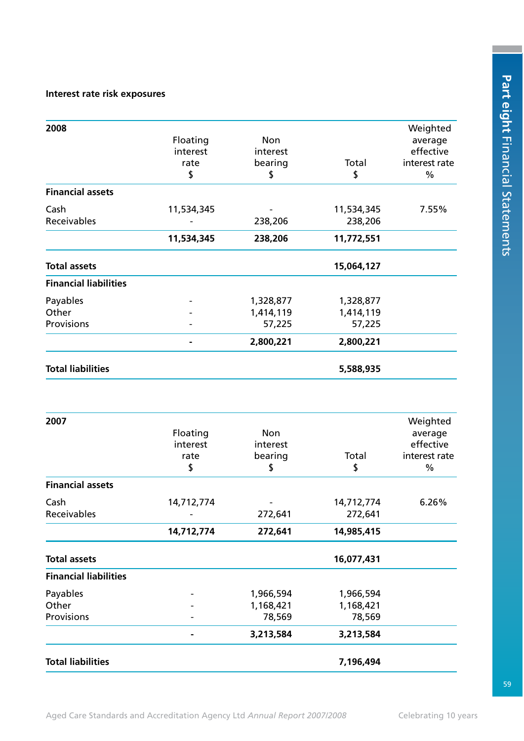**Interest rate risk exposures**

| 2008 | Floating interest rate $ | Non interest bearing $ | Total $ | Weighted average effective interest rate % |
|---|---|---|---|---|
| **Financial assets** | | | | |
| Cash | 11,534,345 | - | 11,534,345 | 7.55% |
| Receivables | - | 238,206 | 238,206 | |
| | **11,534,345** | **238,206** | **11,772,551** | |
| **Total assets** | | | **15,064,127** | |
| **Financial liabilities** | | | | |
| Payables | - | 1,328,877 | 1,328,877 | |
| Other | - | 1,414,119 | 1,414,119 | |
| Provisions | - | 57,225 | 57,225 | |
| | **-** | **2,800,221** | **2,800,221** | |
| **Total liabilities** | | | **5,588,935** | |

| 2007 | Floating interest rate $ | Non interest bearing $ | Total $ | Weighted average effective interest rate % |
|---|---|---|---|---|
| **Financial assets** | | | | |
| Cash | 14,712,774 | - | 14,712,774 | 6.26% |
| Receivables | - | 272,641 | 272,641 | |
| | **14,712,774** | **272,641** | **14,985,415** | |
| **Total assets** | | | **16,077,431** | |
| **Financial liabilities** | | | | |
| Payables | - | 1,966,594 | 1,966,594 | |
| Other | - | 1,168,421 | 1,168,421 | |
| Provisions | - | 78,569 | 78,569 | |
| | **-** | **3,213,584** | **3,213,584** | |
| **Total liabilities** | | | **7,196,494** | |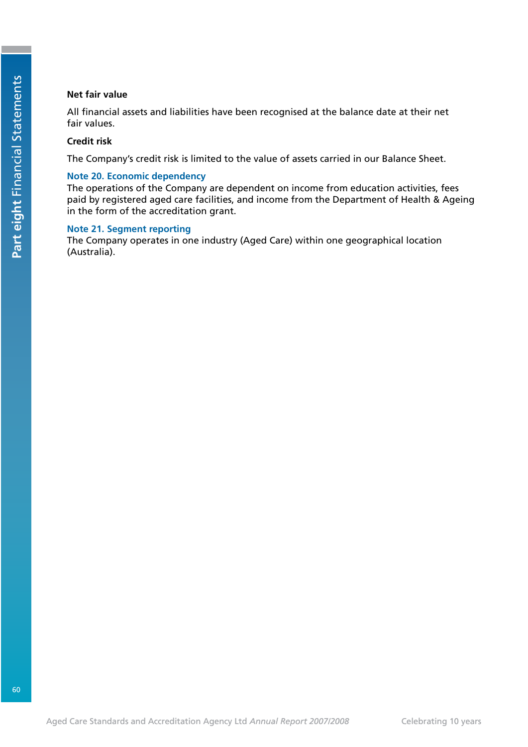**Net fair value**

All financial assets and liabilities have been recognised at the balance date at their net fair values.

**Credit risk**

The Company's credit risk is limited to the value of assets carried in our Balance Sheet.

## Note 20. Economic dependency

The operations of the Company are dependent on income from education activities, fees paid by registered aged care facilities, and income from the Department of Health & Ageing in the form of the accreditation grant.

## Note 21. Segment reporting

The Company operates in one industry (Aged Care) within one geographical location (Australia).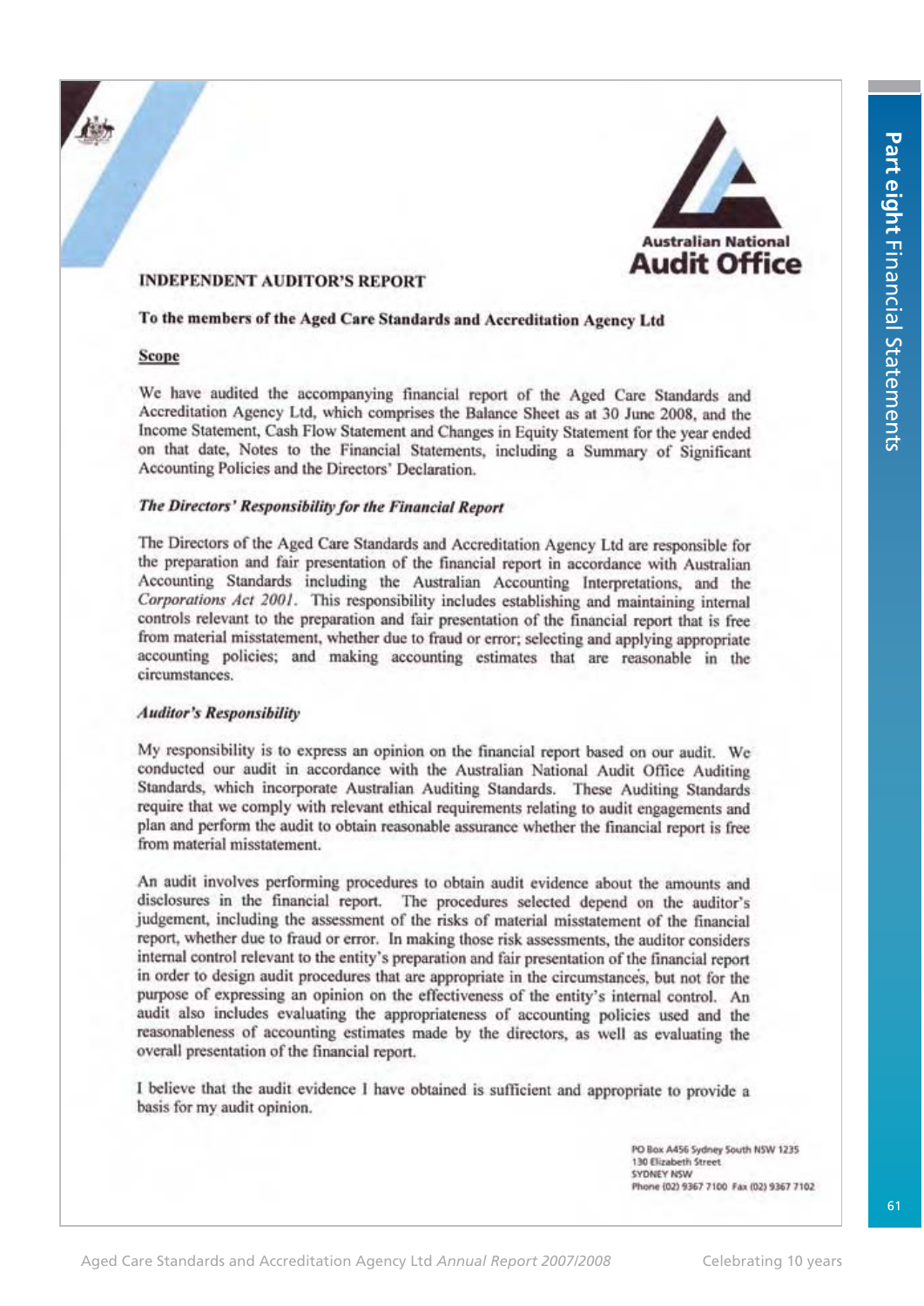Australian National
**Audit Office**

# INDEPENDENT AUDITOR'S REPORT

**To the members of the Aged Care Standards and Accreditation Agency Ltd**

## Scope

We have audited the accompanying financial report of the Aged Care Standards and Accreditation Agency Ltd, which comprises the Balance Sheet as at 30 June 2008, and the Income Statement, Cash Flow Statement and Changes in Equity Statement for the year ended on that date, Notes to the Financial Statements, including a Summary of Significant Accounting Policies and the Directors' Declaration.

### *The Directors' Responsibility for the Financial Report*

The Directors of the Aged Care Standards and Accreditation Agency Ltd are responsible for the preparation and fair presentation of the financial report in accordance with Australian Accounting Standards including the Australian Accounting Interpretations, and the *Corporations Act 2001*. This responsibility includes establishing and maintaining internal controls relevant to the preparation and fair presentation of the financial report that is free from material misstatement, whether due to fraud or error; selecting and applying appropriate accounting policies; and making accounting estimates that are reasonable in the circumstances.

### *Auditor's Responsibility*

My responsibility is to express an opinion on the financial report based on our audit. We conducted our audit in accordance with the Australian National Audit Office Auditing Standards, which incorporate Australian Auditing Standards. These Auditing Standards require that we comply with relevant ethical requirements relating to audit engagements and plan and perform the audit to obtain reasonable assurance whether the financial report is free from material misstatement.

An audit involves performing procedures to obtain audit evidence about the amounts and disclosures in the financial report. The procedures selected depend on the auditor's judgement, including the assessment of the risks of material misstatement of the financial report, whether due to fraud or error. In making those risk assessments, the auditor considers internal control relevant to the entity's preparation and fair presentation of the financial report in order to design audit procedures that are appropriate in the circumstances, but not for the purpose of expressing an opinion on the effectiveness of the entity's internal control. An audit also includes evaluating the appropriateness of accounting policies used and the reasonableness of accounting estimates made by the directors, as well as evaluating the overall presentation of the financial report.

I believe that the audit evidence I have obtained is sufficient and appropriate to provide a basis for my audit opinion.

PO Box A456 Sydney South NSW 1235
130 Elizabeth Street
SYDNEY NSW
Phone (02) 9367 7100 Fax (02) 9367 7102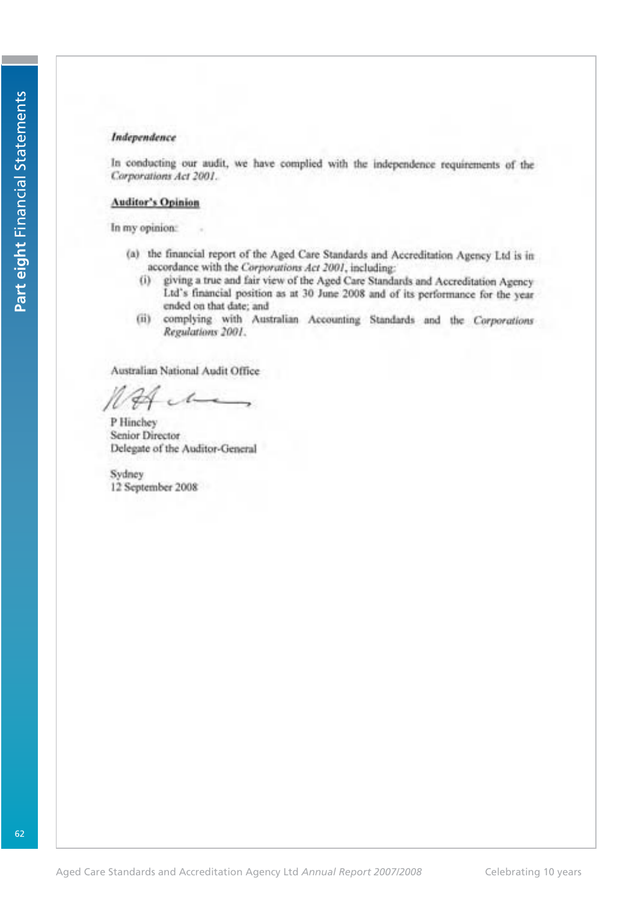***Independence***

In conducting our audit, we have complied with the independence requirements of the *Corporations Act 2001*.

**Auditor's Opinion**

In my opinion:

(a) the financial report of the Aged Care Standards and Accreditation Agency Ltd is in accordance with the *Corporations Act 2001*, including:

  (i) giving a true and fair view of the Aged Care Standards and Accreditation Agency Ltd's financial position as at 30 June 2008 and of its performance for the year ended on that date; and

  (ii) complying with Australian Accounting Standards and the *Corporations Regulations 2001*.

Australian National Audit Office

P Hinchey
Senior Director
Delegate of the Auditor-General

Sydney
12 September 2008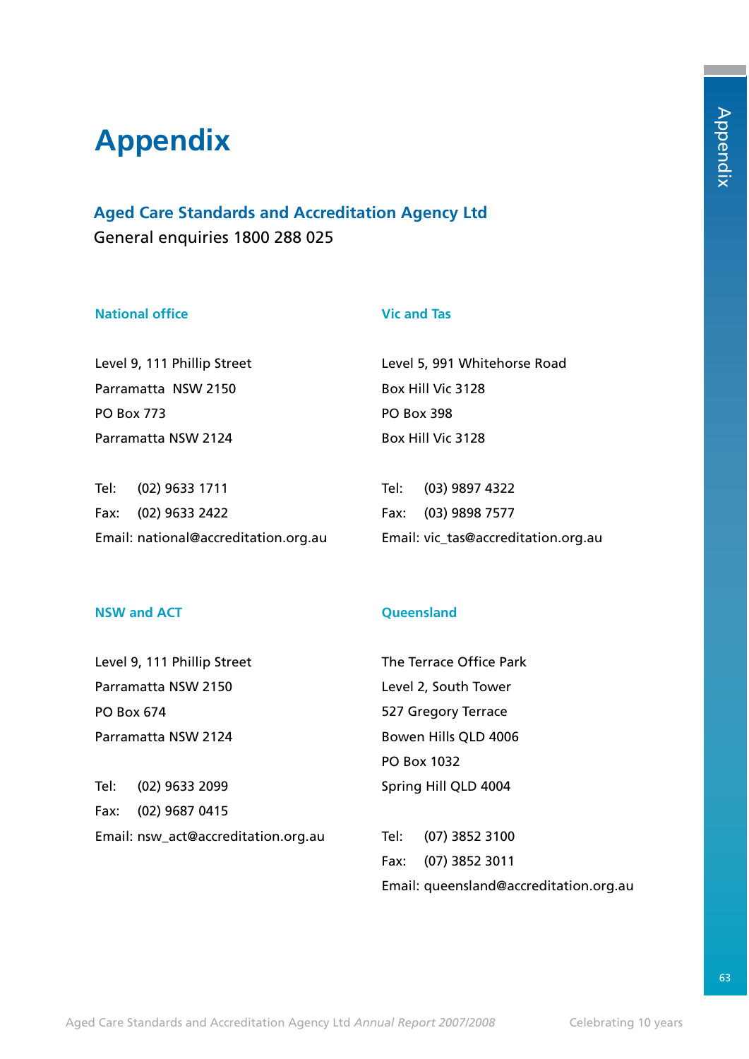# Appendix

## Aged Care Standards and Accreditation Agency Ltd

General enquiries 1800 288 025

### National office

Level 9, 111 Phillip Street
Parramatta  NSW 2150
PO Box 773
Parramatta NSW 2124

Tel: (02) 9633 1711
Fax: (02) 9633 2422
Email: national@accreditation.org.au

### Vic and Tas

Level 5, 991 Whitehorse Road
Box Hill Vic 3128
PO Box 398
Box Hill Vic 3128

Tel: (03) 9897 4322
Fax: (03) 9898 7577
Email: vic_tas@accreditation.org.au

### NSW and ACT

Level 9, 111 Phillip Street
Parramatta NSW 2150
PO Box 674
Parramatta NSW 2124

Tel: (02) 9633 2099
Fax: (02) 9687 0415
Email: nsw_act@accreditation.org.au

### Queensland

The Terrace Office Park
Level 2, South Tower
527 Gregory Terrace
Bowen Hills QLD 4006
PO Box 1032
Spring Hill QLD 4004

Tel: (07) 3852 3100
Fax: (07) 3852 3011
Email: queensland@accreditation.org.au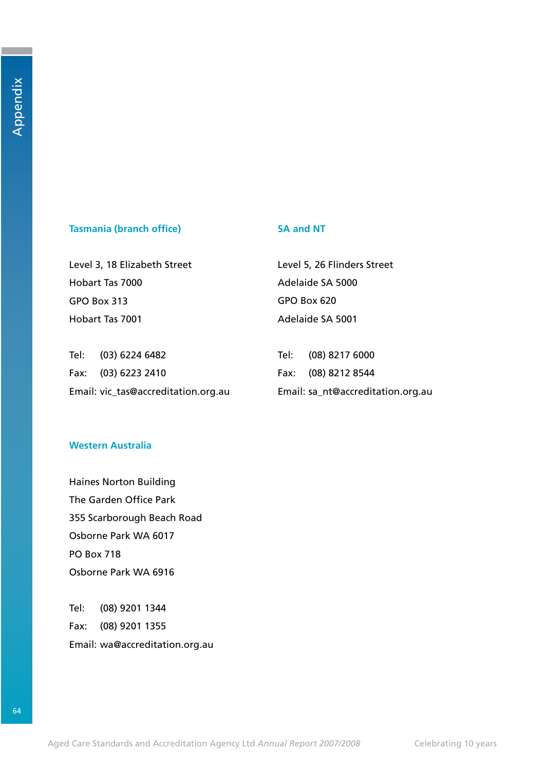### Tasmania (branch office)

Level 3, 18 Elizabeth Street
Hobart Tas 7000
GPO Box 313
Hobart Tas 7001

Tel: (03) 6224 6482
Fax: (03) 6223 2410
Email: vic_tas@accreditation.org.au

### SA and NT

Level 5, 26 Flinders Street
Adelaide SA 5000
GPO Box 620
Adelaide SA 5001

Tel: (08) 8217 6000
Fax: (08) 8212 8544
Email: sa_nt@accreditation.org.au

### Western Australia

Haines Norton Building
The Garden Office Park
355 Scarborough Beach Road
Osborne Park WA 6017
PO Box 718
Osborne Park WA 6916

Tel: (08) 9201 1344
Fax: (08) 9201 1355
Email: wa@accreditation.org.au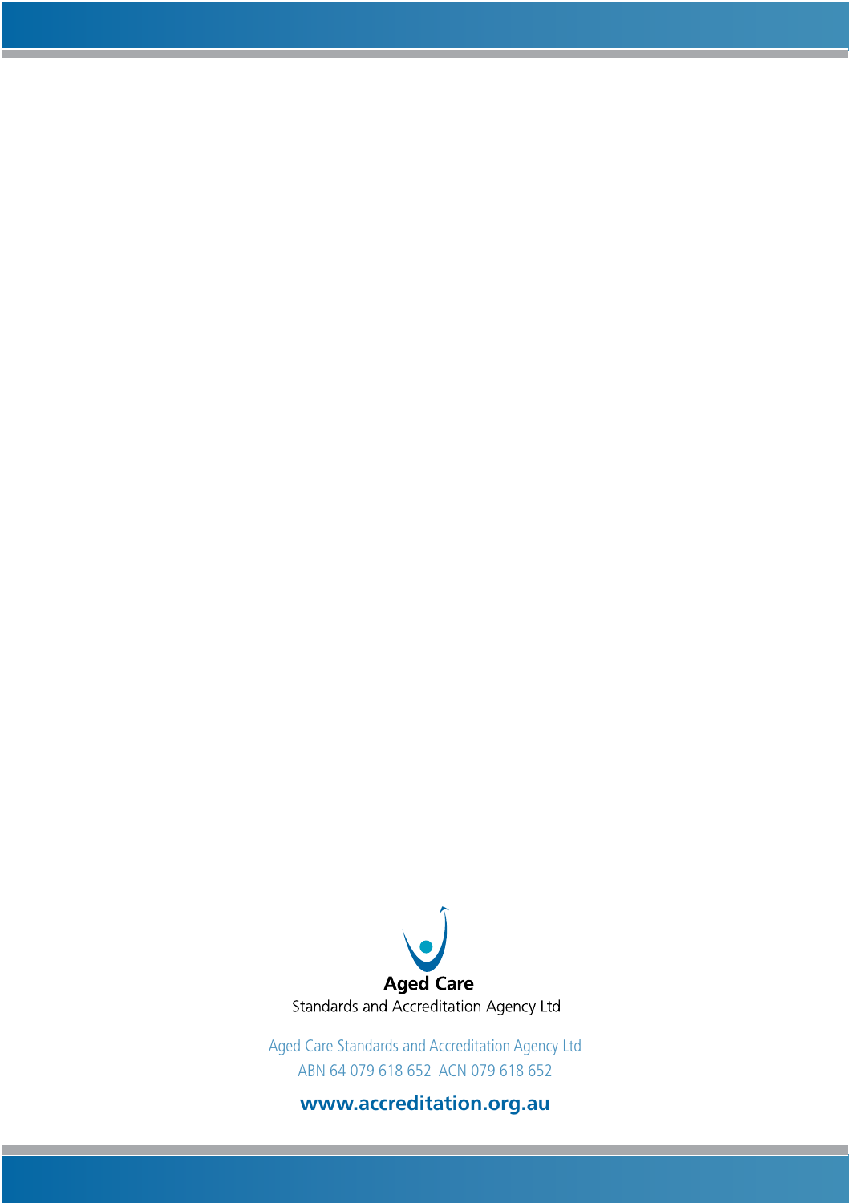**Aged Care**
Standards and Accreditation Agency Ltd

Aged Care Standards and Accreditation Agency Ltd
ABN 64 079 618 652 ACN 079 618 652

**www.accreditation.org.au**